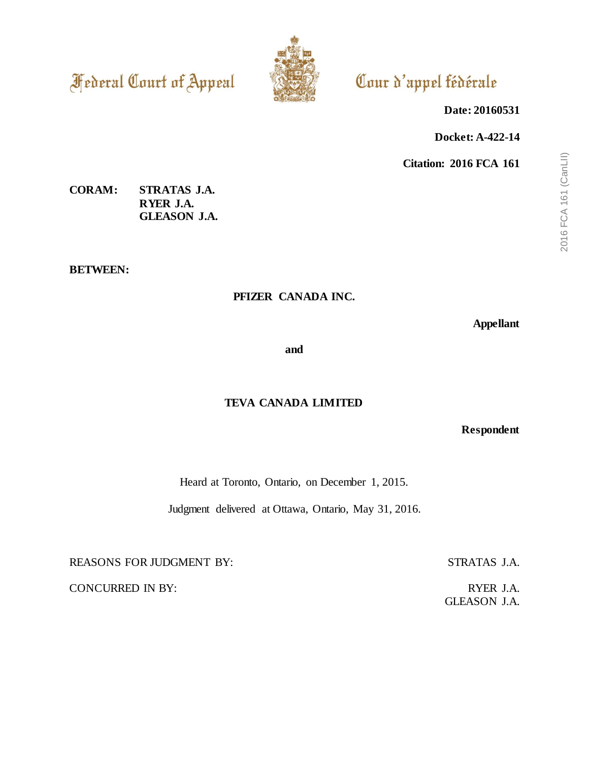Federal Court of Appeal

Cour d'appel fédérale

**Date: 20160531**

**Docket: A-422-14**

**Citation: 2016 FCA 161**

**CORAM:** **STRATAS J.A.**
**RYER J.A.**
**GLEASON J.A.**

**BETWEEN:**

**PFIZER CANADA INC.**

**Appellant**

**and**

**TEVA CANADA LIMITED**

**Respondent**

Heard at Toronto, Ontario, on December 1, 2015.

Judgment delivered at Ottawa, Ontario, May 31, 2016.

REASONS FOR JUDGMENT BY: STRATAS J.A.

CONCURRED IN BY: RYER J.A.
GLEASON J.A.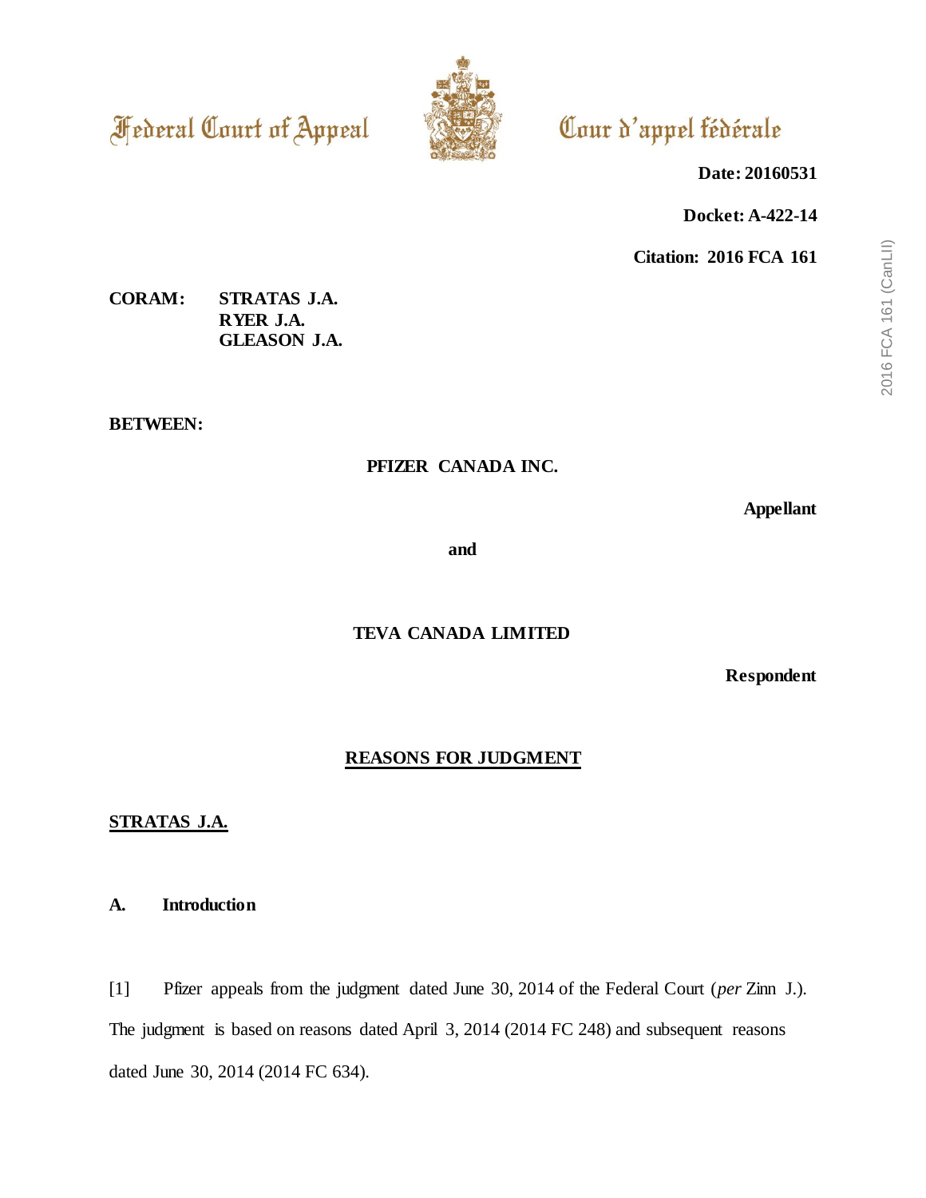Federal Court of Appeal

Cour d'appel fédérale

**Date: 20160531**

**Docket: A-422-14**

**Citation: 2016 FCA 161**

**CORAM: STRATAS J.A.**
**RYER J.A.**
**GLEASON J.A.**

**BETWEEN:**

**PFIZER CANADA INC.**

**Appellant**

**and**

**TEVA CANADA LIMITED**

**Respondent**

**REASONS FOR JUDGMENT**

**STRATAS J.A.**

## A. Introduction

[1] Pfizer appeals from the judgment dated June 30, 2014 of the Federal Court (*per* Zinn J.). The judgment is based on reasons dated April 3, 2014 (2014 FC 248) and subsequent reasons dated June 30, 2014 (2014 FC 634).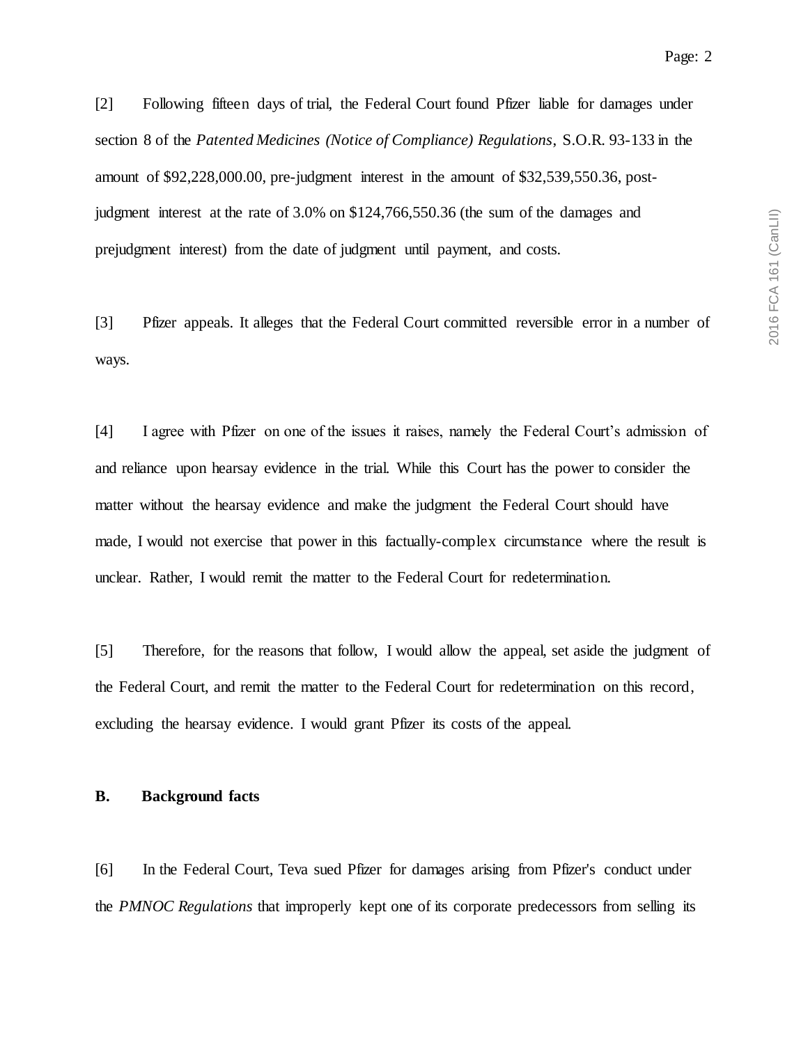[2] Following fifteen days of trial, the Federal Court found Pfizer liable for damages under section 8 of the *Patented Medicines (Notice of Compliance) Regulations*, S.O.R. 93-133 in the amount of $92,228,000.00, pre-judgment interest in the amount of $32,539,550.36, post-judgment interest at the rate of 3.0% on $124,766,550.36 (the sum of the damages and prejudgment interest) from the date of judgment until payment, and costs.

[3] Pfizer appeals. It alleges that the Federal Court committed reversible error in a number of ways.

[4] I agree with Pfizer on one of the issues it raises, namely the Federal Court's admission of and reliance upon hearsay evidence in the trial. While this Court has the power to consider the matter without the hearsay evidence and make the judgment the Federal Court should have made, I would not exercise that power in this factually-complex circumstance where the result is unclear. Rather, I would remit the matter to the Federal Court for redetermination.

[5] Therefore, for the reasons that follow, I would allow the appeal, set aside the judgment of the Federal Court, and remit the matter to the Federal Court for redetermination on this record, excluding the hearsay evidence. I would grant Pfizer its costs of the appeal.

**B. Background facts**

[6] In the Federal Court, Teva sued Pfizer for damages arising from Pfizer's conduct under the *PMNOC Regulations* that improperly kept one of its corporate predecessors from selling its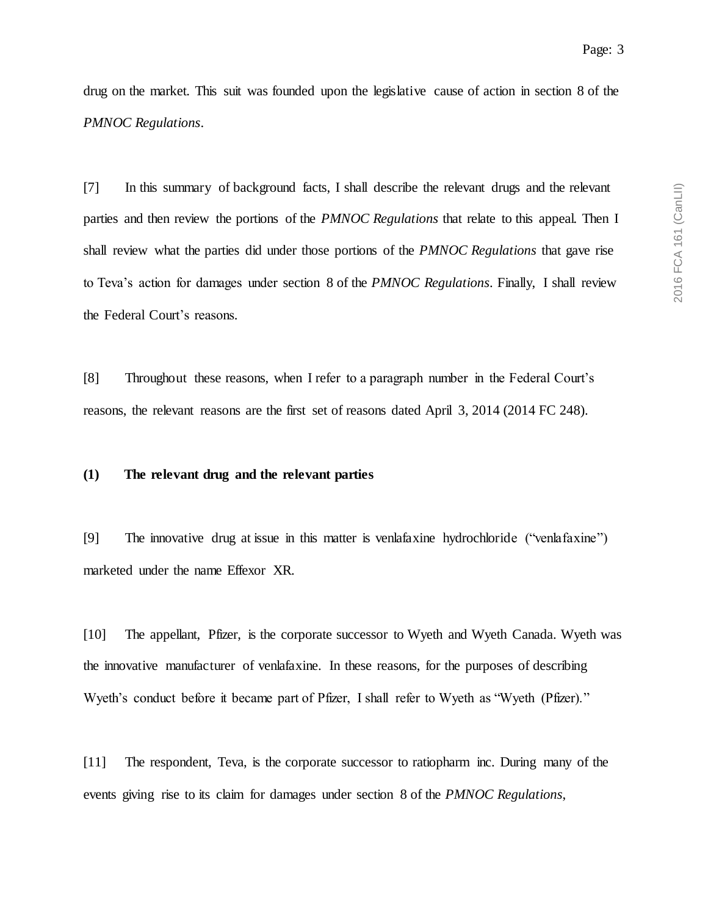drug on the market. This suit was founded upon the legislative cause of action in section 8 of the *PMNOC Regulations*.

[7] In this summary of background facts, I shall describe the relevant drugs and the relevant parties and then review the portions of the *PMNOC Regulations* that relate to this appeal. Then I shall review what the parties did under those portions of the *PMNOC Regulations* that gave rise to Teva's action for damages under section 8 of the *PMNOC Regulations*. Finally, I shall review the Federal Court's reasons.

[8] Throughout these reasons, when I refer to a paragraph number in the Federal Court's reasons, the relevant reasons are the first set of reasons dated April 3, 2014 (2014 FC 248).

### (1) The relevant drug and the relevant parties

[9] The innovative drug at issue in this matter is venlafaxine hydrochloride ("venlafaxine") marketed under the name Effexor XR.

[10] The appellant, Pfizer, is the corporate successor to Wyeth and Wyeth Canada. Wyeth was the innovative manufacturer of venlafaxine. In these reasons, for the purposes of describing Wyeth's conduct before it became part of Pfizer, I shall refer to Wyeth as "Wyeth (Pfizer)."

[11] The respondent, Teva, is the corporate successor to ratiopharm inc. During many of the events giving rise to its claim for damages under section 8 of the *PMNOC Regulations*,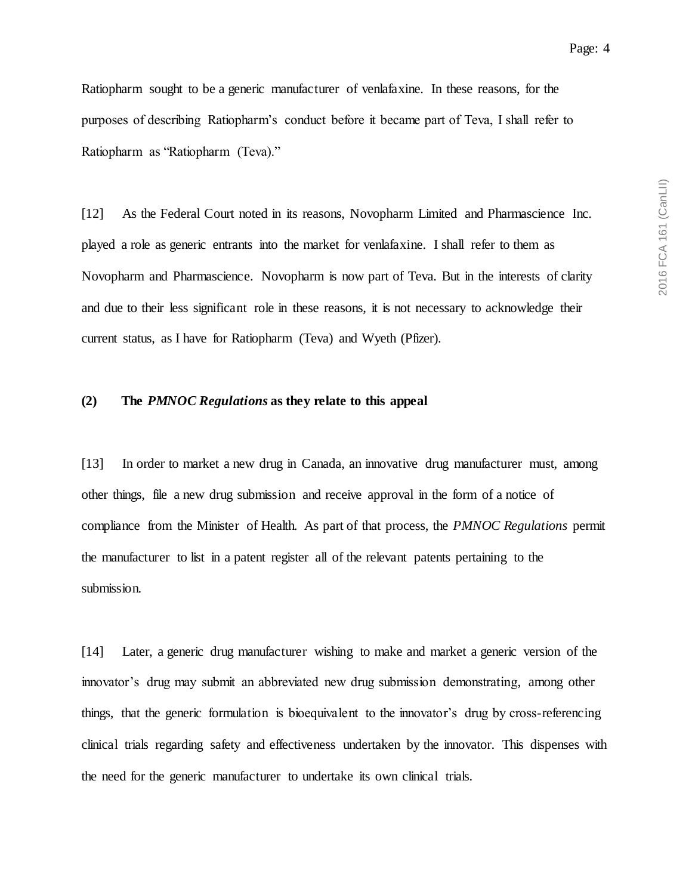Ratiopharm sought to be a generic manufacturer of venlafaxine. In these reasons, for the purposes of describing Ratiopharm's conduct before it became part of Teva, I shall refer to Ratiopharm as "Ratiopharm (Teva)."

[12] As the Federal Court noted in its reasons, Novopharm Limited and Pharmascience Inc. played a role as generic entrants into the market for venlafaxine. I shall refer to them as Novopharm and Pharmascience. Novopharm is now part of Teva. But in the interests of clarity and due to their less significant role in these reasons, it is not necessary to acknowledge their current status, as I have for Ratiopharm (Teva) and Wyeth (Pfizer).

### (2) The *PMNOC Regulations* as they relate to this appeal

[13] In order to market a new drug in Canada, an innovative drug manufacturer must, among other things, file a new drug submission and receive approval in the form of a notice of compliance from the Minister of Health. As part of that process, the *PMNOC Regulations* permit the manufacturer to list in a patent register all of the relevant patents pertaining to the submission.

[14] Later, a generic drug manufacturer wishing to make and market a generic version of the innovator's drug may submit an abbreviated new drug submission demonstrating, among other things, that the generic formulation is bioequivalent to the innovator's drug by cross-referencing clinical trials regarding safety and effectiveness undertaken by the innovator. This dispenses with the need for the generic manufacturer to undertake its own clinical trials.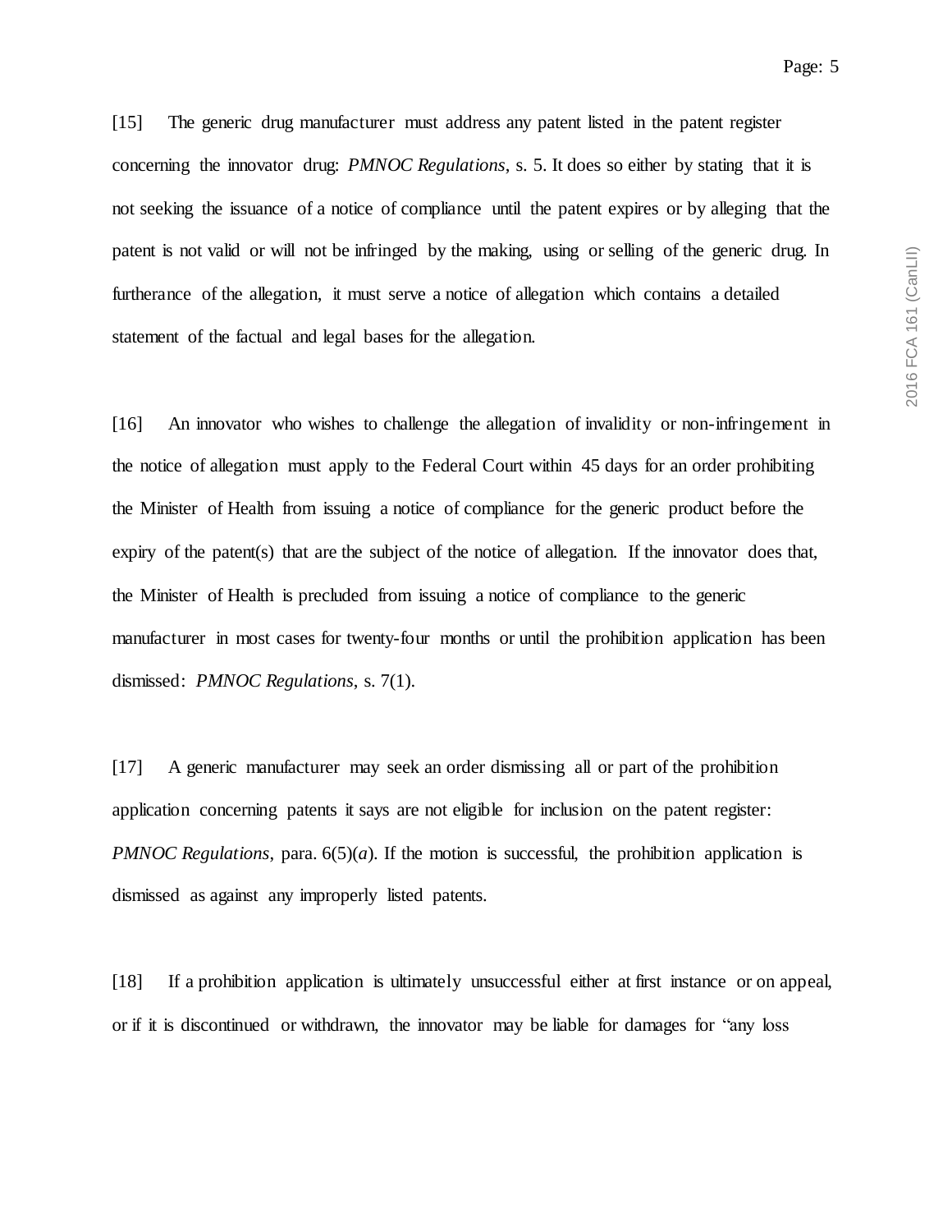[15] The generic drug manufacturer must address any patent listed in the patent register concerning the innovator drug: *PMNOC Regulations*, s. 5. It does so either by stating that it is not seeking the issuance of a notice of compliance until the patent expires or by alleging that the patent is not valid or will not be infringed by the making, using or selling of the generic drug. In furtherance of the allegation, it must serve a notice of allegation which contains a detailed statement of the factual and legal bases for the allegation.

[16] An innovator who wishes to challenge the allegation of invalidity or non-infringement in the notice of allegation must apply to the Federal Court within 45 days for an order prohibiting the Minister of Health from issuing a notice of compliance for the generic product before the expiry of the patent(s) that are the subject of the notice of allegation. If the innovator does that, the Minister of Health is precluded from issuing a notice of compliance to the generic manufacturer in most cases for twenty-four months or until the prohibition application has been dismissed: *PMNOC Regulations*, s. 7(1).

[17] A generic manufacturer may seek an order dismissing all or part of the prohibition application concerning patents it says are not eligible for inclusion on the patent register: *PMNOC Regulations*, para. 6(5)(*a*). If the motion is successful, the prohibition application is dismissed as against any improperly listed patents.

[18] If a prohibition application is ultimately unsuccessful either at first instance or on appeal, or if it is discontinued or withdrawn, the innovator may be liable for damages for "any loss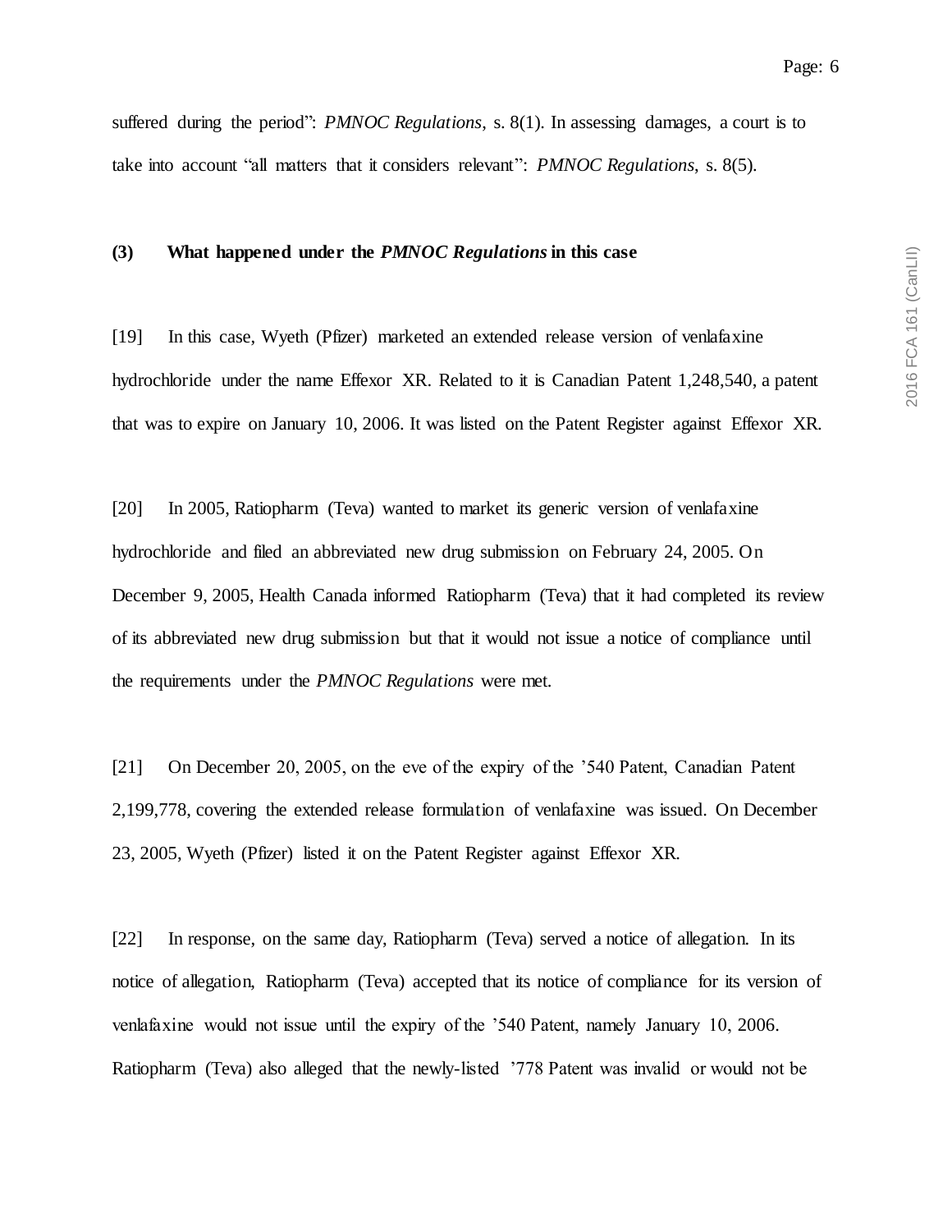suffered during the period": *PMNOC Regulations*, s. 8(1). In assessing damages, a court is to take into account "all matters that it considers relevant": *PMNOC Regulations*, s. 8(5).

### (3) What happened under the *PMNOC Regulations* in this case

[19] In this case, Wyeth (Pfizer) marketed an extended release version of venlafaxine hydrochloride under the name Effexor XR. Related to it is Canadian Patent 1,248,540, a patent that was to expire on January 10, 2006. It was listed on the Patent Register against Effexor XR.

[20] In 2005, Ratiopharm (Teva) wanted to market its generic version of venlafaxine hydrochloride and filed an abbreviated new drug submission on February 24, 2005. On December 9, 2005, Health Canada informed Ratiopharm (Teva) that it had completed its review of its abbreviated new drug submission but that it would not issue a notice of compliance until the requirements under the *PMNOC Regulations* were met.

[21] On December 20, 2005, on the eve of the expiry of the '540 Patent, Canadian Patent 2,199,778, covering the extended release formulation of venlafaxine was issued. On December 23, 2005, Wyeth (Pfizer) listed it on the Patent Register against Effexor XR.

[22] In response, on the same day, Ratiopharm (Teva) served a notice of allegation. In its notice of allegation, Ratiopharm (Teva) accepted that its notice of compliance for its version of venlafaxine would not issue until the expiry of the '540 Patent, namely January 10, 2006. Ratiopharm (Teva) also alleged that the newly-listed '778 Patent was invalid or would not be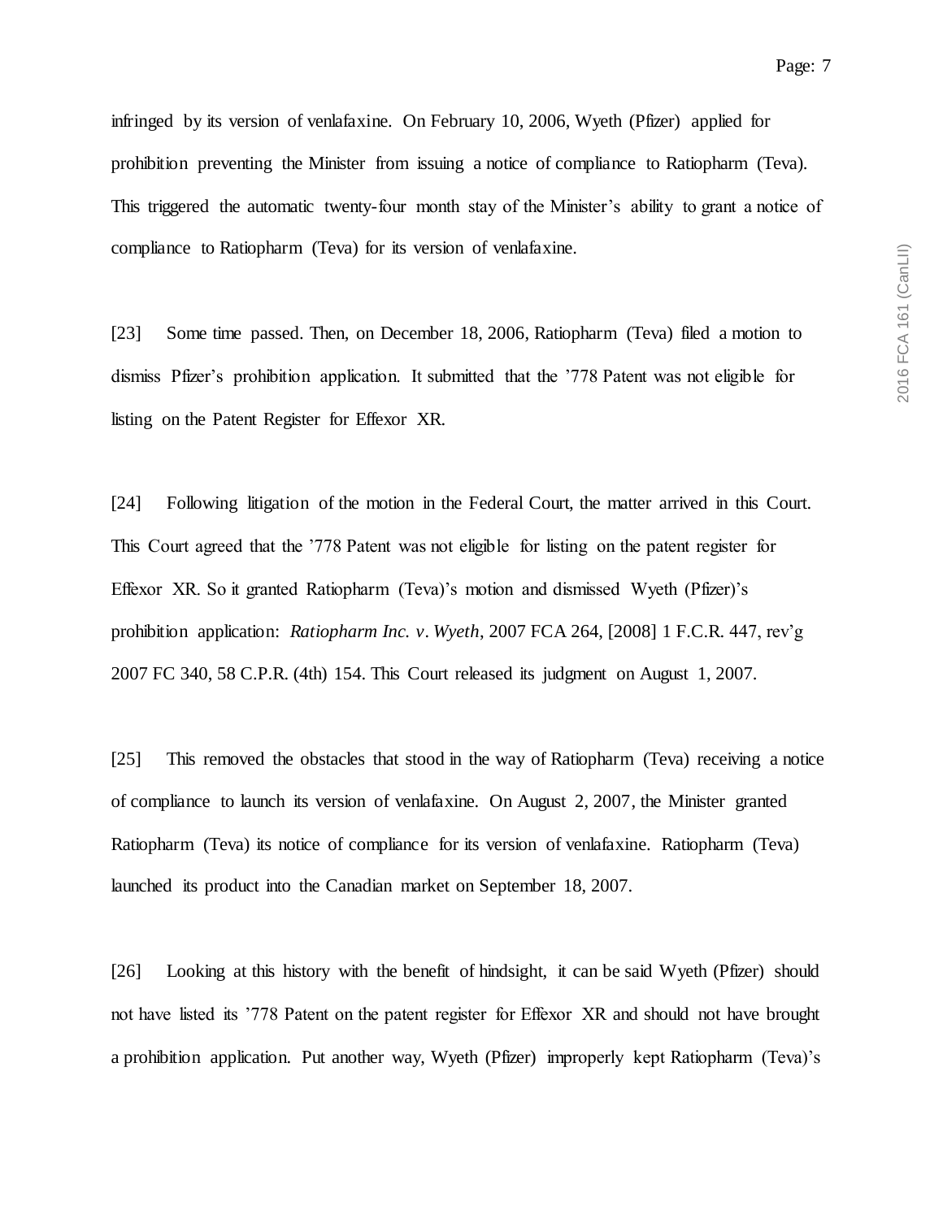infringed by its version of venlafaxine. On February 10, 2006, Wyeth (Pfizer) applied for prohibition preventing the Minister from issuing a notice of compliance to Ratiopharm (Teva). This triggered the automatic twenty-four month stay of the Minister's ability to grant a notice of compliance to Ratiopharm (Teva) for its version of venlafaxine.

[23] Some time passed. Then, on December 18, 2006, Ratiopharm (Teva) filed a motion to dismiss Pfizer's prohibition application. It submitted that the '778 Patent was not eligible for listing on the Patent Register for Effexor XR.

[24] Following litigation of the motion in the Federal Court, the matter arrived in this Court. This Court agreed that the '778 Patent was not eligible for listing on the patent register for Effexor XR. So it granted Ratiopharm (Teva)'s motion and dismissed Wyeth (Pfizer)'s prohibition application: *Ratiopharm Inc. v. Wyeth*, 2007 FCA 264, [2008] 1 F.C.R. 447, rev'g 2007 FC 340, 58 C.P.R. (4th) 154. This Court released its judgment on August 1, 2007.

[25] This removed the obstacles that stood in the way of Ratiopharm (Teva) receiving a notice of compliance to launch its version of venlafaxine. On August 2, 2007, the Minister granted Ratiopharm (Teva) its notice of compliance for its version of venlafaxine. Ratiopharm (Teva) launched its product into the Canadian market on September 18, 2007.

[26] Looking at this history with the benefit of hindsight, it can be said Wyeth (Pfizer) should not have listed its '778 Patent on the patent register for Effexor XR and should not have brought a prohibition application. Put another way, Wyeth (Pfizer) improperly kept Ratiopharm (Teva)'s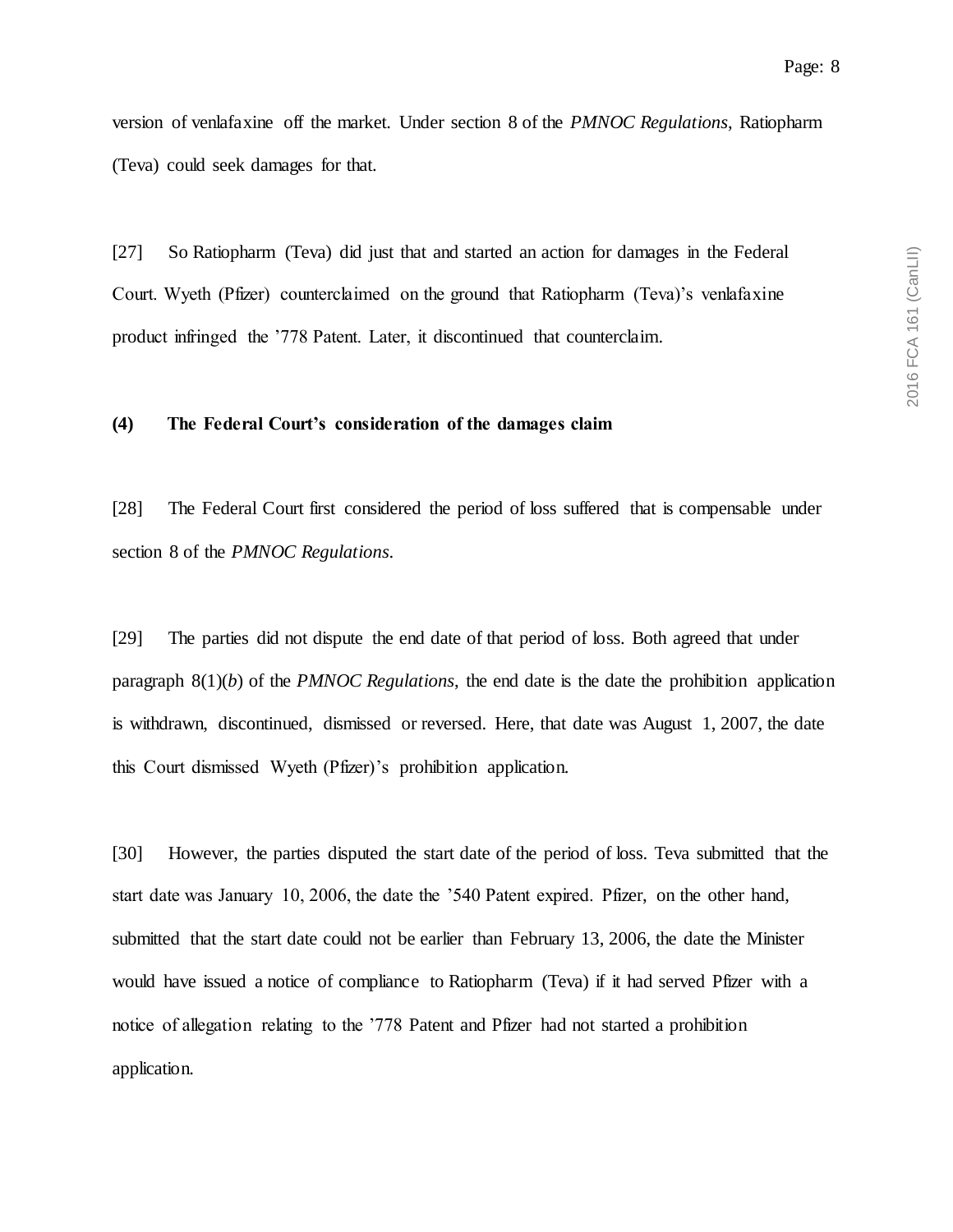version of venlafaxine off the market. Under section 8 of the *PMNOC Regulations*, Ratiopharm (Teva) could seek damages for that.

[27] So Ratiopharm (Teva) did just that and started an action for damages in the Federal Court. Wyeth (Pfizer) counterclaimed on the ground that Ratiopharm (Teva)'s venlafaxine product infringed the '778 Patent. Later, it discontinued that counterclaim.

### (4) The Federal Court's consideration of the damages claim

[28] The Federal Court first considered the period of loss suffered that is compensable under section 8 of the *PMNOC Regulations*.

[29] The parties did not dispute the end date of that period of loss. Both agreed that under paragraph 8(1)(*b*) of the *PMNOC Regulations*, the end date is the date the prohibition application is withdrawn, discontinued, dismissed or reversed. Here, that date was August 1, 2007, the date this Court dismissed Wyeth (Pfizer)'s prohibition application.

[30] However, the parties disputed the start date of the period of loss. Teva submitted that the start date was January 10, 2006, the date the '540 Patent expired. Pfizer, on the other hand, submitted that the start date could not be earlier than February 13, 2006, the date the Minister would have issued a notice of compliance to Ratiopharm (Teva) if it had served Pfizer with a notice of allegation relating to the '778 Patent and Pfizer had not started a prohibition application.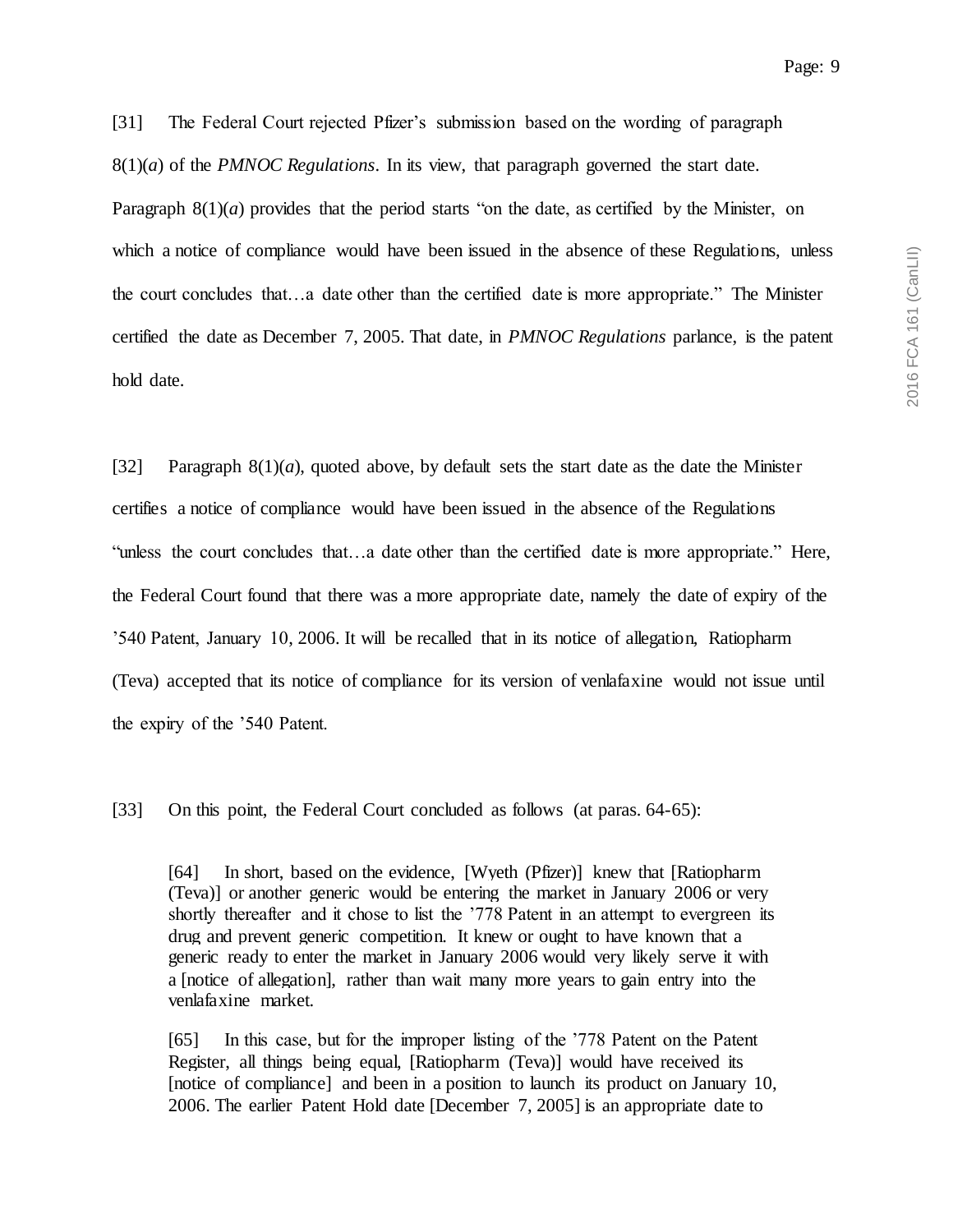[31] The Federal Court rejected Pfizer's submission based on the wording of paragraph 8(1)(*a*) of the *PMNOC Regulations*. In its view, that paragraph governed the start date. Paragraph 8(1)(*a*) provides that the period starts "on the date, as certified by the Minister, on which a notice of compliance would have been issued in the absence of these Regulations, unless the court concludes that…a date other than the certified date is more appropriate." The Minister certified the date as December 7, 2005. That date, in *PMNOC Regulations* parlance, is the patent hold date.

[32] Paragraph 8(1)(*a*), quoted above, by default sets the start date as the date the Minister certifies a notice of compliance would have been issued in the absence of the Regulations "unless the court concludes that…a date other than the certified date is more appropriate." Here, the Federal Court found that there was a more appropriate date, namely the date of expiry of the '540 Patent, January 10, 2006. It will be recalled that in its notice of allegation, Ratiopharm (Teva) accepted that its notice of compliance for its version of venlafaxine would not issue until the expiry of the '540 Patent.

[33] On this point, the Federal Court concluded as follows (at paras. 64-65):

> [64] In short, based on the evidence, [Wyeth (Pfizer)] knew that [Ratiopharm (Teva)] or another generic would be entering the market in January 2006 or very shortly thereafter and it chose to list the '778 Patent in an attempt to evergreen its drug and prevent generic competition. It knew or ought to have known that a generic ready to enter the market in January 2006 would very likely serve it with a [notice of allegation], rather than wait many more years to gain entry into the venlafaxine market.
>
> [65] In this case, but for the improper listing of the '778 Patent on the Patent Register, all things being equal, [Ratiopharm (Teva)] would have received its [notice of compliance] and been in a position to launch its product on January 10, 2006. The earlier Patent Hold date [December 7, 2005] is an appropriate date to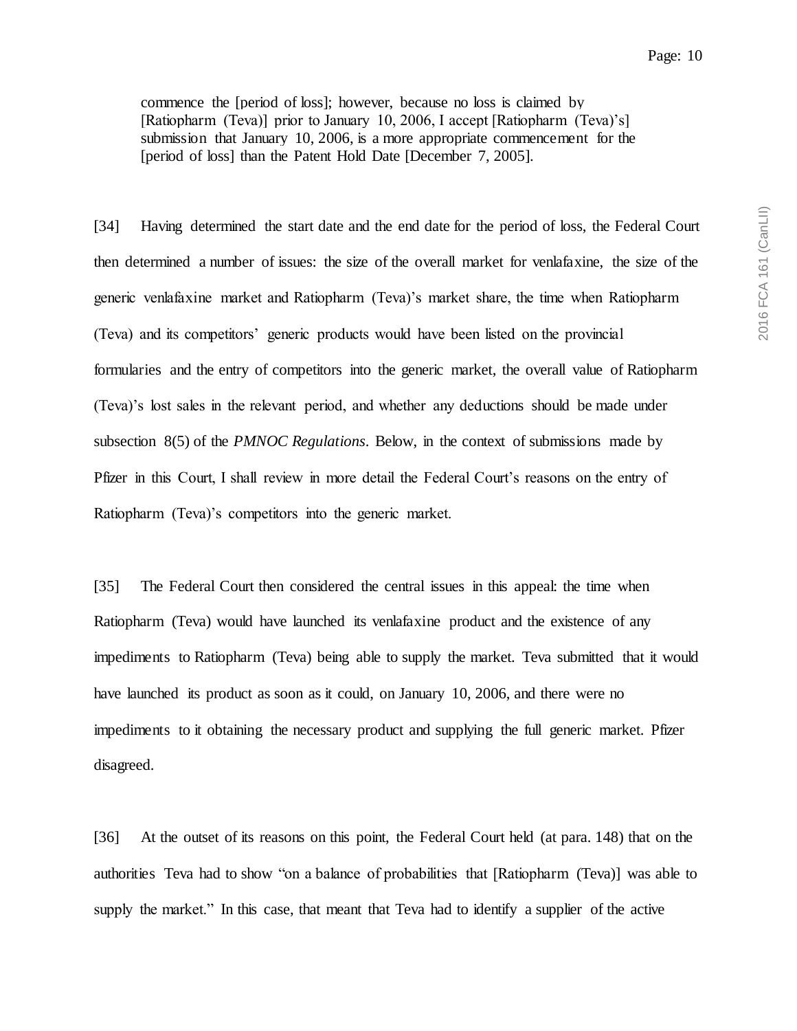> commence the [period of loss]; however, because no loss is claimed by [Ratiopharm (Teva)] prior to January 10, 2006, I accept [Ratiopharm (Teva)'s] submission that January 10, 2006, is a more appropriate commencement for the [period of loss] than the Patent Hold Date [December 7, 2005].

[34] Having determined the start date and the end date for the period of loss, the Federal Court then determined a number of issues: the size of the overall market for venlafaxine, the size of the generic venlafaxine market and Ratiopharm (Teva)'s market share, the time when Ratiopharm (Teva) and its competitors' generic products would have been listed on the provincial formularies and the entry of competitors into the generic market, the overall value of Ratiopharm (Teva)'s lost sales in the relevant period, and whether any deductions should be made under subsection 8(5) of the *PMNOC Regulations*. Below, in the context of submissions made by Pfizer in this Court, I shall review in more detail the Federal Court's reasons on the entry of Ratiopharm (Teva)'s competitors into the generic market.

[35] The Federal Court then considered the central issues in this appeal: the time when Ratiopharm (Teva) would have launched its venlafaxine product and the existence of any impediments to Ratiopharm (Teva) being able to supply the market. Teva submitted that it would have launched its product as soon as it could, on January 10, 2006, and there were no impediments to it obtaining the necessary product and supplying the full generic market. Pfizer disagreed.

[36] At the outset of its reasons on this point, the Federal Court held (at para. 148) that on the authorities Teva had to show "on a balance of probabilities that [Ratiopharm (Teva)] was able to supply the market." In this case, that meant that Teva had to identify a supplier of the active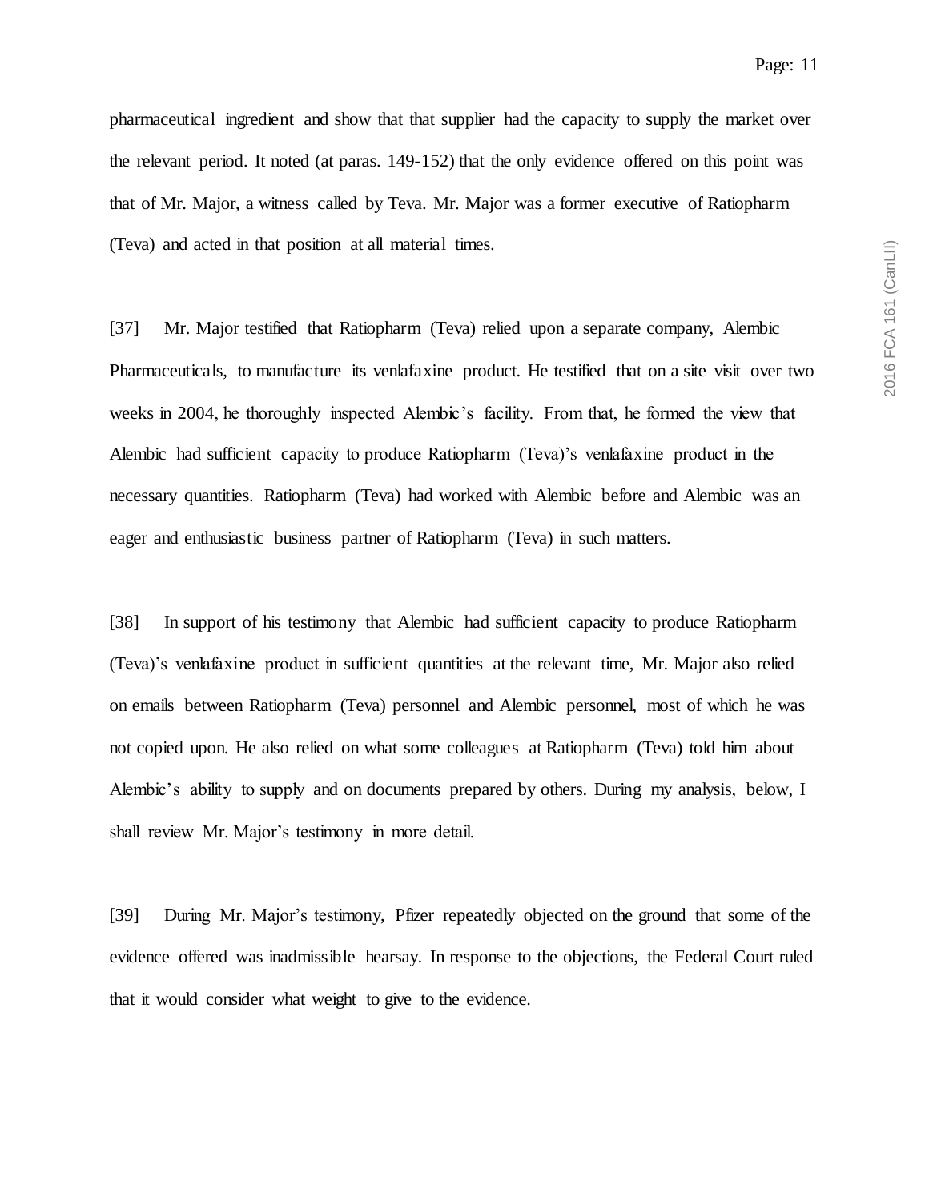pharmaceutical ingredient and show that that supplier had the capacity to supply the market over the relevant period. It noted (at paras. 149-152) that the only evidence offered on this point was that of Mr. Major, a witness called by Teva. Mr. Major was a former executive of Ratiopharm (Teva) and acted in that position at all material times.

[37] Mr. Major testified that Ratiopharm (Teva) relied upon a separate company, Alembic Pharmaceuticals, to manufacture its venlafaxine product. He testified that on a site visit over two weeks in 2004, he thoroughly inspected Alembic's facility. From that, he formed the view that Alembic had sufficient capacity to produce Ratiopharm (Teva)'s venlafaxine product in the necessary quantities. Ratiopharm (Teva) had worked with Alembic before and Alembic was an eager and enthusiastic business partner of Ratiopharm (Teva) in such matters.

[38] In support of his testimony that Alembic had sufficient capacity to produce Ratiopharm (Teva)'s venlafaxine product in sufficient quantities at the relevant time, Mr. Major also relied on emails between Ratiopharm (Teva) personnel and Alembic personnel, most of which he was not copied upon. He also relied on what some colleagues at Ratiopharm (Teva) told him about Alembic's ability to supply and on documents prepared by others. During my analysis, below, I shall review Mr. Major's testimony in more detail.

[39] During Mr. Major's testimony, Pfizer repeatedly objected on the ground that some of the evidence offered was inadmissible hearsay. In response to the objections, the Federal Court ruled that it would consider what weight to give to the evidence.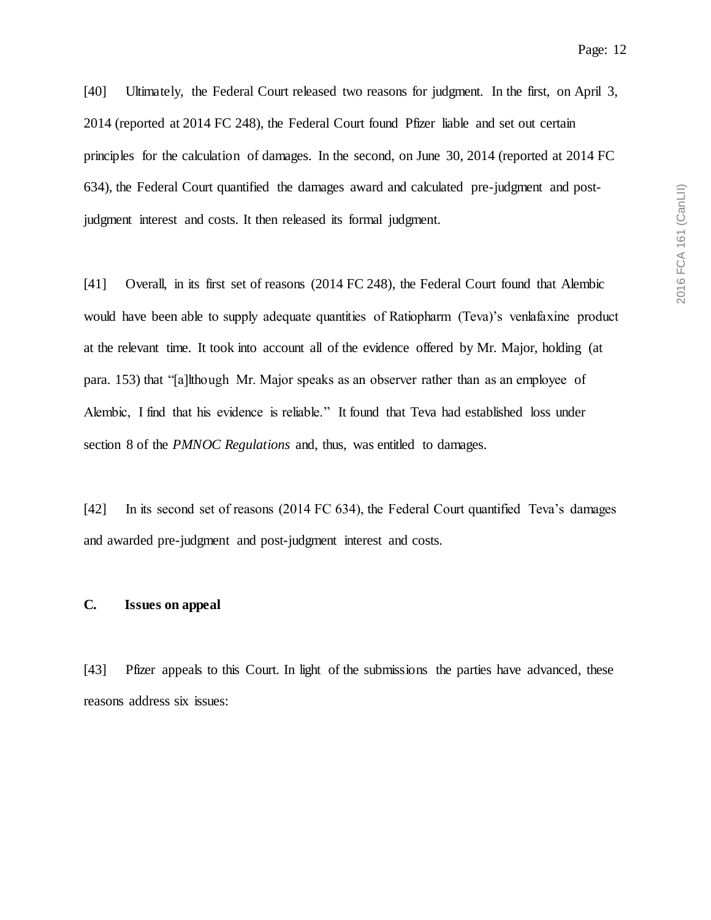[40] Ultimately, the Federal Court released two reasons for judgment. In the first, on April 3, 2014 (reported at 2014 FC 248), the Federal Court found Pfizer liable and set out certain principles for the calculation of damages. In the second, on June 30, 2014 (reported at 2014 FC 634), the Federal Court quantified the damages award and calculated pre-judgment and post-judgment interest and costs. It then released its formal judgment.

[41] Overall, in its first set of reasons (2014 FC 248), the Federal Court found that Alembic would have been able to supply adequate quantities of Ratiopharm (Teva)'s venlafaxine product at the relevant time. It took into account all of the evidence offered by Mr. Major, holding (at para. 153) that "[a]lthough Mr. Major speaks as an observer rather than as an employee of Alembic, I find that his evidence is reliable." It found that Teva had established loss under section 8 of the *PMNOC Regulations* and, thus, was entitled to damages.

[42] In its second set of reasons (2014 FC 634), the Federal Court quantified Teva's damages and awarded pre-judgment and post-judgment interest and costs.

## C. Issues on appeal

[43] Pfizer appeals to this Court. In light of the submissions the parties have advanced, these reasons address six issues: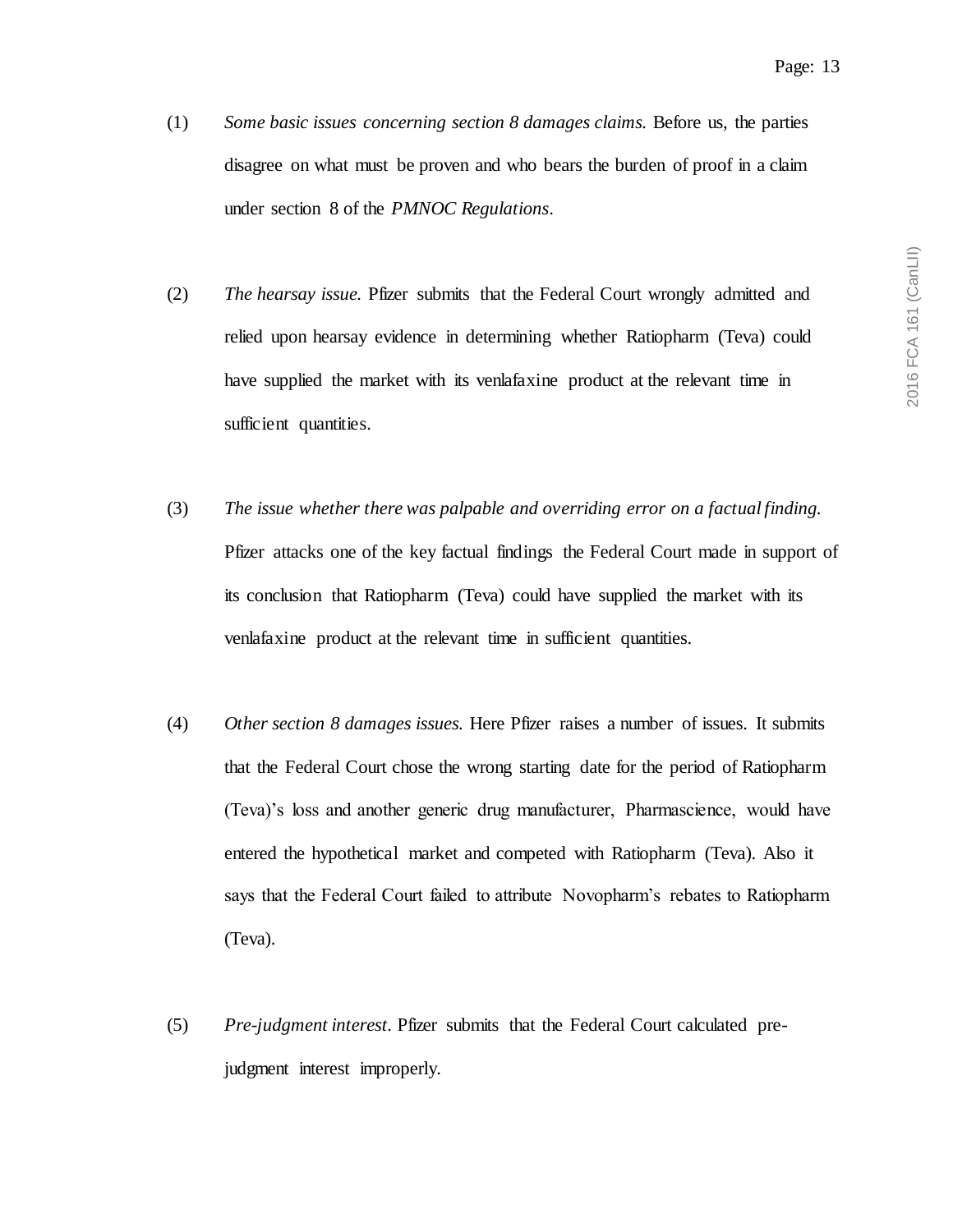(1) *Some basic issues concerning section 8 damages claims.* Before us, the parties disagree on what must be proven and who bears the burden of proof in a claim under section 8 of the *PMNOC Regulations*.

(2) *The hearsay issue.* Pfizer submits that the Federal Court wrongly admitted and relied upon hearsay evidence in determining whether Ratiopharm (Teva) could have supplied the market with its venlafaxine product at the relevant time in sufficient quantities.

(3) *The issue whether there was palpable and overriding error on a factual finding.* Pfizer attacks one of the key factual findings the Federal Court made in support of its conclusion that Ratiopharm (Teva) could have supplied the market with its venlafaxine product at the relevant time in sufficient quantities.

(4) *Other section 8 damages issues.* Here Pfizer raises a number of issues. It submits that the Federal Court chose the wrong starting date for the period of Ratiopharm (Teva)'s loss and another generic drug manufacturer, Pharmascience, would have entered the hypothetical market and competed with Ratiopharm (Teva). Also it says that the Federal Court failed to attribute Novopharm's rebates to Ratiopharm (Teva).

(5) *Pre-judgment interest*. Pfizer submits that the Federal Court calculated pre-judgment interest improperly.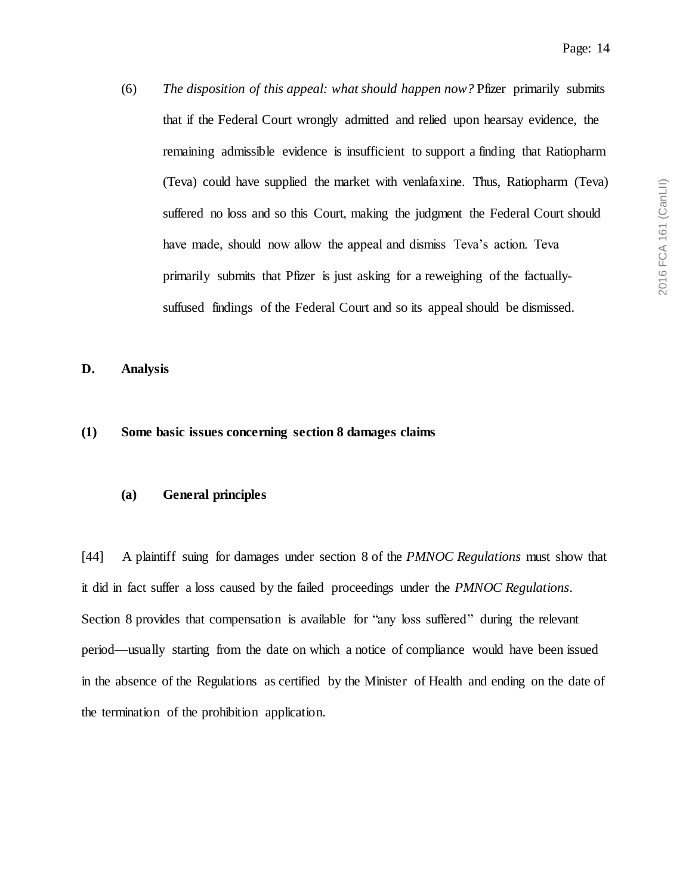(6) *The disposition of this appeal: what should happen now?* Pfizer primarily submits that if the Federal Court wrongly admitted and relied upon hearsay evidence, the remaining admissible evidence is insufficient to support a finding that Ratiopharm (Teva) could have supplied the market with venlafaxine. Thus, Ratiopharm (Teva) suffered no loss and so this Court, making the judgment the Federal Court should have made, should now allow the appeal and dismiss Teva's action. Teva primarily submits that Pfizer is just asking for a reweighing of the factually-suffused findings of the Federal Court and so its appeal should be dismissed.

## D. Analysis

### (1) Some basic issues concerning section 8 damages claims

#### (a) General principles

[44] A plaintiff suing for damages under section 8 of the *PMNOC Regulations* must show that it did in fact suffer a loss caused by the failed proceedings under the *PMNOC Regulations*. Section 8 provides that compensation is available for "any loss suffered" during the relevant period—usually starting from the date on which a notice of compliance would have been issued in the absence of the Regulations as certified by the Minister of Health and ending on the date of the termination of the prohibition application.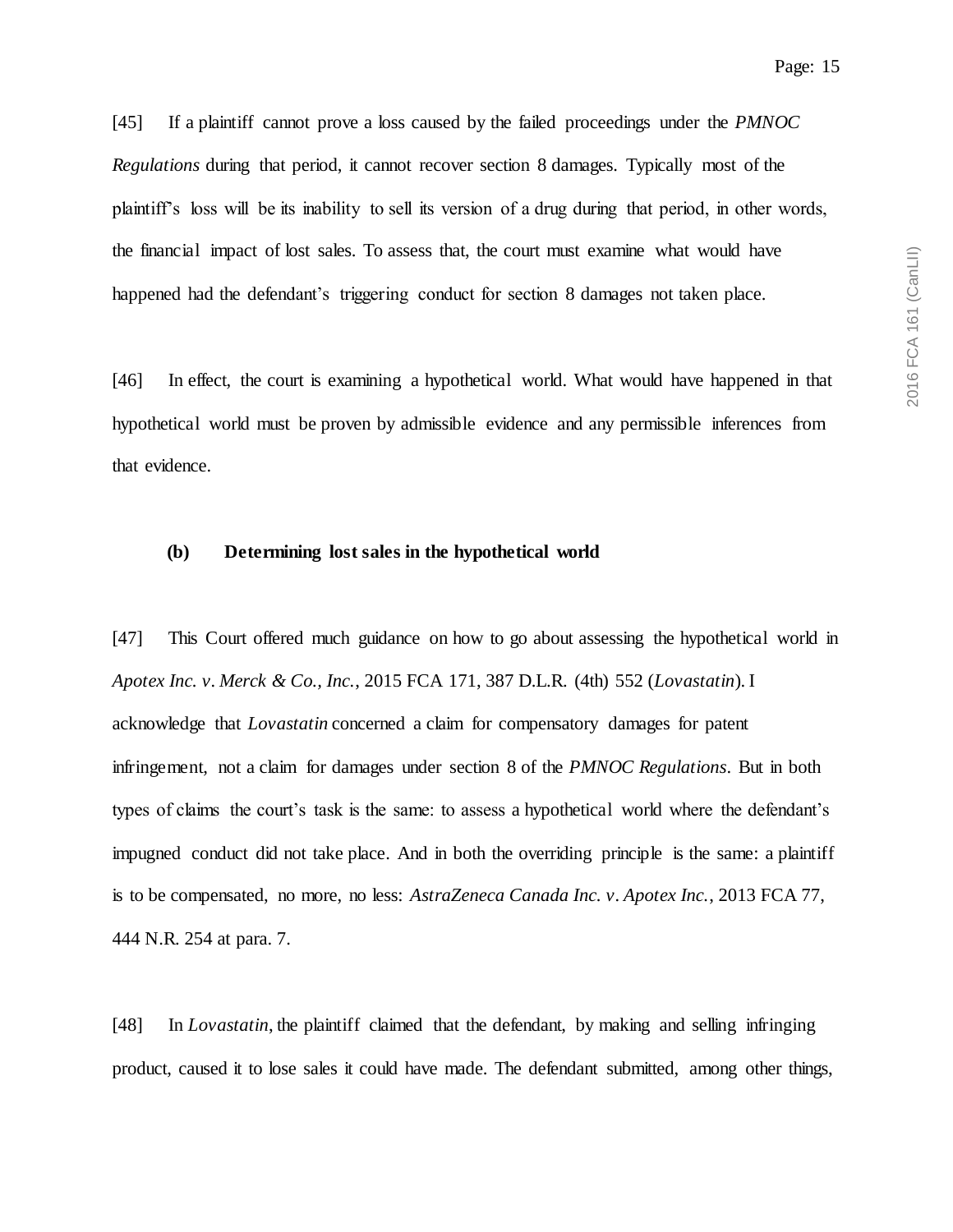[45] If a plaintiff cannot prove a loss caused by the failed proceedings under the *PMNOC Regulations* during that period, it cannot recover section 8 damages. Typically most of the plaintiff's loss will be its inability to sell its version of a drug during that period, in other words, the financial impact of lost sales. To assess that, the court must examine what would have happened had the defendant's triggering conduct for section 8 damages not taken place.

[46] In effect, the court is examining a hypothetical world. What would have happened in that hypothetical world must be proven by admissible evidence and any permissible inferences from that evidence.

#### (b) Determining lost sales in the hypothetical world

[47] This Court offered much guidance on how to go about assessing the hypothetical world in *Apotex Inc. v. Merck & Co., Inc.*, 2015 FCA 171, 387 D.L.R. (4th) 552 (*Lovastatin*). I acknowledge that *Lovastatin* concerned a claim for compensatory damages for patent infringement, not a claim for damages under section 8 of the *PMNOC Regulations*. But in both types of claims the court's task is the same: to assess a hypothetical world where the defendant's impugned conduct did not take place. And in both the overriding principle is the same: a plaintiff is to be compensated, no more, no less: *AstraZeneca Canada Inc. v. Apotex Inc.*, 2013 FCA 77, 444 N.R. 254 at para. 7.

[48] In *Lovastatin*, the plaintiff claimed that the defendant, by making and selling infringing product, caused it to lose sales it could have made. The defendant submitted, among other things,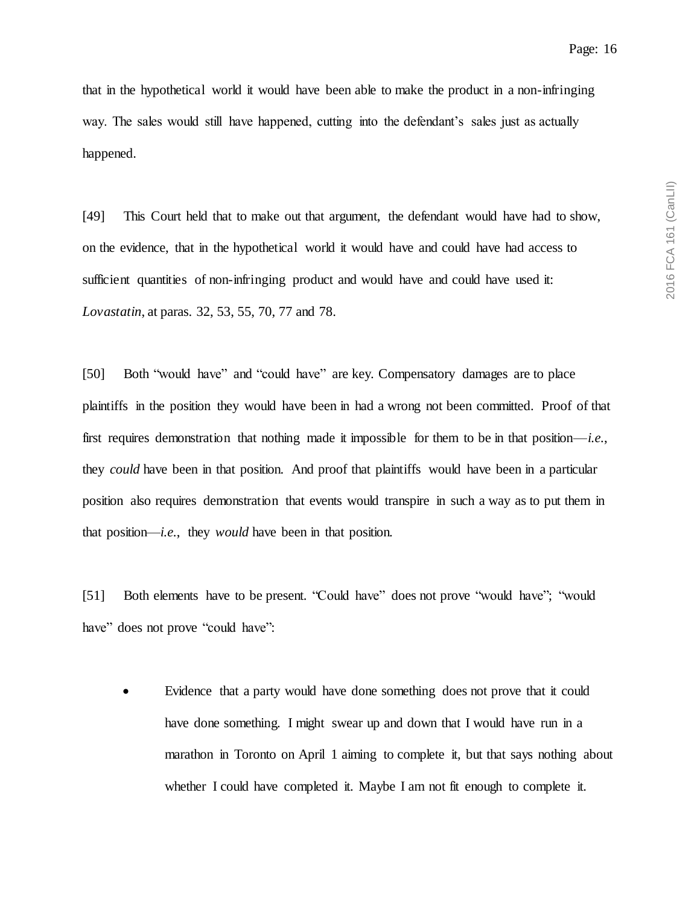that in the hypothetical world it would have been able to make the product in a non-infringing way. The sales would still have happened, cutting into the defendant's sales just as actually happened.

[49] This Court held that to make out that argument, the defendant would have had to show, on the evidence, that in the hypothetical world it would have and could have had access to sufficient quantities of non-infringing product and would have and could have used it: *Lovastatin*, at paras. 32, 53, 55, 70, 77 and 78.

[50] Both "would have" and "could have" are key. Compensatory damages are to place plaintiffs in the position they would have been in had a wrong not been committed. Proof of that first requires demonstration that nothing made it impossible for them to be in that position—*i.e.*, they *could* have been in that position. And proof that plaintiffs would have been in a particular position also requires demonstration that events would transpire in such a way as to put them in that position—*i.e.*, they *would* have been in that position.

[51] Both elements have to be present. "Could have" does not prove "would have"; "would have" does not prove "could have":

- Evidence that a party would have done something does not prove that it could have done something. I might swear up and down that I would have run in a marathon in Toronto on April 1 aiming to complete it, but that says nothing about whether I could have completed it. Maybe I am not fit enough to complete it.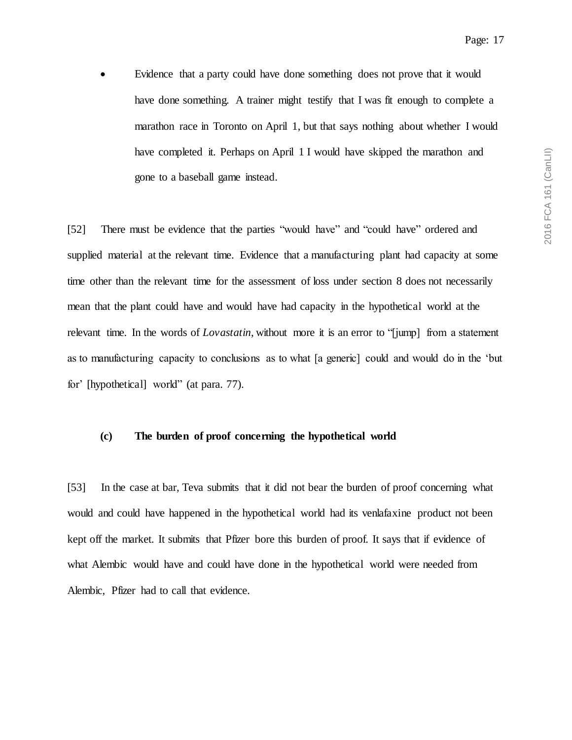- Evidence that a party could have done something does not prove that it would have done something. A trainer might testify that I was fit enough to complete a marathon race in Toronto on April 1, but that says nothing about whether I would have completed it. Perhaps on April 1 I would have skipped the marathon and gone to a baseball game instead.

[52] There must be evidence that the parties "would have" and "could have" ordered and supplied material at the relevant time. Evidence that a manufacturing plant had capacity at some time other than the relevant time for the assessment of loss under section 8 does not necessarily mean that the plant could have and would have had capacity in the hypothetical world at the relevant time. In the words of *Lovastatin*, without more it is an error to "[jump] from a statement as to manufacturing capacity to conclusions as to what [a generic] could and would do in the 'but for' [hypothetical] world" (at para. 77).

### (c) The burden of proof concerning the hypothetical world

[53] In the case at bar, Teva submits that it did not bear the burden of proof concerning what would and could have happened in the hypothetical world had its venlafaxine product not been kept off the market. It submits that Pfizer bore this burden of proof. It says that if evidence of what Alembic would have and could have done in the hypothetical world were needed from Alembic, Pfizer had to call that evidence.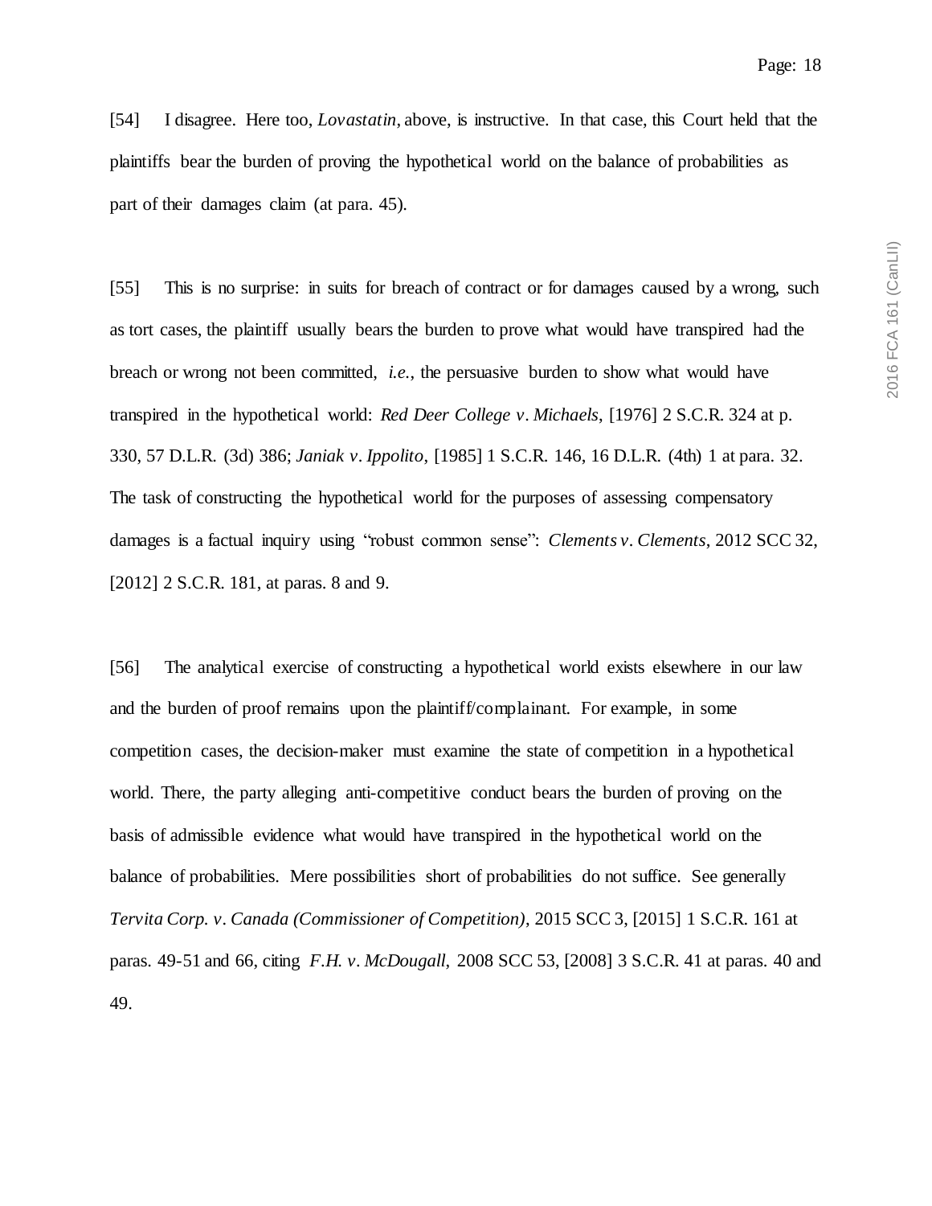[54] I disagree. Here too, *Lovastatin*, above, is instructive. In that case, this Court held that the plaintiffs bear the burden of proving the hypothetical world on the balance of probabilities as part of their damages claim (at para. 45).

[55] This is no surprise: in suits for breach of contract or for damages caused by a wrong, such as tort cases, the plaintiff usually bears the burden to prove what would have transpired had the breach or wrong not been committed, *i.e.*, the persuasive burden to show what would have transpired in the hypothetical world: *Red Deer College v. Michaels*, [1976] 2 S.C.R. 324 at p. 330, 57 D.L.R. (3d) 386; *Janiak v. Ippolito*, [1985] 1 S.C.R. 146, 16 D.L.R. (4th) 1 at para. 32. The task of constructing the hypothetical world for the purposes of assessing compensatory damages is a factual inquiry using "robust common sense": *Clements v. Clements*, 2012 SCC 32, [2012] 2 S.C.R. 181, at paras. 8 and 9.

[56] The analytical exercise of constructing a hypothetical world exists elsewhere in our law and the burden of proof remains upon the plaintiff/complainant. For example, in some competition cases, the decision-maker must examine the state of competition in a hypothetical world. There, the party alleging anti-competitive conduct bears the burden of proving on the basis of admissible evidence what would have transpired in the hypothetical world on the balance of probabilities. Mere possibilities short of probabilities do not suffice. See generally *Tervita Corp. v. Canada (Commissioner of Competition)*, 2015 SCC 3, [2015] 1 S.C.R. 161 at paras. 49-51 and 66, citing *F.H. v. McDougall*, 2008 SCC 53, [2008] 3 S.C.R. 41 at paras. 40 and 49.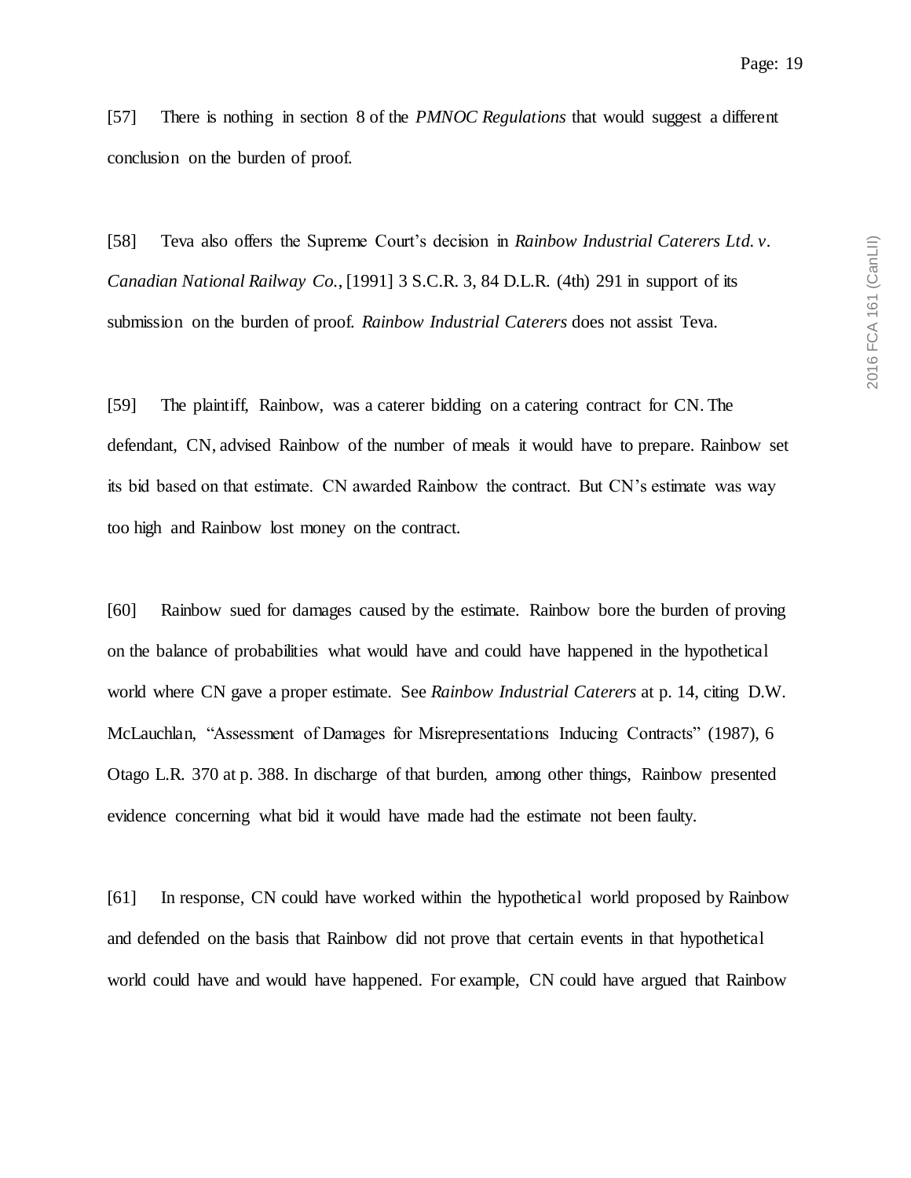[57] There is nothing in section 8 of the *PMNOC Regulations* that would suggest a different conclusion on the burden of proof.

[58] Teva also offers the Supreme Court's decision in *Rainbow Industrial Caterers Ltd. v. Canadian National Railway Co.*, [1991] 3 S.C.R. 3, 84 D.L.R. (4th) 291 in support of its submission on the burden of proof. *Rainbow Industrial Caterers* does not assist Teva.

[59] The plaintiff, Rainbow, was a caterer bidding on a catering contract for CN. The defendant, CN, advised Rainbow of the number of meals it would have to prepare. Rainbow set its bid based on that estimate. CN awarded Rainbow the contract. But CN's estimate was way too high and Rainbow lost money on the contract.

[60] Rainbow sued for damages caused by the estimate. Rainbow bore the burden of proving on the balance of probabilities what would have and could have happened in the hypothetical world where CN gave a proper estimate. See *Rainbow Industrial Caterers* at p. 14, citing D.W. McLauchlan, "Assessment of Damages for Misrepresentations Inducing Contracts" (1987), 6 Otago L.R. 370 at p. 388. In discharge of that burden, among other things, Rainbow presented evidence concerning what bid it would have made had the estimate not been faulty.

[61] In response, CN could have worked within the hypothetical world proposed by Rainbow and defended on the basis that Rainbow did not prove that certain events in that hypothetical world could have and would have happened. For example, CN could have argued that Rainbow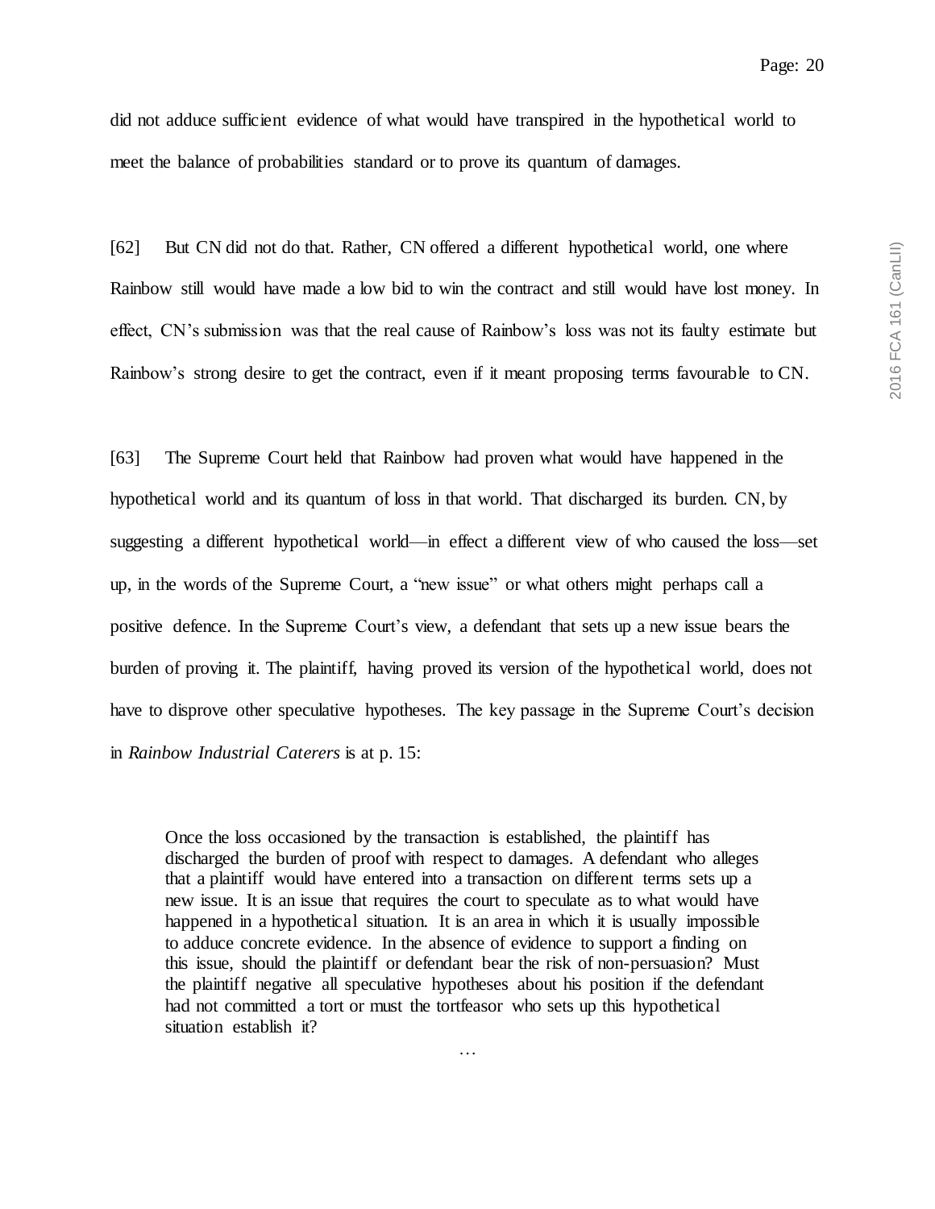did not adduce sufficient evidence of what would have transpired in the hypothetical world to meet the balance of probabilities standard or to prove its quantum of damages.

[62] But CN did not do that. Rather, CN offered a different hypothetical world, one where Rainbow still would have made a low bid to win the contract and still would have lost money. In effect, CN's submission was that the real cause of Rainbow's loss was not its faulty estimate but Rainbow's strong desire to get the contract, even if it meant proposing terms favourable to CN.

[63] The Supreme Court held that Rainbow had proven what would have happened in the hypothetical world and its quantum of loss in that world. That discharged its burden. CN, by suggesting a different hypothetical world—in effect a different view of who caused the loss—set up, in the words of the Supreme Court, a "new issue" or what others might perhaps call a positive defence. In the Supreme Court's view, a defendant that sets up a new issue bears the burden of proving it. The plaintiff, having proved its version of the hypothetical world, does not have to disprove other speculative hypotheses. The key passage in the Supreme Court's decision in *Rainbow Industrial Caterers* is at p. 15:

> Once the loss occasioned by the transaction is established, the plaintiff has discharged the burden of proof with respect to damages. A defendant who alleges that a plaintiff would have entered into a transaction on different terms sets up a new issue. It is an issue that requires the court to speculate as to what would have happened in a hypothetical situation. It is an area in which it is usually impossible to adduce concrete evidence. In the absence of evidence to support a finding on this issue, should the plaintiff or defendant bear the risk of non-persuasion? Must the plaintiff negative all speculative hypotheses about his position if the defendant had not committed a tort or must the tortfeasor who sets up this hypothetical situation establish it?
>
> …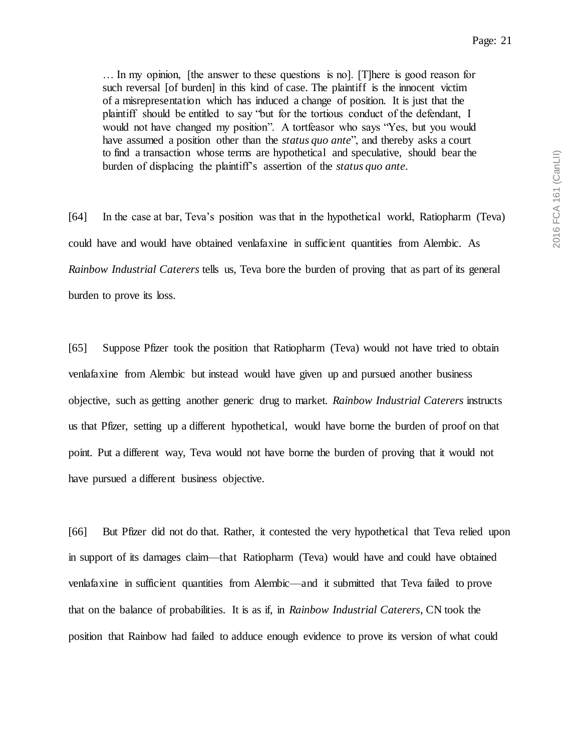> … In my opinion, [the answer to these questions is no]. [T]here is good reason for such reversal [of burden] in this kind of case. The plaintiff is the innocent victim of a misrepresentation which has induced a change of position. It is just that the plaintiff should be entitled to say "but for the tortious conduct of the defendant, I would not have changed my position". A tortfeasor who says "Yes, but you would have assumed a position other than the *status quo ante*", and thereby asks a court to find a transaction whose terms are hypothetical and speculative, should bear the burden of displacing the plaintiff's assertion of the *status quo ante*.

[64] In the case at bar, Teva's position was that in the hypothetical world, Ratiopharm (Teva) could have and would have obtained venlafaxine in sufficient quantities from Alembic. As *Rainbow Industrial Caterers* tells us, Teva bore the burden of proving that as part of its general burden to prove its loss.

[65] Suppose Pfizer took the position that Ratiopharm (Teva) would not have tried to obtain venlafaxine from Alembic but instead would have given up and pursued another business objective, such as getting another generic drug to market. *Rainbow Industrial Caterers* instructs us that Pfizer, setting up a different hypothetical, would have borne the burden of proof on that point. Put a different way, Teva would not have borne the burden of proving that it would not have pursued a different business objective.

[66] But Pfizer did not do that. Rather, it contested the very hypothetical that Teva relied upon in support of its damages claim—that Ratiopharm (Teva) would have and could have obtained venlafaxine in sufficient quantities from Alembic—and it submitted that Teva failed to prove that on the balance of probabilities. It is as if, in *Rainbow Industrial Caterers*, CN took the position that Rainbow had failed to adduce enough evidence to prove its version of what could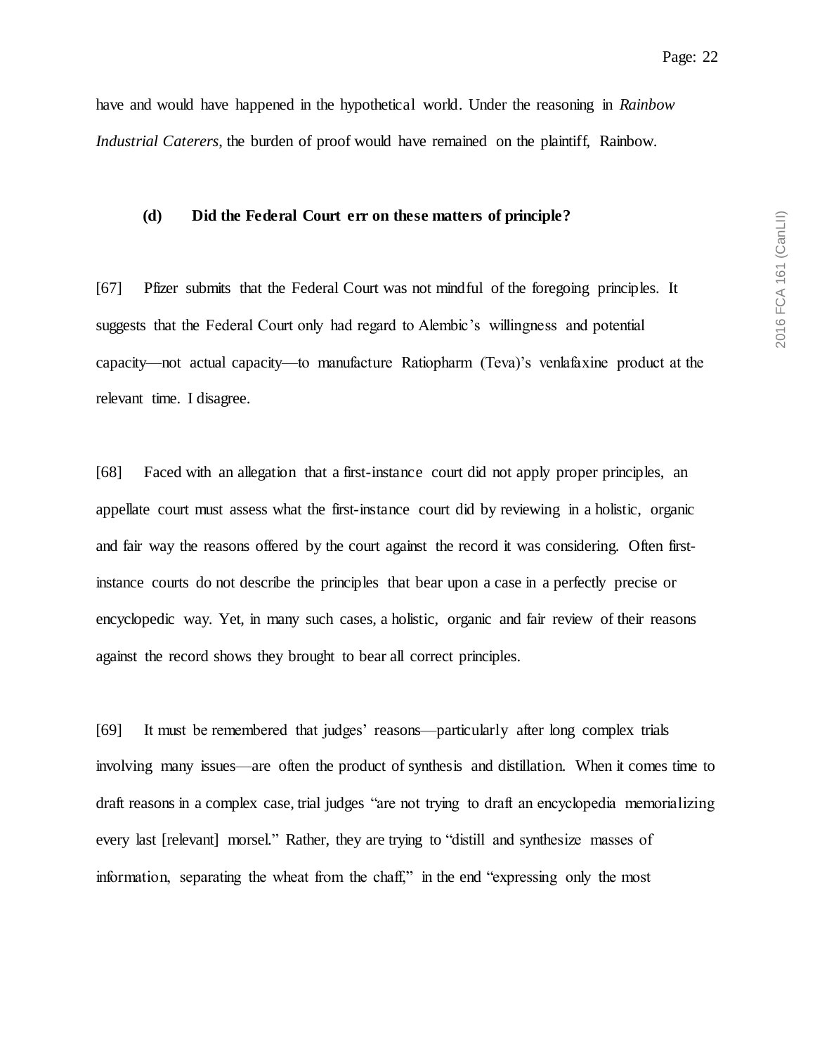have and would have happened in the hypothetical world. Under the reasoning in *Rainbow Industrial Caterers*, the burden of proof would have remained on the plaintiff, Rainbow.

### (d) Did the Federal Court err on these matters of principle?

[67] Pfizer submits that the Federal Court was not mindful of the foregoing principles. It suggests that the Federal Court only had regard to Alembic's willingness and potential capacity—not actual capacity—to manufacture Ratiopharm (Teva)'s venlafaxine product at the relevant time. I disagree.

[68] Faced with an allegation that a first-instance court did not apply proper principles, an appellate court must assess what the first-instance court did by reviewing in a holistic, organic and fair way the reasons offered by the court against the record it was considering. Often first-instance courts do not describe the principles that bear upon a case in a perfectly precise or encyclopedic way. Yet, in many such cases, a holistic, organic and fair review of their reasons against the record shows they brought to bear all correct principles.

[69] It must be remembered that judges' reasons—particularly after long complex trials involving many issues—are often the product of synthesis and distillation. When it comes time to draft reasons in a complex case, trial judges "are not trying to draft an encyclopedia memorializing every last [relevant] morsel." Rather, they are trying to "distill and synthesize masses of information, separating the wheat from the chaff," in the end "expressing only the most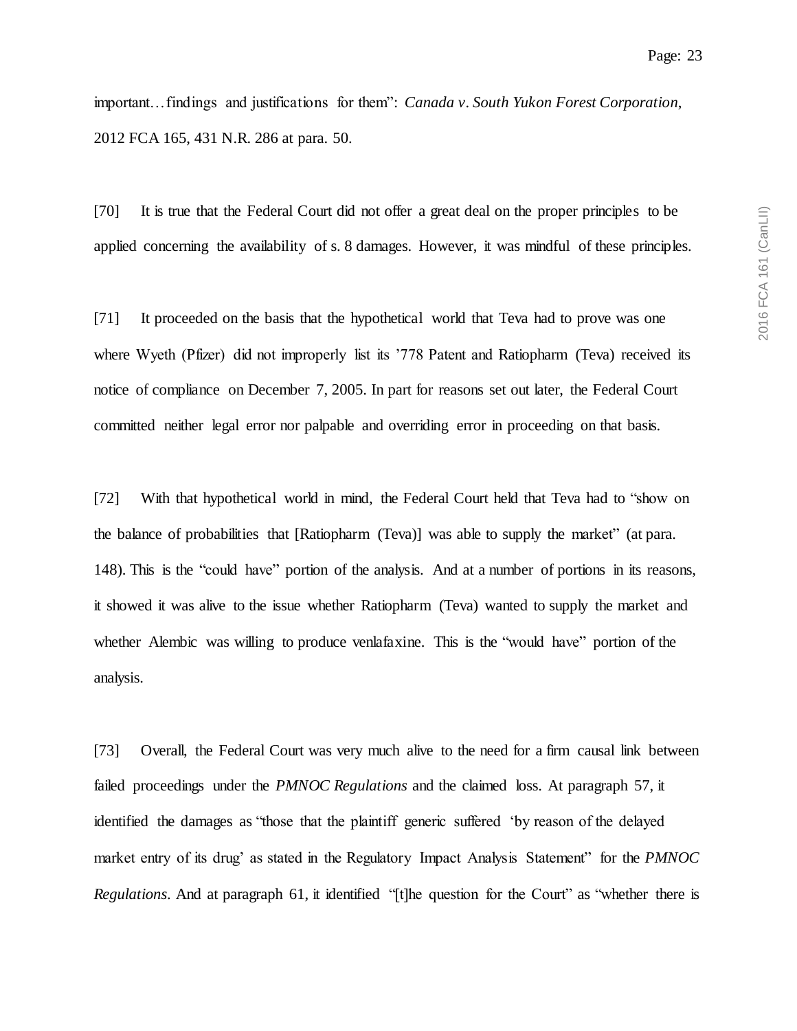important…findings and justifications for them": *Canada v. South Yukon Forest Corporation*, 2012 FCA 165, 431 N.R. 286 at para. 50.

[70] It is true that the Federal Court did not offer a great deal on the proper principles to be applied concerning the availability of s. 8 damages. However, it was mindful of these principles.

[71] It proceeded on the basis that the hypothetical world that Teva had to prove was one where Wyeth (Pfizer) did not improperly list its '778 Patent and Ratiopharm (Teva) received its notice of compliance on December 7, 2005. In part for reasons set out later, the Federal Court committed neither legal error nor palpable and overriding error in proceeding on that basis.

[72] With that hypothetical world in mind, the Federal Court held that Teva had to "show on the balance of probabilities that [Ratiopharm (Teva)] was able to supply the market" (at para. 148). This is the "could have" portion of the analysis. And at a number of portions in its reasons, it showed it was alive to the issue whether Ratiopharm (Teva) wanted to supply the market and whether Alembic was willing to produce venlafaxine. This is the "would have" portion of the analysis.

[73] Overall, the Federal Court was very much alive to the need for a firm causal link between failed proceedings under the *PMNOC Regulations* and the claimed loss. At paragraph 57, it identified the damages as "those that the plaintiff generic suffered 'by reason of the delayed market entry of its drug' as stated in the Regulatory Impact Analysis Statement" for the *PMNOC Regulations*. And at paragraph 61, it identified "[t]he question for the Court" as "whether there is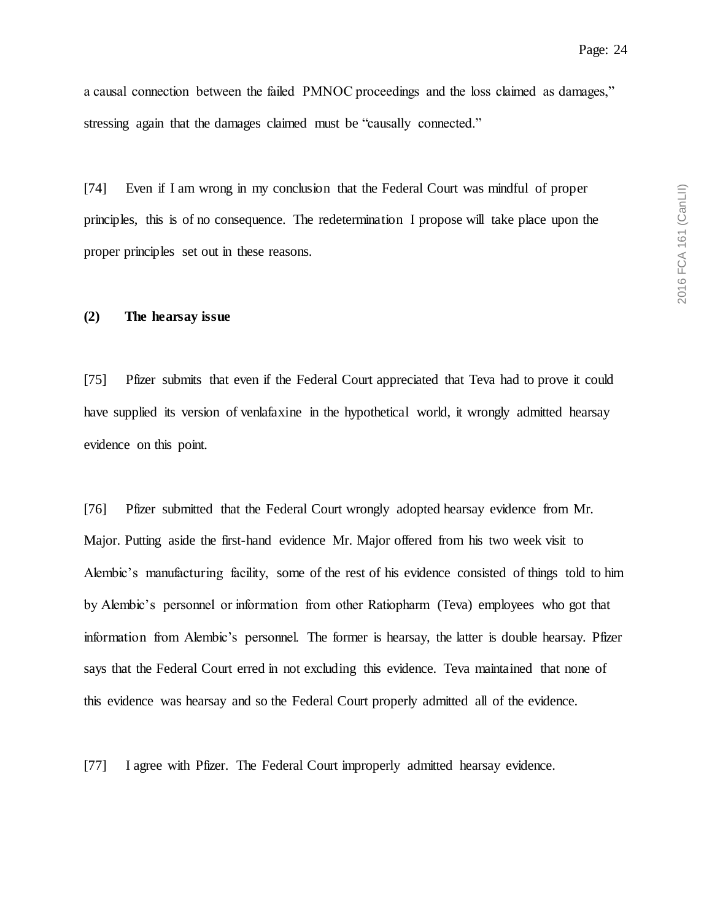a causal connection between the failed PMNOC proceedings and the loss claimed as damages," stressing again that the damages claimed must be "causally connected."

[74] Even if I am wrong in my conclusion that the Federal Court was mindful of proper principles, this is of no consequence. The redetermination I propose will take place upon the proper principles set out in these reasons.

### (2) The hearsay issue

[75] Pfizer submits that even if the Federal Court appreciated that Teva had to prove it could have supplied its version of venlafaxine in the hypothetical world, it wrongly admitted hearsay evidence on this point.

[76] Pfizer submitted that the Federal Court wrongly adopted hearsay evidence from Mr. Major. Putting aside the first-hand evidence Mr. Major offered from his two week visit to Alembic's manufacturing facility, some of the rest of his evidence consisted of things told to him by Alembic's personnel or information from other Ratiopharm (Teva) employees who got that information from Alembic's personnel. The former is hearsay, the latter is double hearsay. Pfizer says that the Federal Court erred in not excluding this evidence. Teva maintained that none of this evidence was hearsay and so the Federal Court properly admitted all of the evidence.

[77] I agree with Pfizer. The Federal Court improperly admitted hearsay evidence.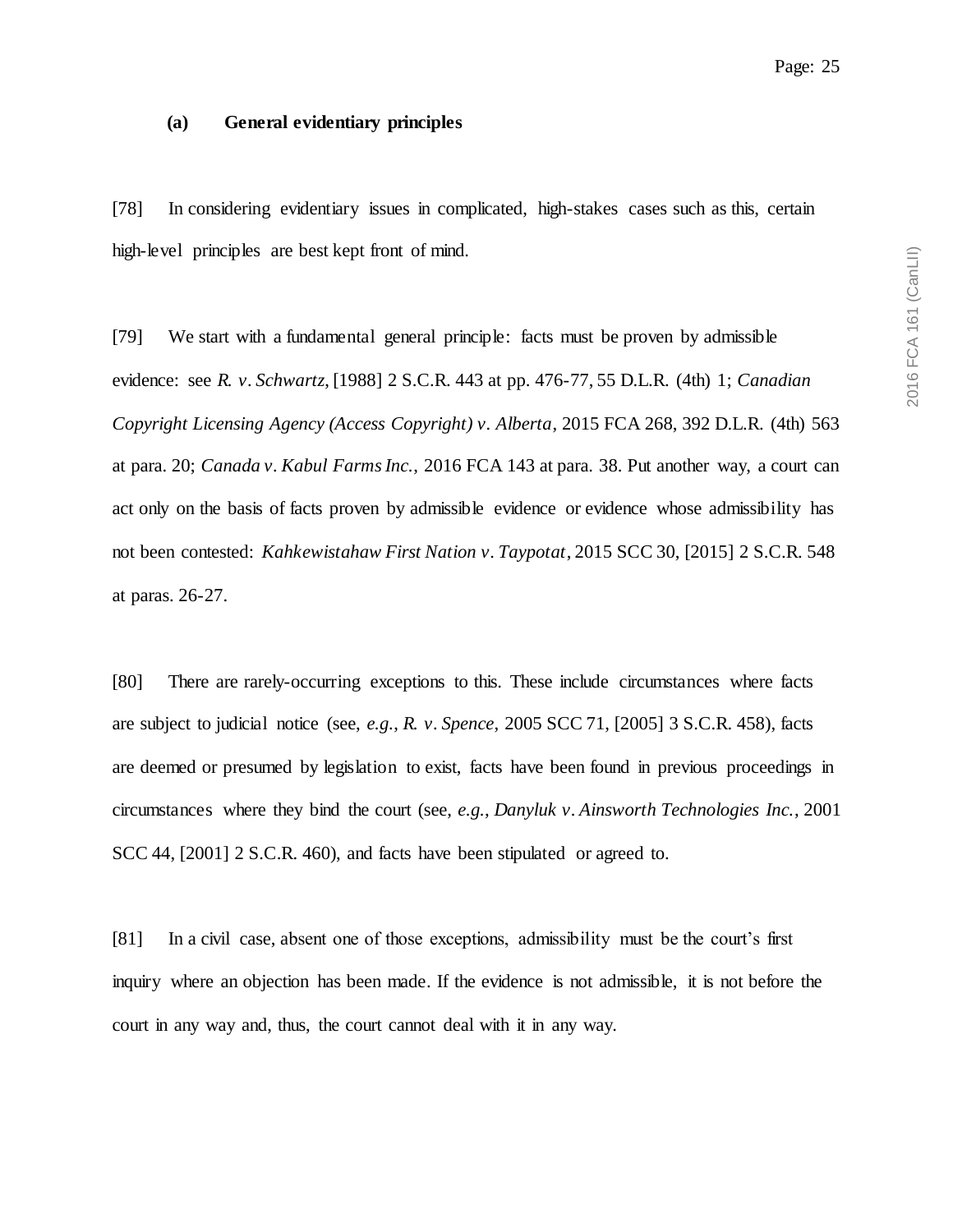### (a) General evidentiary principles

[78] In considering evidentiary issues in complicated, high-stakes cases such as this, certain high-level principles are best kept front of mind.

[79] We start with a fundamental general principle: facts must be proven by admissible evidence: see *R. v. Schwartz*, [1988] 2 S.C.R. 443 at pp. 476-77, 55 D.L.R. (4th) 1; *Canadian Copyright Licensing Agency (Access Copyright) v. Alberta*, 2015 FCA 268, 392 D.L.R. (4th) 563 at para. 20; *Canada v. Kabul Farms Inc.*, 2016 FCA 143 at para. 38. Put another way, a court can act only on the basis of facts proven by admissible evidence or evidence whose admissibility has not been contested: *Kahkewistahaw First Nation v. Taypotat*, 2015 SCC 30, [2015] 2 S.C.R. 548 at paras. 26-27.

[80] There are rarely-occurring exceptions to this. These include circumstances where facts are subject to judicial notice (see, *e.g.*, *R. v. Spence*, 2005 SCC 71, [2005] 3 S.C.R. 458), facts are deemed or presumed by legislation to exist, facts have been found in previous proceedings in circumstances where they bind the court (see, *e.g.*, *Danyluk v. Ainsworth Technologies Inc.*, 2001 SCC 44, [2001] 2 S.C.R. 460), and facts have been stipulated or agreed to.

[81] In a civil case, absent one of those exceptions, admissibility must be the court's first inquiry where an objection has been made. If the evidence is not admissible, it is not before the court in any way and, thus, the court cannot deal with it in any way.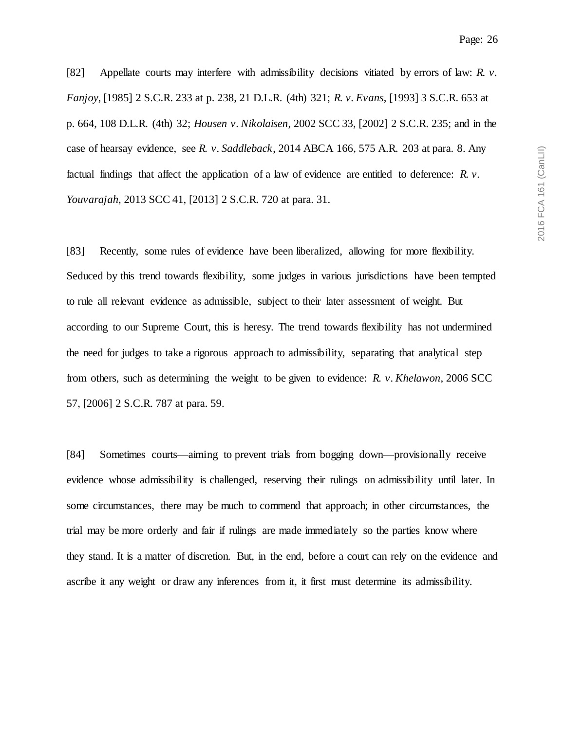[82] Appellate courts may interfere with admissibility decisions vitiated by errors of law: *R. v. Fanjoy*, [1985] 2 S.C.R. 233 at p. 238, 21 D.L.R. (4th) 321; *R. v. Evans*, [1993] 3 S.C.R. 653 at p. 664, 108 D.L.R. (4th) 32; *Housen v. Nikolaisen*, 2002 SCC 33, [2002] 2 S.C.R. 235; and in the case of hearsay evidence, see *R. v. Saddleback*, 2014 ABCA 166, 575 A.R. 203 at para. 8. Any factual findings that affect the application of a law of evidence are entitled to deference: *R. v. Youvarajah*, 2013 SCC 41, [2013] 2 S.C.R. 720 at para. 31.

[83] Recently, some rules of evidence have been liberalized, allowing for more flexibility. Seduced by this trend towards flexibility, some judges in various jurisdictions have been tempted to rule all relevant evidence as admissible, subject to their later assessment of weight. But according to our Supreme Court, this is heresy. The trend towards flexibility has not undermined the need for judges to take a rigorous approach to admissibility, separating that analytical step from others, such as determining the weight to be given to evidence: *R. v. Khelawon*, 2006 SCC 57, [2006] 2 S.C.R. 787 at para. 59.

[84] Sometimes courts—aiming to prevent trials from bogging down—provisionally receive evidence whose admissibility is challenged, reserving their rulings on admissibility until later. In some circumstances, there may be much to commend that approach; in other circumstances, the trial may be more orderly and fair if rulings are made immediately so the parties know where they stand. It is a matter of discretion. But, in the end, before a court can rely on the evidence and ascribe it any weight or draw any inferences from it, it first must determine its admissibility.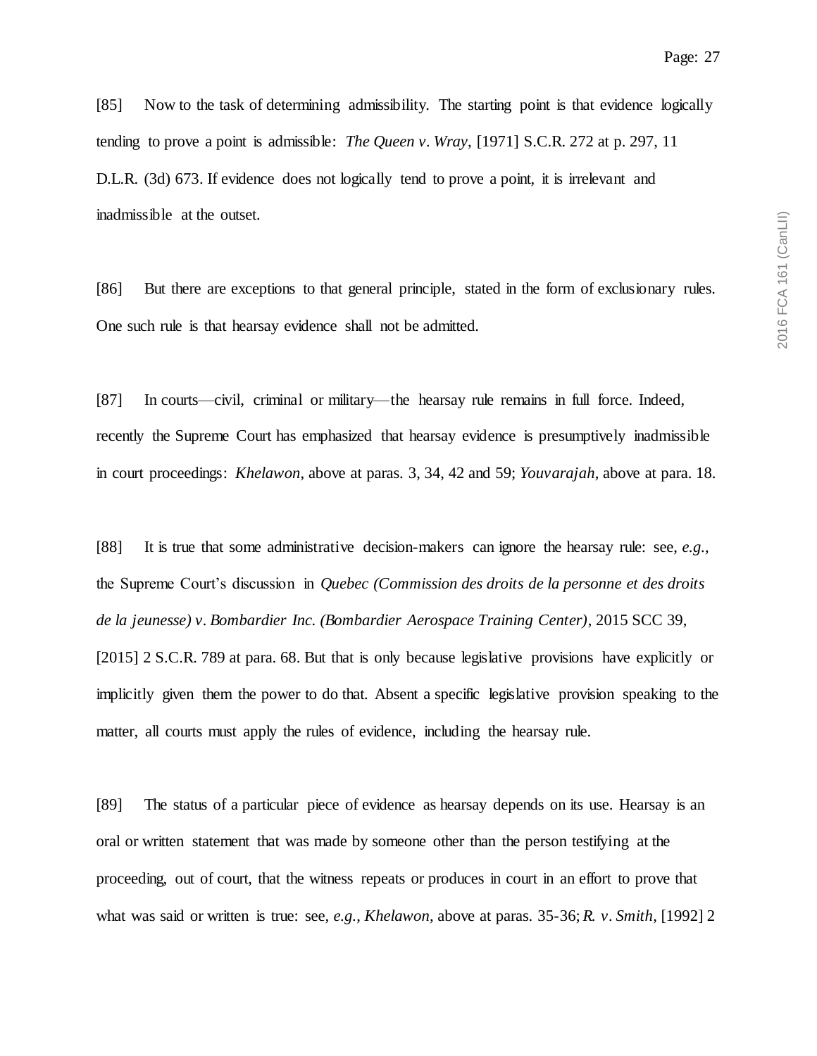[85] Now to the task of determining admissibility. The starting point is that evidence logically tending to prove a point is admissible: *The Queen v. Wray*, [1971] S.C.R. 272 at p. 297, 11 D.L.R. (3d) 673. If evidence does not logically tend to prove a point, it is irrelevant and inadmissible at the outset.

[86] But there are exceptions to that general principle, stated in the form of exclusionary rules. One such rule is that hearsay evidence shall not be admitted.

[87] In courts—civil, criminal or military—the hearsay rule remains in full force. Indeed, recently the Supreme Court has emphasized that hearsay evidence is presumptively inadmissible in court proceedings: *Khelawon*, above at paras. 3, 34, 42 and 59; *Youvarajah*, above at para. 18.

[88] It is true that some administrative decision-makers can ignore the hearsay rule: see, *e.g.*, the Supreme Court's discussion in *Quebec (Commission des droits de la personne et des droits de la jeunesse) v. Bombardier Inc. (Bombardier Aerospace Training Center)*, 2015 SCC 39, [2015] 2 S.C.R. 789 at para. 68. But that is only because legislative provisions have explicitly or implicitly given them the power to do that. Absent a specific legislative provision speaking to the matter, all courts must apply the rules of evidence, including the hearsay rule.

[89] The status of a particular piece of evidence as hearsay depends on its use. Hearsay is an oral or written statement that was made by someone other than the person testifying at the proceeding, out of court, that the witness repeats or produces in court in an effort to prove that what was said or written is true: see, *e.g.*, *Khelawon*, above at paras. 35-36; *R. v. Smith*, [1992] 2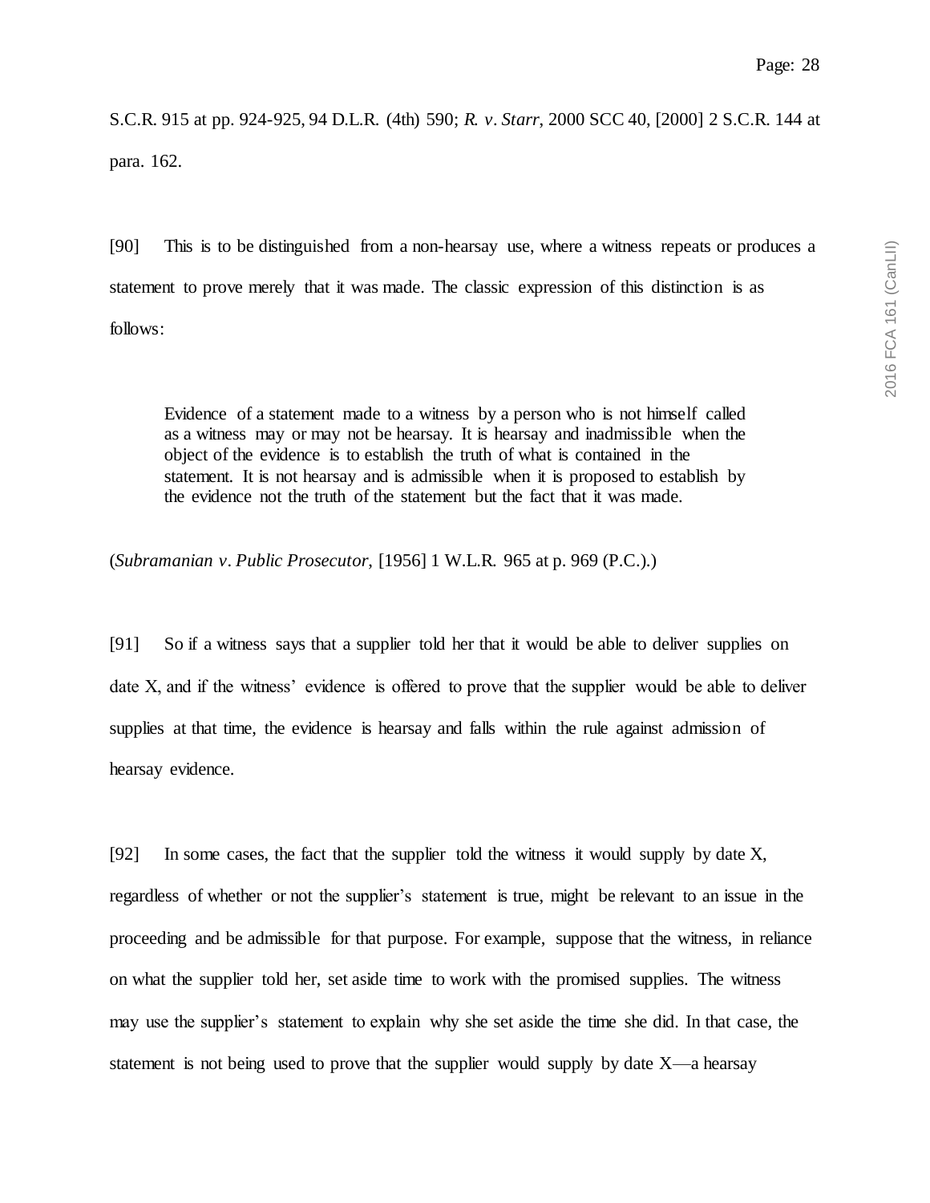S.C.R. 915 at pp. 924-925, 94 D.L.R. (4th) 590; *R. v. Starr*, 2000 SCC 40, [2000] 2 S.C.R. 144 at para. 162.

[90] This is to be distinguished from a non-hearsay use, where a witness repeats or produces a statement to prove merely that it was made. The classic expression of this distinction is as follows:

> Evidence of a statement made to a witness by a person who is not himself called as a witness may or may not be hearsay. It is hearsay and inadmissible when the object of the evidence is to establish the truth of what is contained in the statement. It is not hearsay and is admissible when it is proposed to establish by the evidence not the truth of the statement but the fact that it was made.

(*Subramanian v. Public Prosecutor,* [1956] 1 W.L.R. 965 at p. 969 (P.C.).)

[91] So if a witness says that a supplier told her that it would be able to deliver supplies on date X, and if the witness' evidence is offered to prove that the supplier would be able to deliver supplies at that time, the evidence is hearsay and falls within the rule against admission of hearsay evidence.

[92] In some cases, the fact that the supplier told the witness it would supply by date X, regardless of whether or not the supplier's statement is true, might be relevant to an issue in the proceeding and be admissible for that purpose. For example, suppose that the witness, in reliance on what the supplier told her, set aside time to work with the promised supplies. The witness may use the supplier's statement to explain why she set aside the time she did. In that case, the statement is not being used to prove that the supplier would supply by date X—a hearsay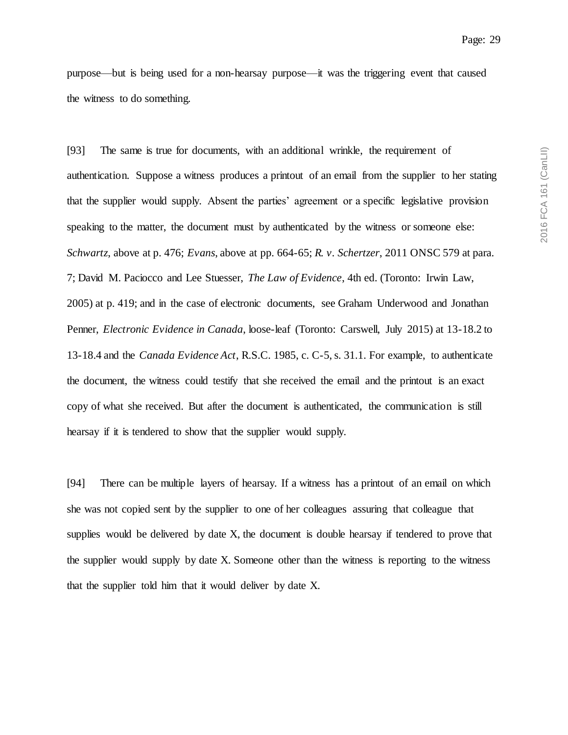purpose—but is being used for a non-hearsay purpose—it was the triggering event that caused the witness to do something.

[93] The same is true for documents, with an additional wrinkle, the requirement of authentication. Suppose a witness produces a printout of an email from the supplier to her stating that the supplier would supply. Absent the parties' agreement or a specific legislative provision speaking to the matter, the document must by authenticated by the witness or someone else: *Schwartz*, above at p. 476; *Evans*, above at pp. 664-65; *R. v. Schertzer*, 2011 ONSC 579 at para. 7; David M. Paciocco and Lee Stuesser, *The Law of Evidence*, 4th ed. (Toronto: Irwin Law, 2005) at p. 419; and in the case of electronic documents, see Graham Underwood and Jonathan Penner, *Electronic Evidence in Canada*, loose-leaf (Toronto: Carswell, July 2015) at 13-18.2 to 13-18.4 and the *Canada Evidence Act*, R.S.C. 1985, c. C-5, s. 31.1. For example, to authenticate the document, the witness could testify that she received the email and the printout is an exact copy of what she received. But after the document is authenticated, the communication is still hearsay if it is tendered to show that the supplier would supply.

[94] There can be multiple layers of hearsay. If a witness has a printout of an email on which she was not copied sent by the supplier to one of her colleagues assuring that colleague that supplies would be delivered by date X, the document is double hearsay if tendered to prove that the supplier would supply by date X. Someone other than the witness is reporting to the witness that the supplier told him that it would deliver by date X.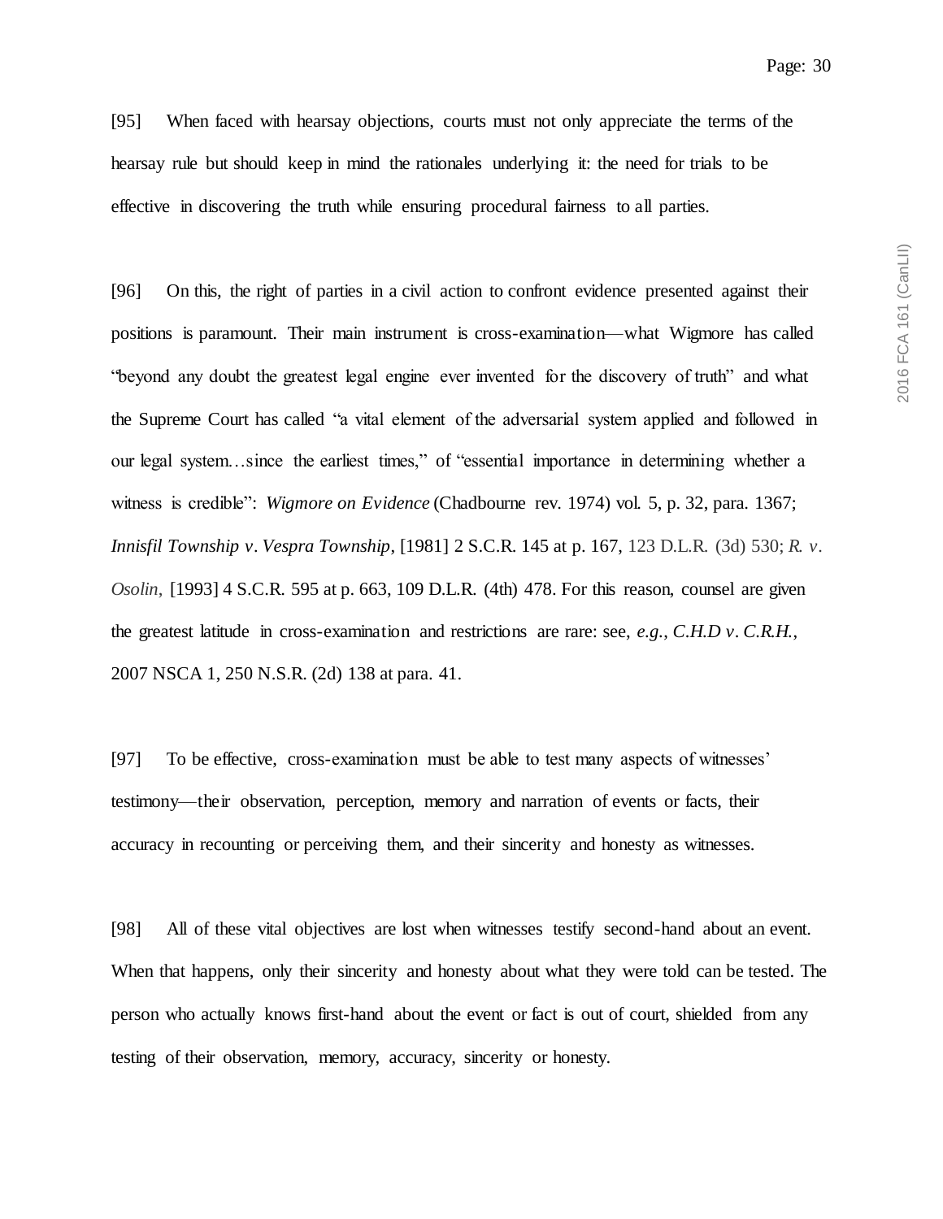[95] When faced with hearsay objections, courts must not only appreciate the terms of the hearsay rule but should keep in mind the rationales underlying it: the need for trials to be effective in discovering the truth while ensuring procedural fairness to all parties.

[96] On this, the right of parties in a civil action to confront evidence presented against their positions is paramount. Their main instrument is cross-examination—what Wigmore has called "beyond any doubt the greatest legal engine ever invented for the discovery of truth" and what the Supreme Court has called "a vital element of the adversarial system applied and followed in our legal system…since the earliest times," of "essential importance in determining whether a witness is credible": *Wigmore on Evidence* (Chadbourne rev. 1974) vol. 5, p. 32, para. 1367; *Innisfil Township v. Vespra Township*, [1981] 2 S.C.R. 145 at p. 167, 123 D.L.R. (3d) 530; *R. v. Osolin*, [1993] 4 S.C.R. 595 at p. 663, 109 D.L.R. (4th) 478. For this reason, counsel are given the greatest latitude in cross-examination and restrictions are rare: see, *e.g.*, *C.H.D v. C.R.H.*, 2007 NSCA 1, 250 N.S.R. (2d) 138 at para. 41.

[97] To be effective, cross-examination must be able to test many aspects of witnesses' testimony—their observation, perception, memory and narration of events or facts, their accuracy in recounting or perceiving them, and their sincerity and honesty as witnesses.

[98] All of these vital objectives are lost when witnesses testify second-hand about an event. When that happens, only their sincerity and honesty about what they were told can be tested. The person who actually knows first-hand about the event or fact is out of court, shielded from any testing of their observation, memory, accuracy, sincerity or honesty.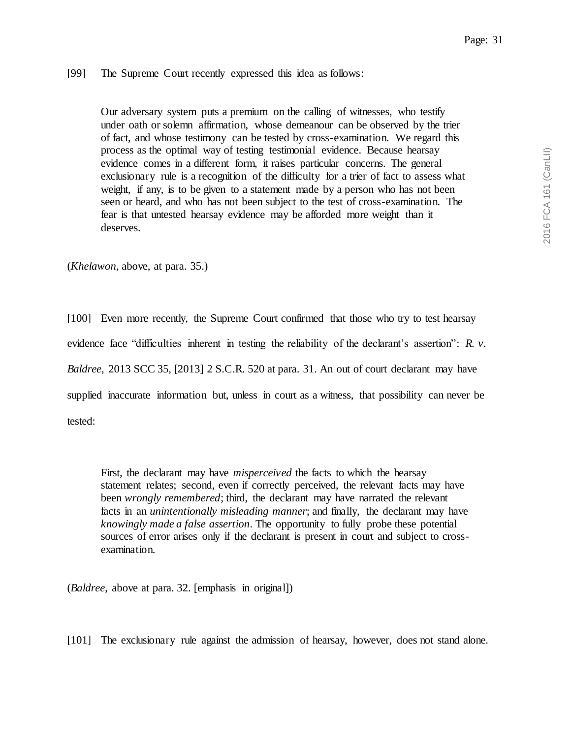[99] The Supreme Court recently expressed this idea as follows:

> Our adversary system puts a premium on the calling of witnesses, who testify under oath or solemn affirmation, whose demeanour can be observed by the trier of fact, and whose testimony can be tested by cross-examination. We regard this process as the optimal way of testing testimonial evidence. Because hearsay evidence comes in a different form, it raises particular concerns. The general exclusionary rule is a recognition of the difficulty for a trier of fact to assess what weight, if any, is to be given to a statement made by a person who has not been seen or heard, and who has not been subject to the test of cross-examination. The fear is that untested hearsay evidence may be afforded more weight than it deserves.

(*Khelawon*, above, at para. 35.)

[100] Even more recently, the Supreme Court confirmed that those who try to test hearsay evidence face "difficulties inherent in testing the reliability of the declarant's assertion": *R. v. Baldree*, 2013 SCC 35, [2013] 2 S.C.R. 520 at para. 31. An out of court declarant may have supplied inaccurate information but, unless in court as a witness, that possibility can never be tested:

> First, the declarant may have *misperceived* the facts to which the hearsay statement relates; second, even if correctly perceived, the relevant facts may have been *wrongly remembered*; third, the declarant may have narrated the relevant facts in an *unintentionally misleading manner*; and finally, the declarant may have *knowingly made a false assertion*. The opportunity to fully probe these potential sources of error arises only if the declarant is present in court and subject to cross-examination.

(*Baldree*, above at para. 32. [emphasis in original])

[101] The exclusionary rule against the admission of hearsay, however, does not stand alone.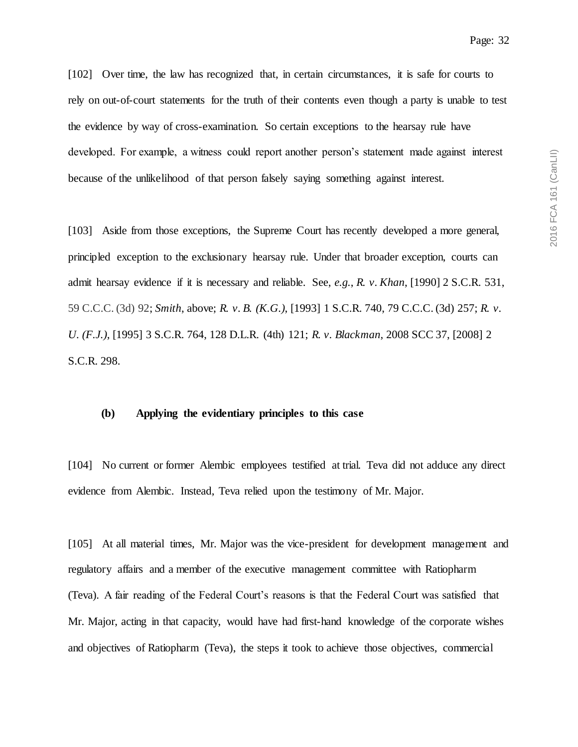[102] Over time, the law has recognized that, in certain circumstances, it is safe for courts to rely on out-of-court statements for the truth of their contents even though a party is unable to test the evidence by way of cross-examination. So certain exceptions to the hearsay rule have developed. For example, a witness could report another person's statement made against interest because of the unlikelihood of that person falsely saying something against interest.

[103] Aside from those exceptions, the Supreme Court has recently developed a more general, principled exception to the exclusionary hearsay rule. Under that broader exception, courts can admit hearsay evidence if it is necessary and reliable. See, *e.g.*, *R. v. Khan*, [1990] 2 S.C.R. 531, 59 C.C.C. (3d) 92; *Smith*, above; *R. v. B. (K.G.)*, [1993] 1 S.C.R. 740, 79 C.C.C. (3d) 257; *R. v. U. (F.J.)*, [1995] 3 S.C.R. 764, 128 D.L.R. (4th) 121; *R. v. Blackman*, 2008 SCC 37, [2008] 2 S.C.R. 298.

### (b) Applying the evidentiary principles to this case

[104] No current or former Alembic employees testified at trial. Teva did not adduce any direct evidence from Alembic. Instead, Teva relied upon the testimony of Mr. Major.

[105] At all material times, Mr. Major was the vice-president for development management and regulatory affairs and a member of the executive management committee with Ratiopharm (Teva). A fair reading of the Federal Court's reasons is that the Federal Court was satisfied that Mr. Major, acting in that capacity, would have had first-hand knowledge of the corporate wishes and objectives of Ratiopharm (Teva), the steps it took to achieve those objectives, commercial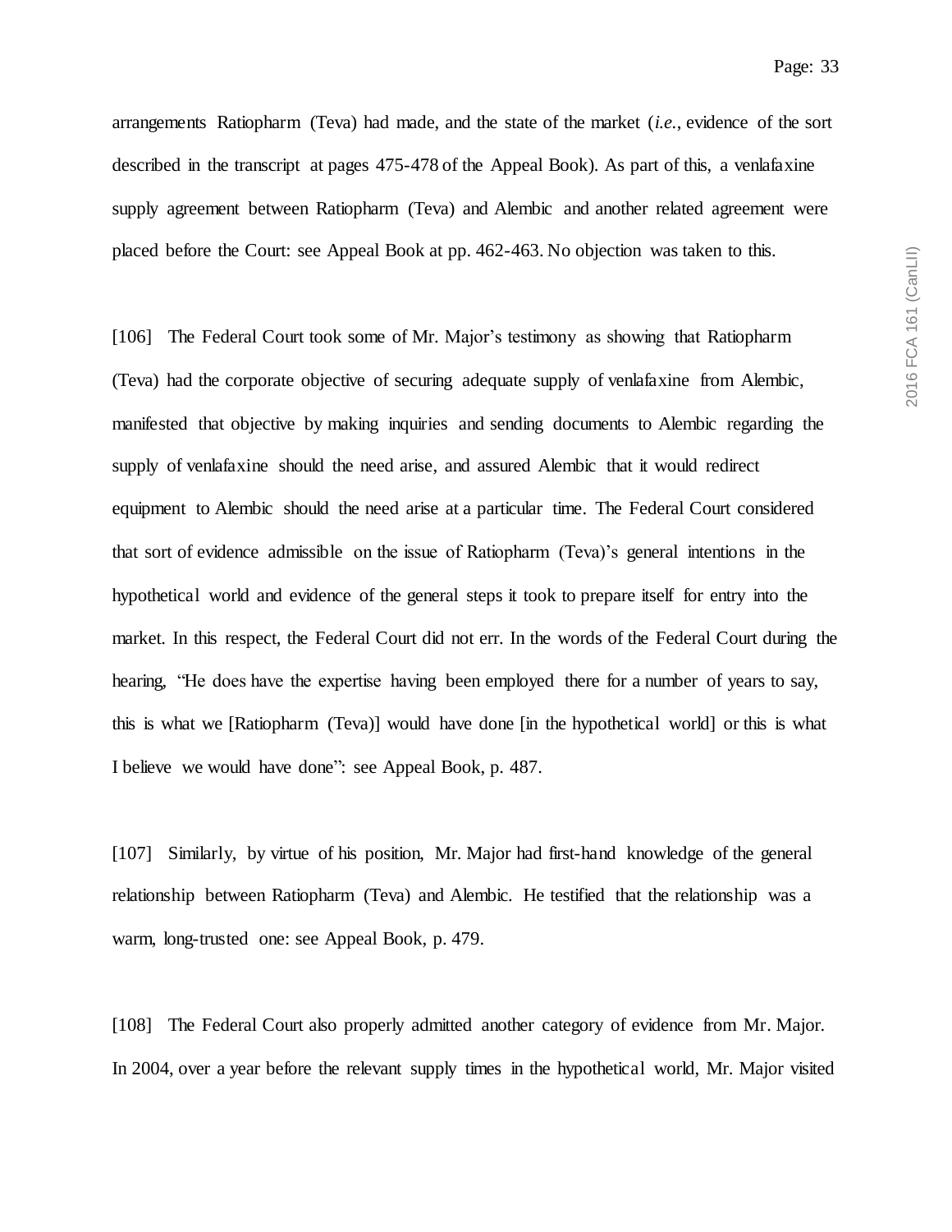arrangements Ratiopharm (Teva) had made, and the state of the market (*i.e.*, evidence of the sort described in the transcript at pages 475-478 of the Appeal Book). As part of this, a venlafaxine supply agreement between Ratiopharm (Teva) and Alembic and another related agreement were placed before the Court: see Appeal Book at pp. 462-463. No objection was taken to this.

[106] The Federal Court took some of Mr. Major's testimony as showing that Ratiopharm (Teva) had the corporate objective of securing adequate supply of venlafaxine from Alembic, manifested that objective by making inquiries and sending documents to Alembic regarding the supply of venlafaxine should the need arise, and assured Alembic that it would redirect equipment to Alembic should the need arise at a particular time. The Federal Court considered that sort of evidence admissible on the issue of Ratiopharm (Teva)'s general intentions in the hypothetical world and evidence of the general steps it took to prepare itself for entry into the market. In this respect, the Federal Court did not err. In the words of the Federal Court during the hearing, "He does have the expertise having been employed there for a number of years to say, this is what we [Ratiopharm (Teva)] would have done [in the hypothetical world] or this is what I believe we would have done": see Appeal Book, p. 487.

[107] Similarly, by virtue of his position, Mr. Major had first-hand knowledge of the general relationship between Ratiopharm (Teva) and Alembic. He testified that the relationship was a warm, long-trusted one: see Appeal Book, p. 479.

[108] The Federal Court also properly admitted another category of evidence from Mr. Major. In 2004, over a year before the relevant supply times in the hypothetical world, Mr. Major visited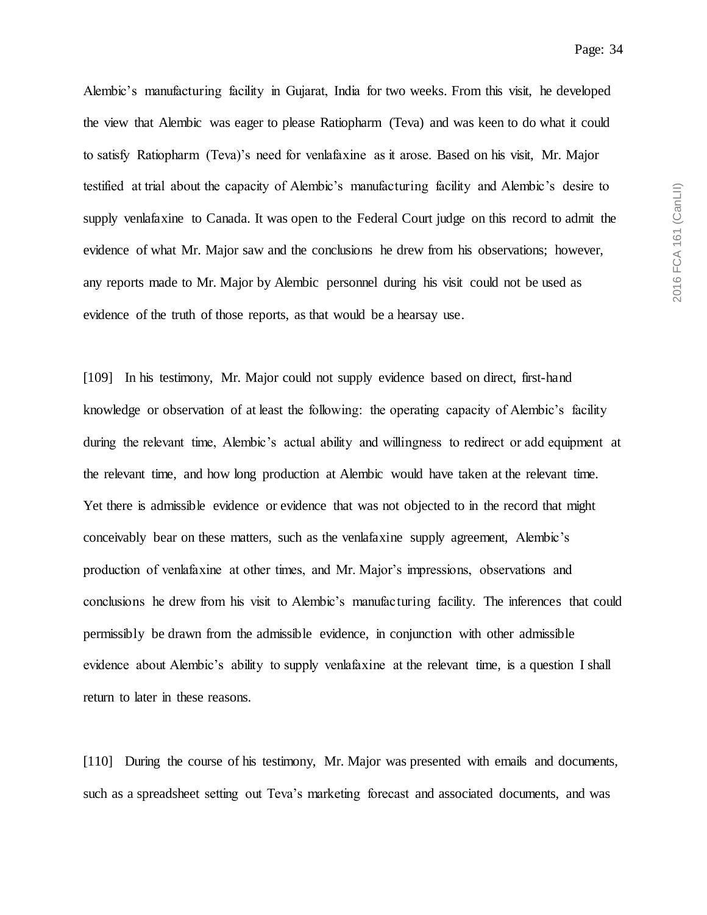Alembic's manufacturing facility in Gujarat, India for two weeks. From this visit, he developed the view that Alembic was eager to please Ratiopharm (Teva) and was keen to do what it could to satisfy Ratiopharm (Teva)'s need for venlafaxine as it arose. Based on his visit, Mr. Major testified at trial about the capacity of Alembic's manufacturing facility and Alembic's desire to supply venlafaxine to Canada. It was open to the Federal Court judge on this record to admit the evidence of what Mr. Major saw and the conclusions he drew from his observations; however, any reports made to Mr. Major by Alembic personnel during his visit could not be used as evidence of the truth of those reports, as that would be a hearsay use.

[109] In his testimony, Mr. Major could not supply evidence based on direct, first-hand knowledge or observation of at least the following: the operating capacity of Alembic's facility during the relevant time, Alembic's actual ability and willingness to redirect or add equipment at the relevant time, and how long production at Alembic would have taken at the relevant time. Yet there is admissible evidence or evidence that was not objected to in the record that might conceivably bear on these matters, such as the venlafaxine supply agreement, Alembic's production of venlafaxine at other times, and Mr. Major's impressions, observations and conclusions he drew from his visit to Alembic's manufacturing facility. The inferences that could permissibly be drawn from the admissible evidence, in conjunction with other admissible evidence about Alembic's ability to supply venlafaxine at the relevant time, is a question I shall return to later in these reasons.

[110] During the course of his testimony, Mr. Major was presented with emails and documents, such as a spreadsheet setting out Teva's marketing forecast and associated documents, and was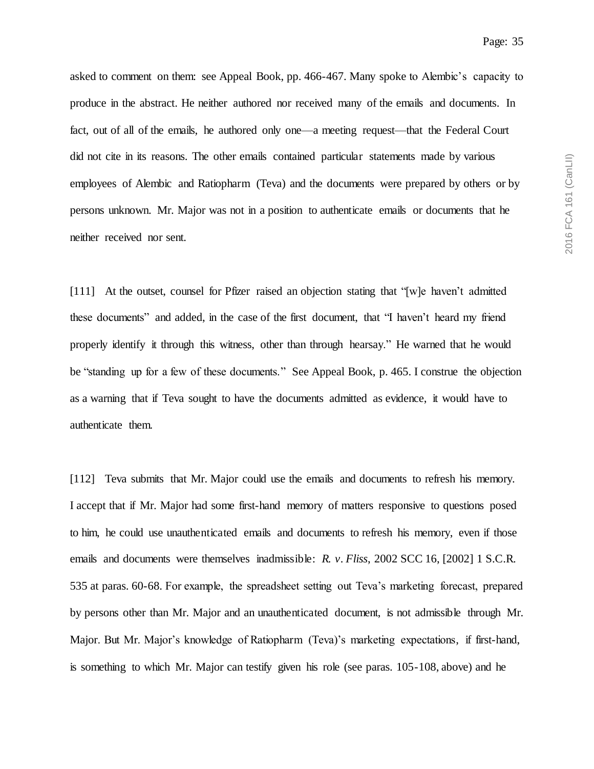asked to comment on them: see Appeal Book, pp. 466-467. Many spoke to Alembic's capacity to produce in the abstract. He neither authored nor received many of the emails and documents. In fact, out of all of the emails, he authored only one—a meeting request—that the Federal Court did not cite in its reasons. The other emails contained particular statements made by various employees of Alembic and Ratiopharm (Teva) and the documents were prepared by others or by persons unknown. Mr. Major was not in a position to authenticate emails or documents that he neither received nor sent.

[111] At the outset, counsel for Pfizer raised an objection stating that "[w]e haven't admitted these documents" and added, in the case of the first document, that "I haven't heard my friend properly identify it through this witness, other than through hearsay." He warned that he would be "standing up for a few of these documents." See Appeal Book, p. 465. I construe the objection as a warning that if Teva sought to have the documents admitted as evidence, it would have to authenticate them.

[112] Teva submits that Mr. Major could use the emails and documents to refresh his memory. I accept that if Mr. Major had some first-hand memory of matters responsive to questions posed to him, he could use unauthenticated emails and documents to refresh his memory, even if those emails and documents were themselves inadmissible: *R. v. Fliss*, 2002 SCC 16, [2002] 1 S.C.R. 535 at paras. 60-68. For example, the spreadsheet setting out Teva's marketing forecast, prepared by persons other than Mr. Major and an unauthenticated document, is not admissible through Mr. Major. But Mr. Major's knowledge of Ratiopharm (Teva)'s marketing expectations, if first-hand, is something to which Mr. Major can testify given his role (see paras. 105-108, above) and he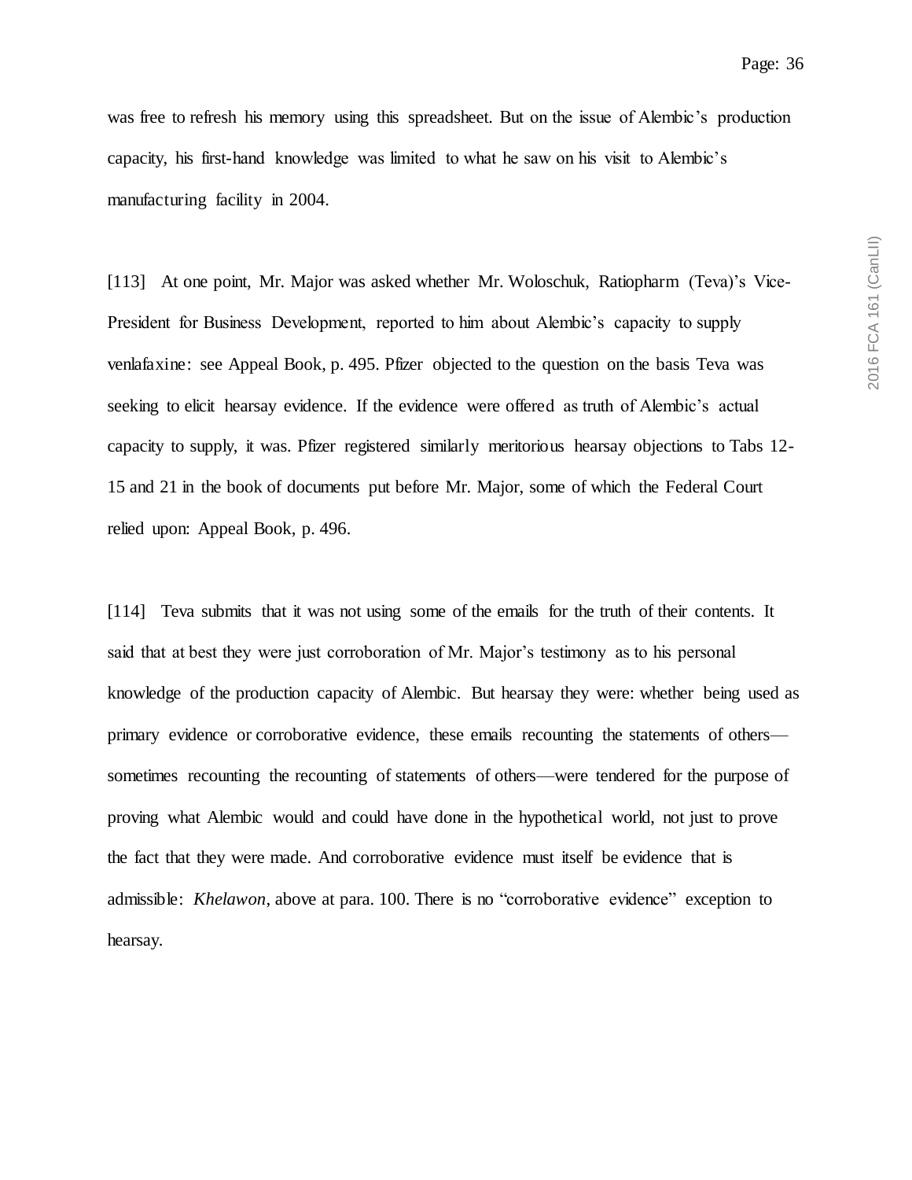was free to refresh his memory using this spreadsheet. But on the issue of Alembic's production capacity, his first-hand knowledge was limited to what he saw on his visit to Alembic's manufacturing facility in 2004.

[113] At one point, Mr. Major was asked whether Mr. Woloschuk, Ratiopharm (Teva)'s Vice-President for Business Development, reported to him about Alembic's capacity to supply venlafaxine: see Appeal Book, p. 495. Pfizer objected to the question on the basis Teva was seeking to elicit hearsay evidence. If the evidence were offered as truth of Alembic's actual capacity to supply, it was. Pfizer registered similarly meritorious hearsay objections to Tabs 12-15 and 21 in the book of documents put before Mr. Major, some of which the Federal Court relied upon: Appeal Book, p. 496.

[114] Teva submits that it was not using some of the emails for the truth of their contents. It said that at best they were just corroboration of Mr. Major's testimony as to his personal knowledge of the production capacity of Alembic. But hearsay they were: whether being used as primary evidence or corroborative evidence, these emails recounting the statements of others—sometimes recounting the recounting of statements of others—were tendered for the purpose of proving what Alembic would and could have done in the hypothetical world, not just to prove the fact that they were made. And corroborative evidence must itself be evidence that is admissible: *Khelawon*, above at para. 100. There is no "corroborative evidence" exception to hearsay.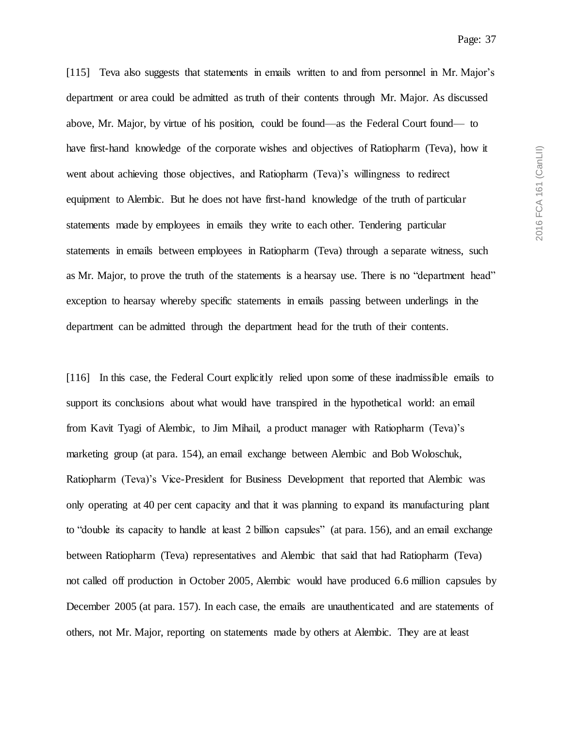[115] Teva also suggests that statements in emails written to and from personnel in Mr. Major's department or area could be admitted as truth of their contents through Mr. Major. As discussed above, Mr. Major, by virtue of his position, could be found—as the Federal Court found— to have first-hand knowledge of the corporate wishes and objectives of Ratiopharm (Teva), how it went about achieving those objectives, and Ratiopharm (Teva)'s willingness to redirect equipment to Alembic. But he does not have first-hand knowledge of the truth of particular statements made by employees in emails they write to each other. Tendering particular statements in emails between employees in Ratiopharm (Teva) through a separate witness, such as Mr. Major, to prove the truth of the statements is a hearsay use. There is no "department head" exception to hearsay whereby specific statements in emails passing between underlings in the department can be admitted through the department head for the truth of their contents.

[116] In this case, the Federal Court explicitly relied upon some of these inadmissible emails to support its conclusions about what would have transpired in the hypothetical world: an email from Kavit Tyagi of Alembic, to Jim Mihail, a product manager with Ratiopharm (Teva)'s marketing group (at para. 154), an email exchange between Alembic and Bob Woloschuk, Ratiopharm (Teva)'s Vice-President for Business Development that reported that Alembic was only operating at 40 per cent capacity and that it was planning to expand its manufacturing plant to "double its capacity to handle at least 2 billion capsules" (at para. 156), and an email exchange between Ratiopharm (Teva) representatives and Alembic that said that had Ratiopharm (Teva) not called off production in October 2005, Alembic would have produced 6.6 million capsules by December 2005 (at para. 157). In each case, the emails are unauthenticated and are statements of others, not Mr. Major, reporting on statements made by others at Alembic. They are at least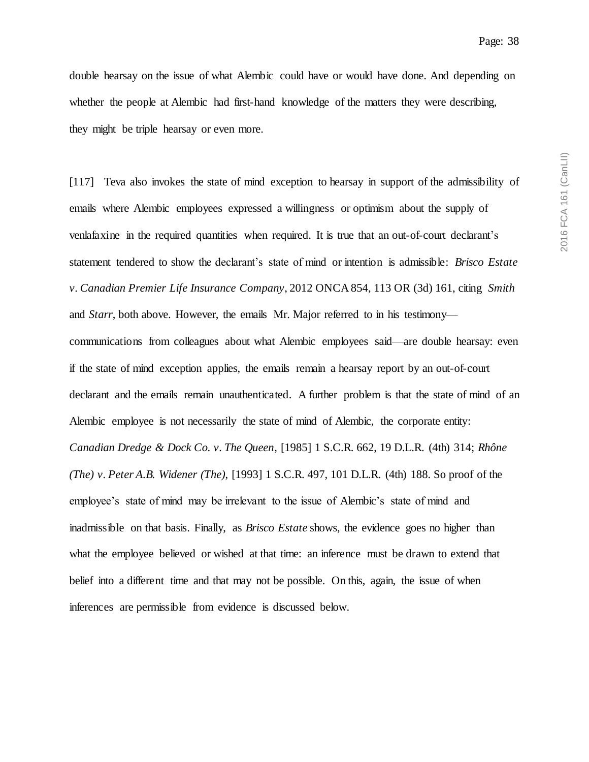double hearsay on the issue of what Alembic could have or would have done. And depending on whether the people at Alembic had first-hand knowledge of the matters they were describing, they might be triple hearsay or even more.

[117] Teva also invokes the state of mind exception to hearsay in support of the admissibility of emails where Alembic employees expressed a willingness or optimism about the supply of venlafaxine in the required quantities when required. It is true that an out-of-court declarant's statement tendered to show the declarant's state of mind or intention is admissible: *Brisco Estate v. Canadian Premier Life Insurance Company*, 2012 ONCA 854, 113 OR (3d) 161, citing *Smith* and *Starr*, both above. However, the emails Mr. Major referred to in his testimony—communications from colleagues about what Alembic employees said—are double hearsay: even if the state of mind exception applies, the emails remain a hearsay report by an out-of-court declarant and the emails remain unauthenticated. A further problem is that the state of mind of an Alembic employee is not necessarily the state of mind of Alembic, the corporate entity: *Canadian Dredge & Dock Co. v. The Queen*, [1985] 1 S.C.R. 662, 19 D.L.R. (4th) 314; *Rhône (The) v. Peter A.B. Widener (The)*, [1993] 1 S.C.R. 497, 101 D.L.R. (4th) 188. So proof of the employee's state of mind may be irrelevant to the issue of Alembic's state of mind and inadmissible on that basis. Finally, as *Brisco Estate* shows, the evidence goes no higher than what the employee believed or wished at that time: an inference must be drawn to extend that belief into a different time and that may not be possible. On this, again, the issue of when inferences are permissible from evidence is discussed below.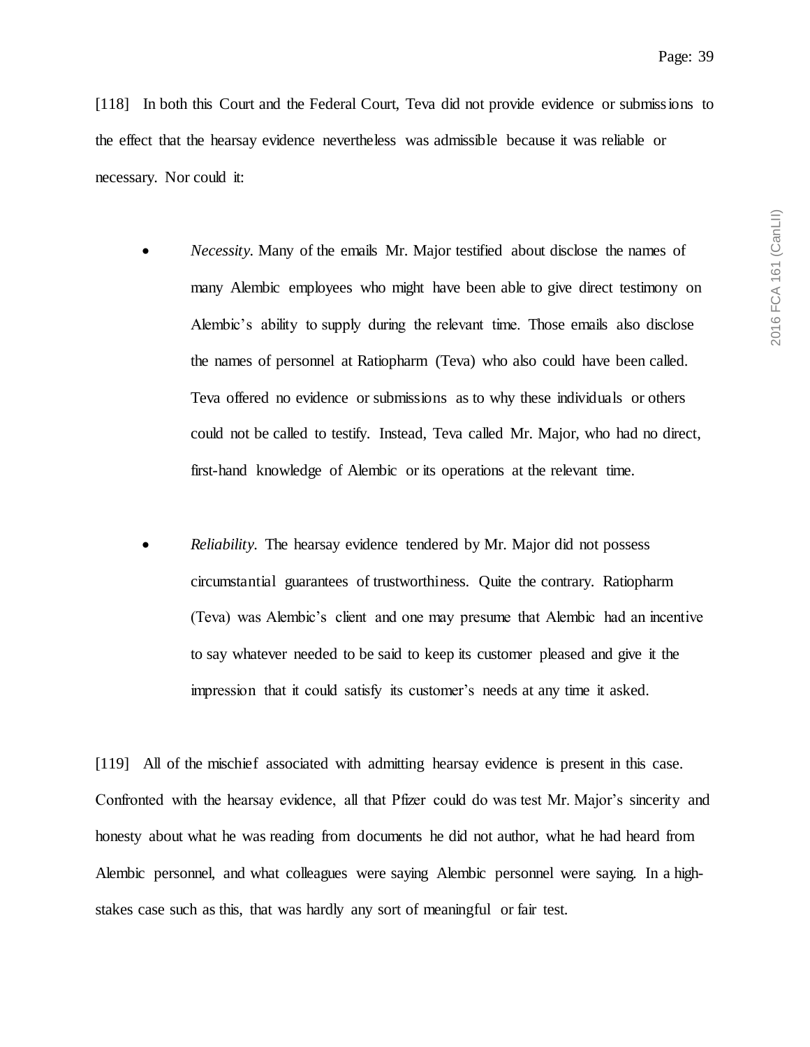[118] In both this Court and the Federal Court, Teva did not provide evidence or submissions to the effect that the hearsay evidence nevertheless was admissible because it was reliable or necessary. Nor could it:

- *Necessity*. Many of the emails Mr. Major testified about disclose the names of many Alembic employees who might have been able to give direct testimony on Alembic's ability to supply during the relevant time. Those emails also disclose the names of personnel at Ratiopharm (Teva) who also could have been called. Teva offered no evidence or submissions as to why these individuals or others could not be called to testify. Instead, Teva called Mr. Major, who had no direct, first-hand knowledge of Alembic or its operations at the relevant time.

- *Reliability*. The hearsay evidence tendered by Mr. Major did not possess circumstantial guarantees of trustworthiness. Quite the contrary. Ratiopharm (Teva) was Alembic's client and one may presume that Alembic had an incentive to say whatever needed to be said to keep its customer pleased and give it the impression that it could satisfy its customer's needs at any time it asked.

[119] All of the mischief associated with admitting hearsay evidence is present in this case. Confronted with the hearsay evidence, all that Pfizer could do was test Mr. Major's sincerity and honesty about what he was reading from documents he did not author, what he had heard from Alembic personnel, and what colleagues were saying Alembic personnel were saying. In a high-stakes case such as this, that was hardly any sort of meaningful or fair test.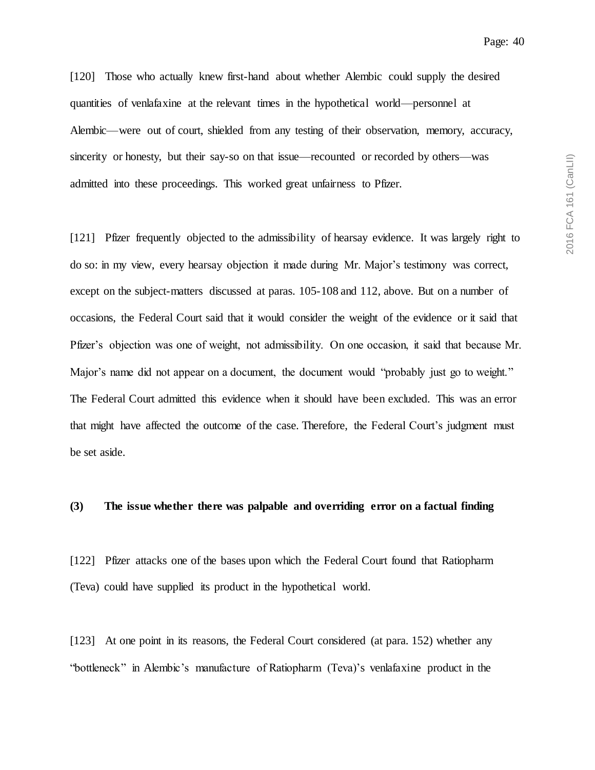[120] Those who actually knew first-hand about whether Alembic could supply the desired quantities of venlafaxine at the relevant times in the hypothetical world—personnel at Alembic—were out of court, shielded from any testing of their observation, memory, accuracy, sincerity or honesty, but their say-so on that issue—recounted or recorded by others—was admitted into these proceedings. This worked great unfairness to Pfizer.

[121] Pfizer frequently objected to the admissibility of hearsay evidence. It was largely right to do so: in my view, every hearsay objection it made during Mr. Major's testimony was correct, except on the subject-matters discussed at paras. 105-108 and 112, above. But on a number of occasions, the Federal Court said that it would consider the weight of the evidence or it said that Pfizer's objection was one of weight, not admissibility. On one occasion, it said that because Mr. Major's name did not appear on a document, the document would "probably just go to weight." The Federal Court admitted this evidence when it should have been excluded. This was an error that might have affected the outcome of the case. Therefore, the Federal Court's judgment must be set aside.

### (3) The issue whether there was palpable and overriding error on a factual finding

[122] Pfizer attacks one of the bases upon which the Federal Court found that Ratiopharm (Teva) could have supplied its product in the hypothetical world.

[123] At one point in its reasons, the Federal Court considered (at para. 152) whether any "bottleneck" in Alembic's manufacture of Ratiopharm (Teva)'s venlafaxine product in the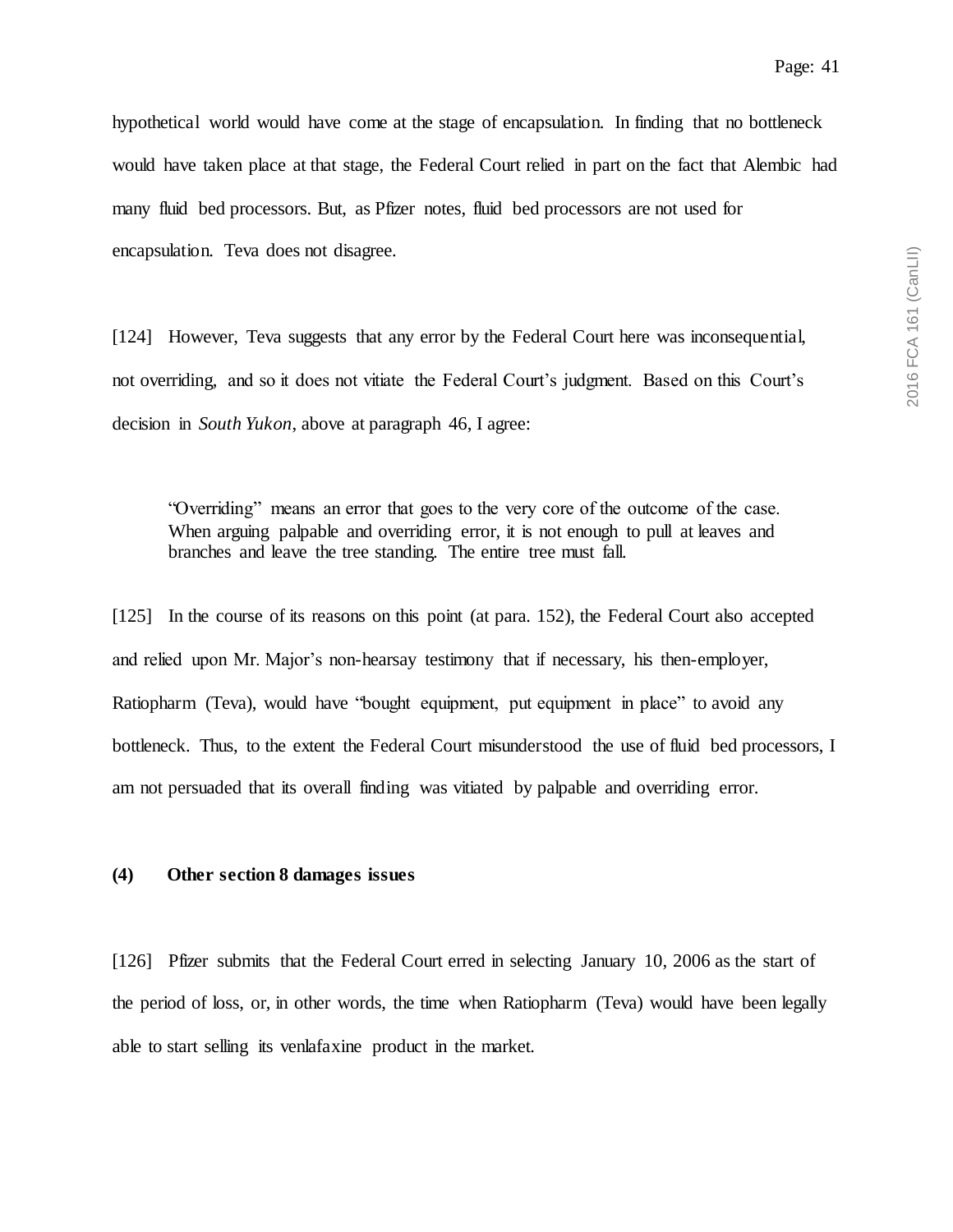hypothetical world would have come at the stage of encapsulation. In finding that no bottleneck would have taken place at that stage, the Federal Court relied in part on the fact that Alembic had many fluid bed processors. But, as Pfizer notes, fluid bed processors are not used for encapsulation. Teva does not disagree.

[124] However, Teva suggests that any error by the Federal Court here was inconsequential, not overriding, and so it does not vitiate the Federal Court's judgment. Based on this Court's decision in *South Yukon*, above at paragraph 46, I agree:

> "Overriding" means an error that goes to the very core of the outcome of the case. When arguing palpable and overriding error, it is not enough to pull at leaves and branches and leave the tree standing. The entire tree must fall.

[125] In the course of its reasons on this point (at para. 152), the Federal Court also accepted and relied upon Mr. Major's non-hearsay testimony that if necessary, his then-employer, Ratiopharm (Teva), would have "bought equipment, put equipment in place" to avoid any bottleneck. Thus, to the extent the Federal Court misunderstood the use of fluid bed processors, I am not persuaded that its overall finding was vitiated by palpable and overriding error.

### (4) Other section 8 damages issues

[126] Pfizer submits that the Federal Court erred in selecting January 10, 2006 as the start of the period of loss, or, in other words, the time when Ratiopharm (Teva) would have been legally able to start selling its venlafaxine product in the market.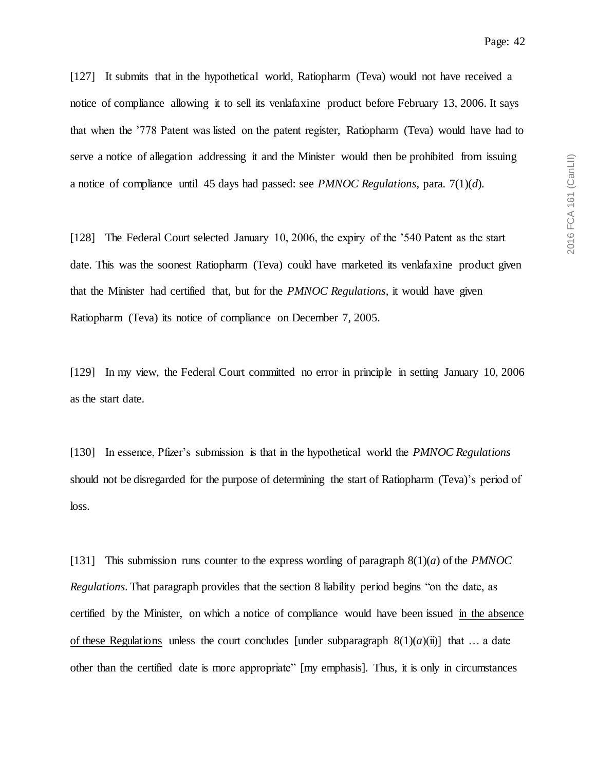[127] It submits that in the hypothetical world, Ratiopharm (Teva) would not have received a notice of compliance allowing it to sell its venlafaxine product before February 13, 2006. It says that when the ’778 Patent was listed on the patent register, Ratiopharm (Teva) would have had to serve a notice of allegation addressing it and the Minister would then be prohibited from issuing a notice of compliance until 45 days had passed: see *PMNOC Regulations*, para. 7(1)(*d*).

[128] The Federal Court selected January 10, 2006, the expiry of the ’540 Patent as the start date. This was the soonest Ratiopharm (Teva) could have marketed its venlafaxine product given that the Minister had certified that, but for the *PMNOC Regulations*, it would have given Ratiopharm (Teva) its notice of compliance on December 7, 2005.

[129] In my view, the Federal Court committed no error in principle in setting January 10, 2006 as the start date.

[130] In essence, Pfizer’s submission is that in the hypothetical world the *PMNOC Regulations* should not be disregarded for the purpose of determining the start of Ratiopharm (Teva)’s period of loss.

[131] This submission runs counter to the express wording of paragraph 8(1)(*a*) of the *PMNOC Regulations*. That paragraph provides that the section 8 liability period begins “on the date, as certified by the Minister, on which a notice of compliance would have been issued <u>in the absence of these Regulations</u> unless the court concludes [under subparagraph 8(1)(*a*)(ii)] that … a date other than the certified date is more appropriate” [my emphasis]. Thus, it is only in circumstances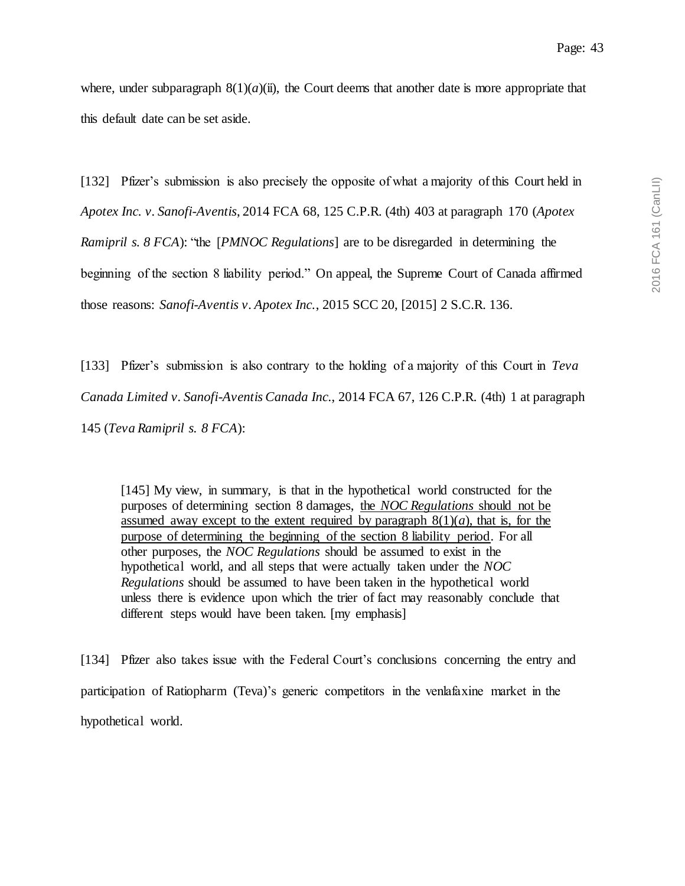where, under subparagraph 8(1)(*a*)(ii), the Court deems that another date is more appropriate that this default date can be set aside.

[132] Pfizer's submission is also precisely the opposite of what a majority of this Court held in *Apotex Inc. v. Sanofi-Aventis*, 2014 FCA 68, 125 C.P.R. (4th) 403 at paragraph 170 (*Apotex Ramipril s. 8 FCA*): "the [*PMNOC Regulations*] are to be disregarded in determining the beginning of the section 8 liability period." On appeal, the Supreme Court of Canada affirmed those reasons: *Sanofi-Aventis v. Apotex Inc.*, 2015 SCC 20, [2015] 2 S.C.R. 136.

[133] Pfizer's submission is also contrary to the holding of a majority of this Court in *Teva Canada Limited v. Sanofi-Aventis Canada Inc.*, 2014 FCA 67, 126 C.P.R. (4th) 1 at paragraph 145 (*Teva Ramipril s. 8 FCA*):

> [145] My view, in summary, is that in the hypothetical world constructed for the purposes of determining section 8 damages, <u>the *NOC Regulations* should not be assumed away except to the extent required by paragraph 8(1)(*a*), that is, for the purpose of determining the beginning of the section 8 liability period</u>. For all other purposes, the *NOC Regulations* should be assumed to exist in the hypothetical world, and all steps that were actually taken under the *NOC Regulations* should be assumed to have been taken in the hypothetical world unless there is evidence upon which the trier of fact may reasonably conclude that different steps would have been taken. [my emphasis]

[134] Pfizer also takes issue with the Federal Court's conclusions concerning the entry and participation of Ratiopharm (Teva)'s generic competitors in the venlafaxine market in the hypothetical world.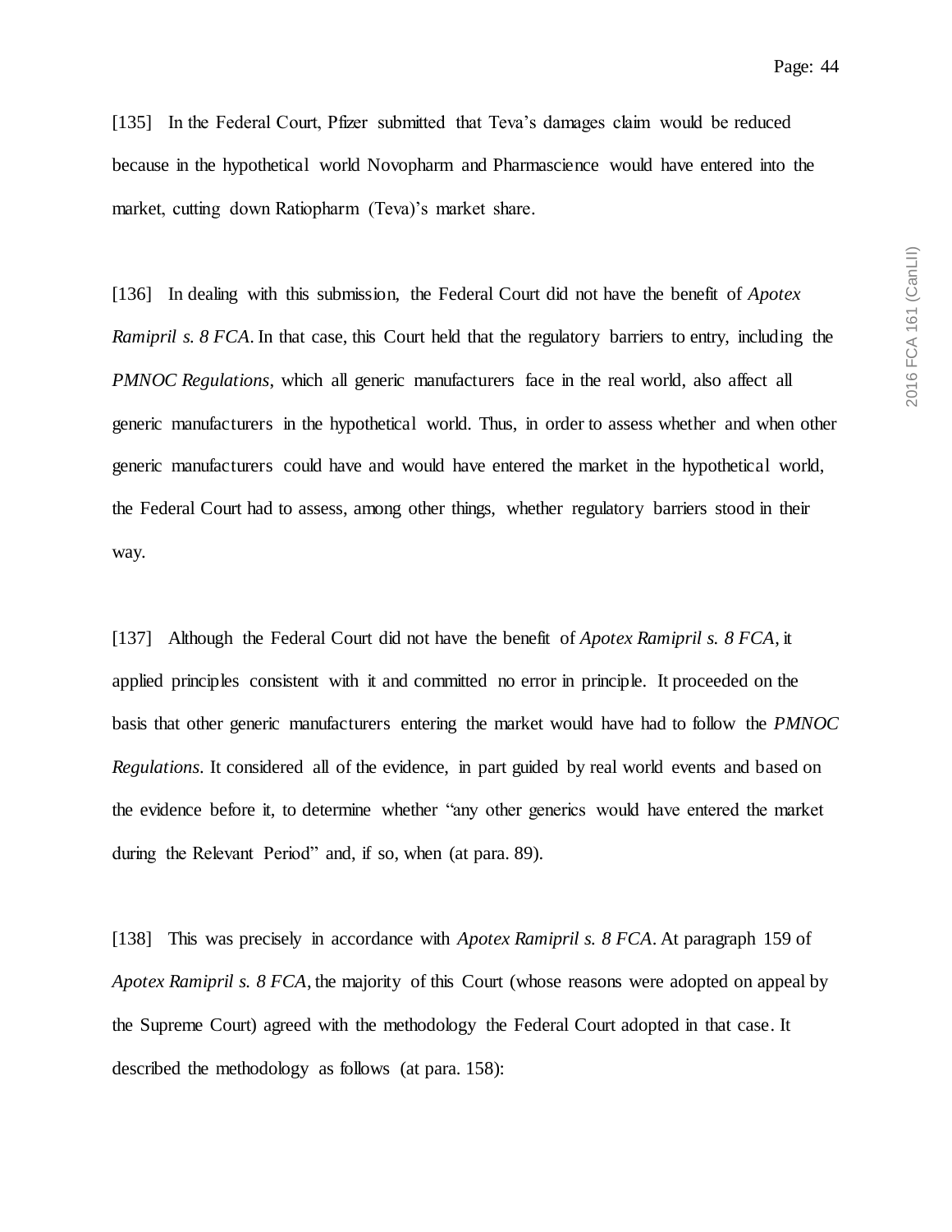[135] In the Federal Court, Pfizer submitted that Teva's damages claim would be reduced because in the hypothetical world Novopharm and Pharmascience would have entered into the market, cutting down Ratiopharm (Teva)'s market share.

[136] In dealing with this submission, the Federal Court did not have the benefit of *Apotex Ramipril s. 8 FCA*. In that case, this Court held that the regulatory barriers to entry, including the *PMNOC Regulations*, which all generic manufacturers face in the real world, also affect all generic manufacturers in the hypothetical world. Thus, in order to assess whether and when other generic manufacturers could have and would have entered the market in the hypothetical world, the Federal Court had to assess, among other things, whether regulatory barriers stood in their way.

[137] Although the Federal Court did not have the benefit of *Apotex Ramipril s. 8 FCA*, it applied principles consistent with it and committed no error in principle. It proceeded on the basis that other generic manufacturers entering the market would have had to follow the *PMNOC Regulations*. It considered all of the evidence, in part guided by real world events and based on the evidence before it, to determine whether "any other generics would have entered the market during the Relevant Period" and, if so, when (at para. 89).

[138] This was precisely in accordance with *Apotex Ramipril s. 8 FCA*. At paragraph 159 of *Apotex Ramipril s. 8 FCA*, the majority of this Court (whose reasons were adopted on appeal by the Supreme Court) agreed with the methodology the Federal Court adopted in that case. It described the methodology as follows (at para. 158):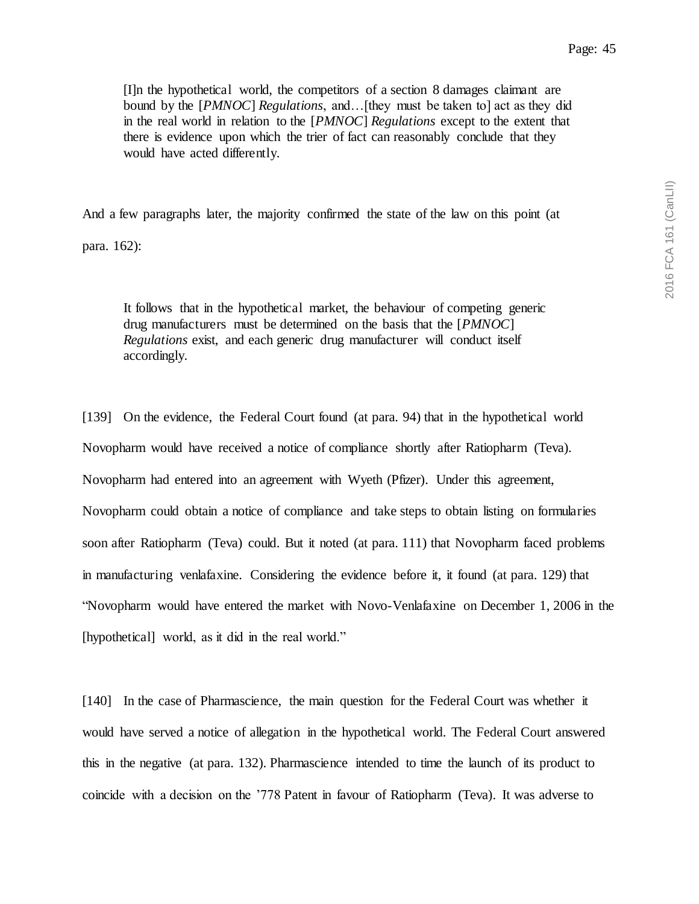> [I]n the hypothetical world, the competitors of a section 8 damages claimant are bound by the [*PMNOC*] *Regulations*, and…[they must be taken to] act as they did in the real world in relation to the [*PMNOC*] *Regulations* except to the extent that there is evidence upon which the trier of fact can reasonably conclude that they would have acted differently.

And a few paragraphs later, the majority confirmed the state of the law on this point (at para. 162):

> It follows that in the hypothetical market, the behaviour of competing generic drug manufacturers must be determined on the basis that the [*PMNOC*] *Regulations* exist, and each generic drug manufacturer will conduct itself accordingly.

[139] On the evidence, the Federal Court found (at para. 94) that in the hypothetical world Novopharm would have received a notice of compliance shortly after Ratiopharm (Teva). Novopharm had entered into an agreement with Wyeth (Pfizer). Under this agreement, Novopharm could obtain a notice of compliance and take steps to obtain listing on formularies soon after Ratiopharm (Teva) could. But it noted (at para. 111) that Novopharm faced problems in manufacturing venlafaxine. Considering the evidence before it, it found (at para. 129) that "Novopharm would have entered the market with Novo-Venlafaxine on December 1, 2006 in the [hypothetical] world, as it did in the real world."

[140] In the case of Pharmascience, the main question for the Federal Court was whether it would have served a notice of allegation in the hypothetical world. The Federal Court answered this in the negative (at para. 132). Pharmascience intended to time the launch of its product to coincide with a decision on the '778 Patent in favour of Ratiopharm (Teva). It was adverse to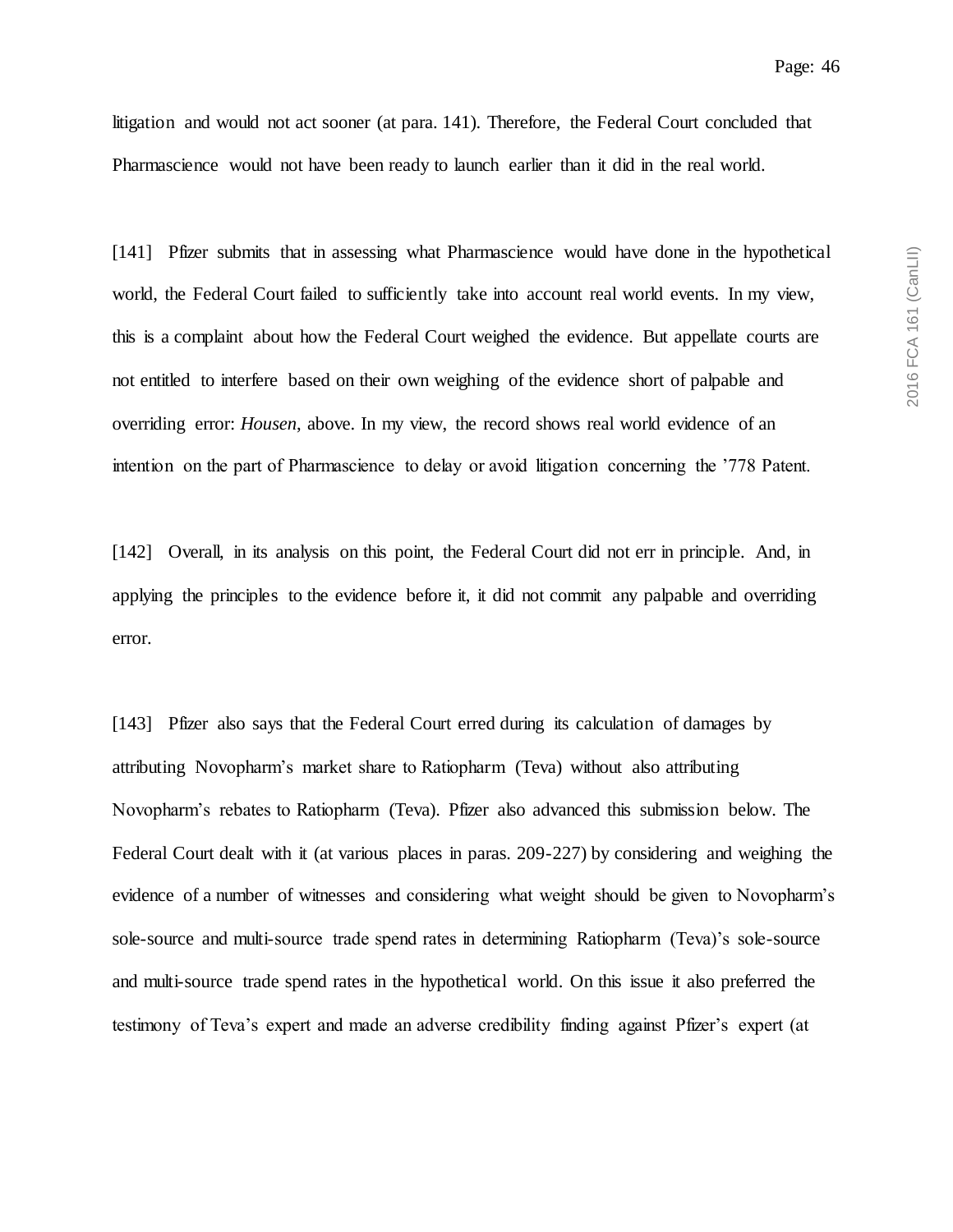litigation and would not act sooner (at para. 141). Therefore, the Federal Court concluded that Pharmascience would not have been ready to launch earlier than it did in the real world.

[141] Pfizer submits that in assessing what Pharmascience would have done in the hypothetical world, the Federal Court failed to sufficiently take into account real world events. In my view, this is a complaint about how the Federal Court weighed the evidence. But appellate courts are not entitled to interfere based on their own weighing of the evidence short of palpable and overriding error: *Housen*, above. In my view, the record shows real world evidence of an intention on the part of Pharmascience to delay or avoid litigation concerning the '778 Patent.

[142] Overall, in its analysis on this point, the Federal Court did not err in principle. And, in applying the principles to the evidence before it, it did not commit any palpable and overriding error.

[143] Pfizer also says that the Federal Court erred during its calculation of damages by attributing Novopharm's market share to Ratiopharm (Teva) without also attributing Novopharm's rebates to Ratiopharm (Teva). Pfizer also advanced this submission below. The Federal Court dealt with it (at various places in paras. 209-227) by considering and weighing the evidence of a number of witnesses and considering what weight should be given to Novopharm's sole-source and multi-source trade spend rates in determining Ratiopharm (Teva)'s sole-source and multi-source trade spend rates in the hypothetical world. On this issue it also preferred the testimony of Teva's expert and made an adverse credibility finding against Pfizer's expert (at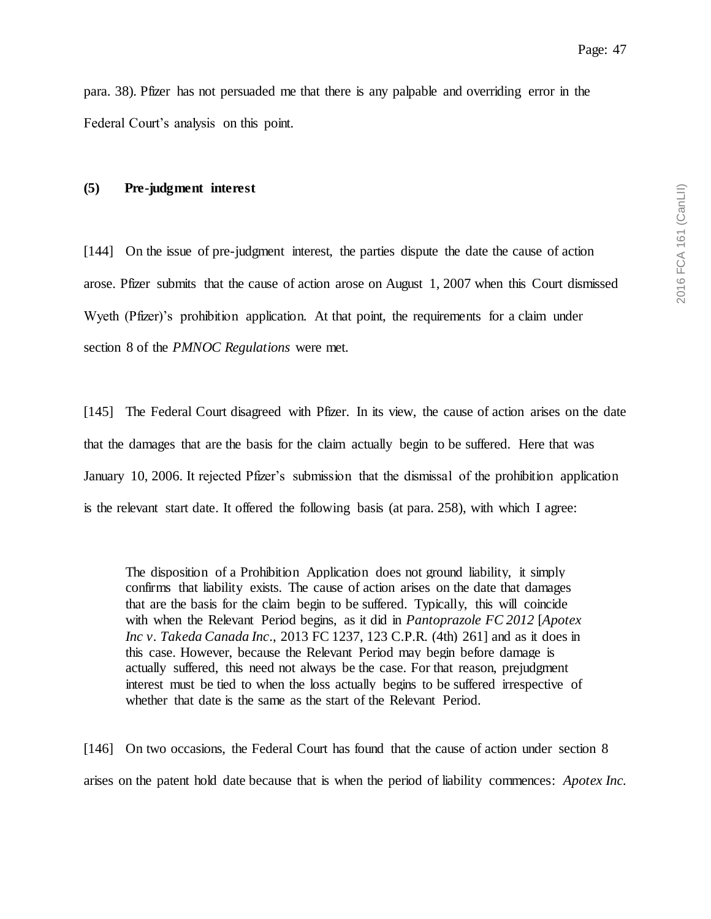para. 38). Pfizer has not persuaded me that there is any palpable and overriding error in the Federal Court's analysis on this point.

### (5) Pre-judgment interest

[144] On the issue of pre-judgment interest, the parties dispute the date the cause of action arose. Pfizer submits that the cause of action arose on August 1, 2007 when this Court dismissed Wyeth (Pfizer)'s prohibition application. At that point, the requirements for a claim under section 8 of the *PMNOC Regulations* were met.

[145] The Federal Court disagreed with Pfizer. In its view, the cause of action arises on the date that the damages that are the basis for the claim actually begin to be suffered. Here that was January 10, 2006. It rejected Pfizer's submission that the dismissal of the prohibition application is the relevant start date. It offered the following basis (at para. 258), with which I agree:

> The disposition of a Prohibition Application does not ground liability, it simply confirms that liability exists. The cause of action arises on the date that damages that are the basis for the claim begin to be suffered. Typically, this will coincide with when the Relevant Period begins, as it did in *Pantoprazole FC 2012* [*Apotex Inc v. Takeda Canada Inc*., 2013 FC 1237, 123 C.P.R. (4th) 261] and as it does in this case. However, because the Relevant Period may begin before damage is actually suffered, this need not always be the case. For that reason, prejudgment interest must be tied to when the loss actually begins to be suffered irrespective of whether that date is the same as the start of the Relevant Period.

[146] On two occasions, the Federal Court has found that the cause of action under section 8 arises on the patent hold date because that is when the period of liability commences: *Apotex Inc.*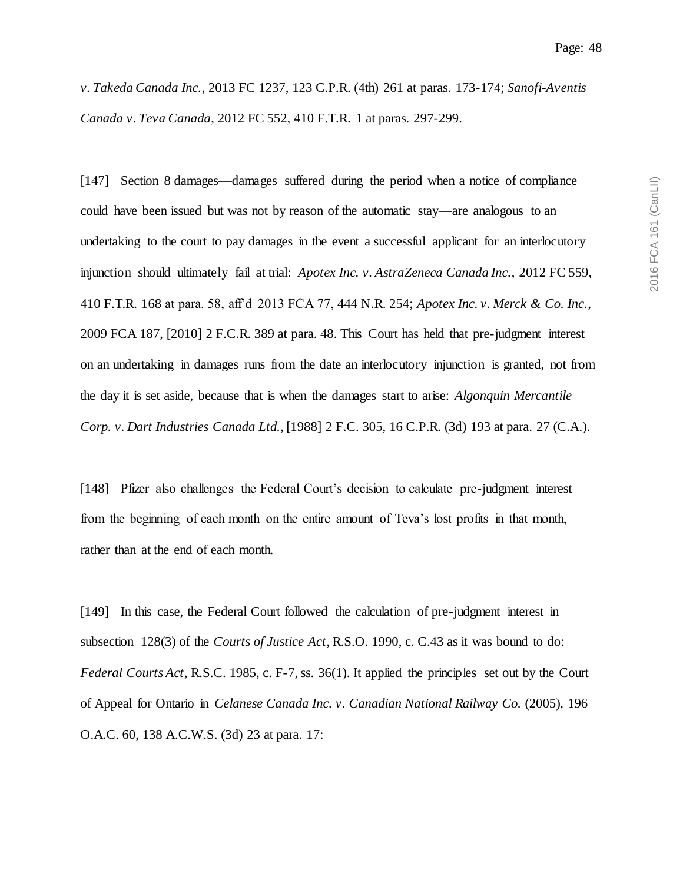*v. Takeda Canada Inc.*, 2013 FC 1237, 123 C.P.R. (4th) 261 at paras. 173-174; *Sanofi-Aventis Canada v. Teva Canada*, 2012 FC 552, 410 F.T.R. 1 at paras. 297-299.

[147] Section 8 damages—damages suffered during the period when a notice of compliance could have been issued but was not by reason of the automatic stay—are analogous to an undertaking to the court to pay damages in the event a successful applicant for an interlocutory injunction should ultimately fail at trial: *Apotex Inc. v. AstraZeneca Canada Inc.*, 2012 FC 559, 410 F.T.R. 168 at para. 58, aff'd 2013 FCA 77, 444 N.R. 254; *Apotex Inc. v. Merck & Co. Inc.*, 2009 FCA 187, [2010] 2 F.C.R. 389 at para. 48. This Court has held that pre-judgment interest on an undertaking in damages runs from the date an interlocutory injunction is granted, not from the day it is set aside, because that is when the damages start to arise: *Algonquin Mercantile Corp. v. Dart Industries Canada Ltd.*, [1988] 2 F.C. 305, 16 C.P.R. (3d) 193 at para. 27 (C.A.).

[148] Pfizer also challenges the Federal Court's decision to calculate pre-judgment interest from the beginning of each month on the entire amount of Teva's lost profits in that month, rather than at the end of each month.

[149] In this case, the Federal Court followed the calculation of pre-judgment interest in subsection 128(3) of the *Courts of Justice Act*, R.S.O. 1990, c. C.43 as it was bound to do: *Federal Courts Act*, R.S.C. 1985, c. F-7, ss. 36(1). It applied the principles set out by the Court of Appeal for Ontario in *Celanese Canada Inc. v. Canadian National Railway Co.* (2005), 196 O.A.C. 60, 138 A.C.W.S. (3d) 23 at para. 17: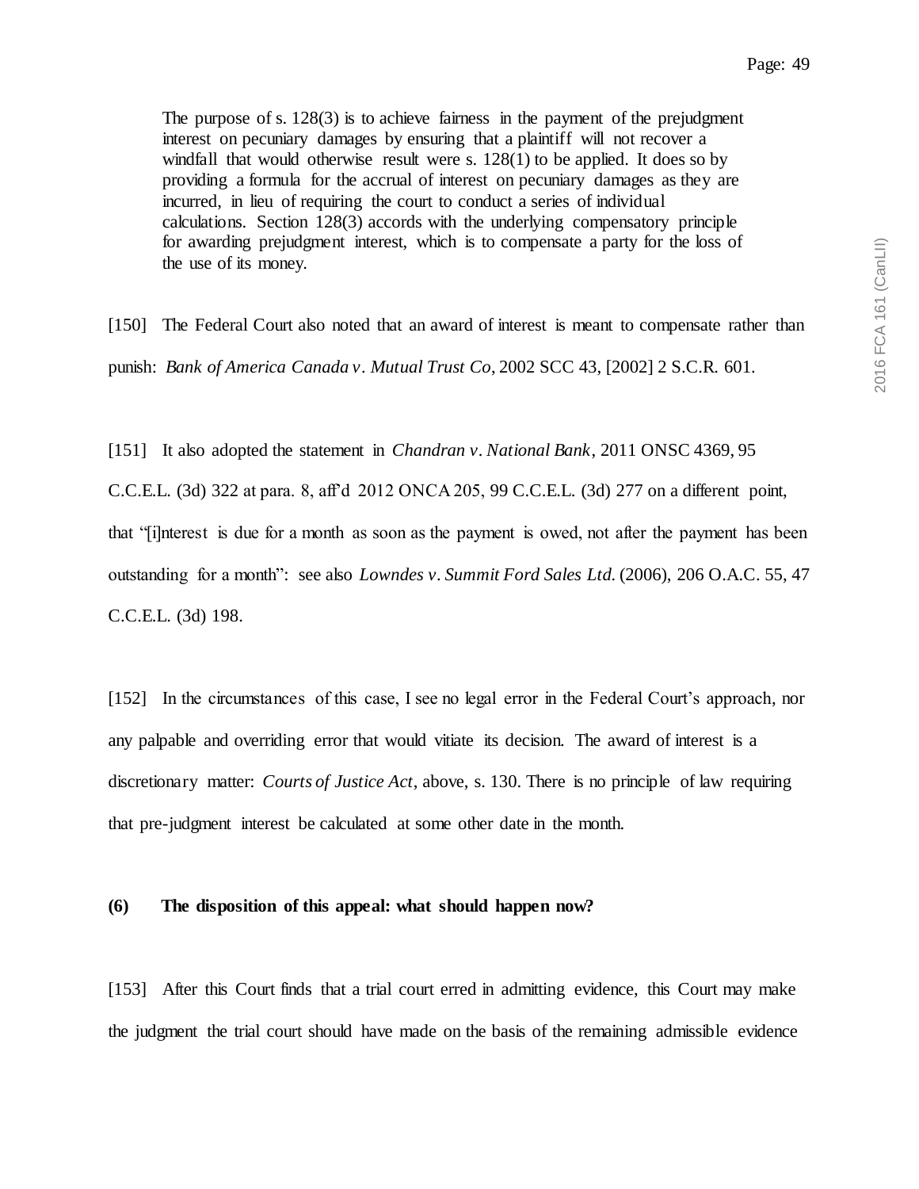> The purpose of s. 128(3) is to achieve fairness in the payment of the prejudgment interest on pecuniary damages by ensuring that a plaintiff will not recover a windfall that would otherwise result were s. 128(1) to be applied. It does so by providing a formula for the accrual of interest on pecuniary damages as they are incurred, in lieu of requiring the court to conduct a series of individual calculations. Section 128(3) accords with the underlying compensatory principle for awarding prejudgment interest, which is to compensate a party for the loss of the use of its money.

[150] The Federal Court also noted that an award of interest is meant to compensate rather than punish: *Bank of America Canada v. Mutual Trust Co*, 2002 SCC 43, [2002] 2 S.C.R. 601.

[151] It also adopted the statement in *Chandran v. National Bank*, 2011 ONSC 4369, 95 C.C.E.L. (3d) 322 at para. 8, aff'd 2012 ONCA 205, 99 C.C.E.L. (3d) 277 on a different point, that "[i]nterest is due for a month as soon as the payment is owed, not after the payment has been outstanding for a month": see also *Lowndes v. Summit Ford Sales Ltd.* (2006), 206 O.A.C. 55, 47 C.C.E.L. (3d) 198.

[152] In the circumstances of this case, I see no legal error in the Federal Court's approach, nor any palpable and overriding error that would vitiate its decision. The award of interest is a discretionary matter: *Courts of Justice Act*, above, s. 130. There is no principle of law requiring that pre-judgment interest be calculated at some other date in the month.

**(6) The disposition of this appeal: what should happen now?**

[153] After this Court finds that a trial court erred in admitting evidence, this Court may make the judgment the trial court should have made on the basis of the remaining admissible evidence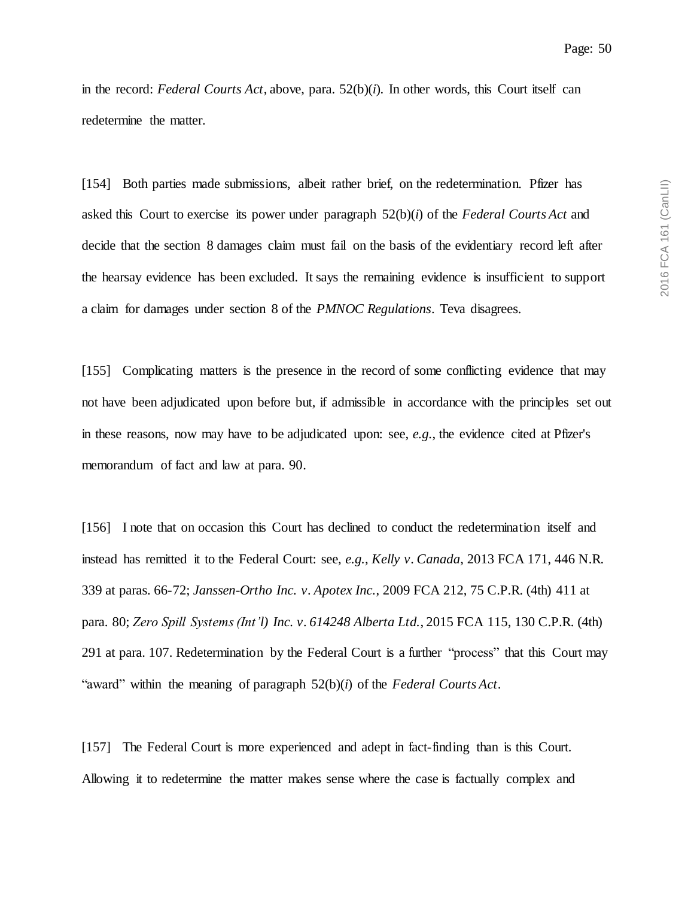in the record: *Federal Courts Act*, above, para. 52(b)(*i*). In other words, this Court itself can redetermine the matter.

[154] Both parties made submissions, albeit rather brief, on the redetermination. Pfizer has asked this Court to exercise its power under paragraph 52(b)(*i*) of the *Federal Courts Act* and decide that the section 8 damages claim must fail on the basis of the evidentiary record left after the hearsay evidence has been excluded. It says the remaining evidence is insufficient to support a claim for damages under section 8 of the *PMNOC Regulations*. Teva disagrees.

[155] Complicating matters is the presence in the record of some conflicting evidence that may not have been adjudicated upon before but, if admissible in accordance with the principles set out in these reasons, now may have to be adjudicated upon: see, *e.g.*, the evidence cited at Pfizer's memorandum of fact and law at para. 90.

[156] I note that on occasion this Court has declined to conduct the redetermination itself and instead has remitted it to the Federal Court: see, *e.g.*, *Kelly v. Canada*, 2013 FCA 171, 446 N.R. 339 at paras. 66-72; *Janssen-Ortho Inc. v. Apotex Inc.*, 2009 FCA 212, 75 C.P.R. (4th) 411 at para. 80; *Zero Spill Systems (Int'l) Inc. v. 614248 Alberta Ltd.*, 2015 FCA 115, 130 C.P.R. (4th) 291 at para. 107. Redetermination by the Federal Court is a further "process" that this Court may "award" within the meaning of paragraph 52(b)(*i*) of the *Federal Courts Act*.

[157] The Federal Court is more experienced and adept in fact-finding than is this Court. Allowing it to redetermine the matter makes sense where the case is factually complex and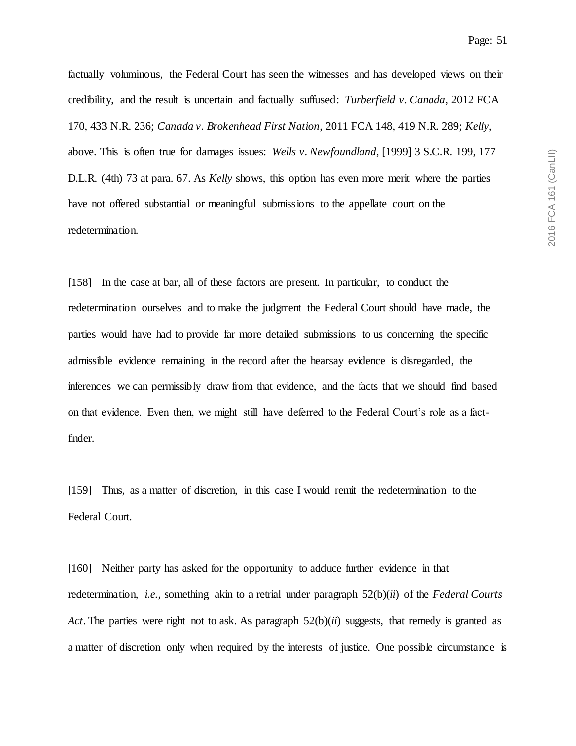factually voluminous, the Federal Court has seen the witnesses and has developed views on their credibility, and the result is uncertain and factually suffused: *Turberfield v. Canada*, 2012 FCA 170, 433 N.R. 236; *Canada v. Brokenhead First Nation*, 2011 FCA 148, 419 N.R. 289; *Kelly*, above. This is often true for damages issues: *Wells v. Newfoundland*, [1999] 3 S.C.R. 199, 177 D.L.R. (4th) 73 at para. 67. As *Kelly* shows, this option has even more merit where the parties have not offered substantial or meaningful submissions to the appellate court on the redetermination.

[158] In the case at bar, all of these factors are present. In particular, to conduct the redetermination ourselves and to make the judgment the Federal Court should have made, the parties would have had to provide far more detailed submissions to us concerning the specific admissible evidence remaining in the record after the hearsay evidence is disregarded, the inferences we can permissibly draw from that evidence, and the facts that we should find based on that evidence. Even then, we might still have deferred to the Federal Court's role as a fact-finder.

[159] Thus, as a matter of discretion, in this case I would remit the redetermination to the Federal Court.

[160] Neither party has asked for the opportunity to adduce further evidence in that redetermination, *i.e.*, something akin to a retrial under paragraph 52(b)(*ii*) of the *Federal Courts Act*. The parties were right not to ask. As paragraph 52(b)(*ii*) suggests, that remedy is granted as a matter of discretion only when required by the interests of justice. One possible circumstance is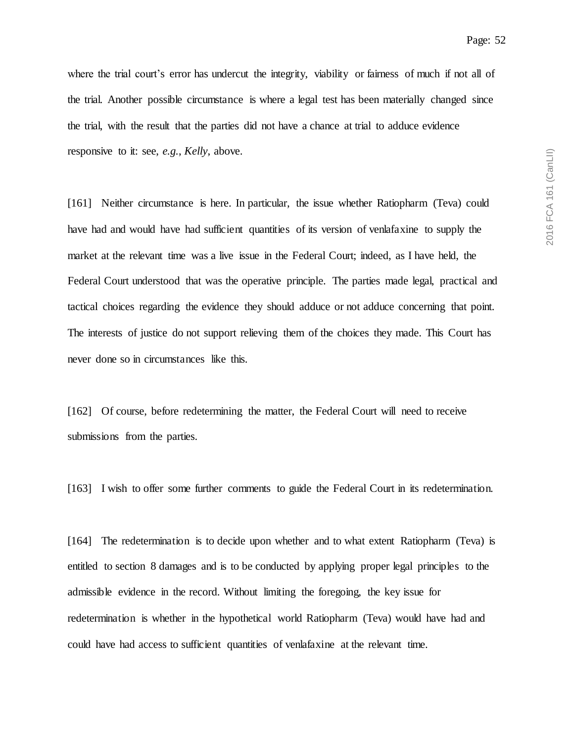where the trial court's error has undercut the integrity, viability or fairness of much if not all of the trial. Another possible circumstance is where a legal test has been materially changed since the trial, with the result that the parties did not have a chance at trial to adduce evidence responsive to it: see, *e.g.*, *Kelly*, above.

[161] Neither circumstance is here. In particular, the issue whether Ratiopharm (Teva) could have had and would have had sufficient quantities of its version of venlafaxine to supply the market at the relevant time was a live issue in the Federal Court; indeed, as I have held, the Federal Court understood that was the operative principle. The parties made legal, practical and tactical choices regarding the evidence they should adduce or not adduce concerning that point. The interests of justice do not support relieving them of the choices they made. This Court has never done so in circumstances like this.

[162] Of course, before redetermining the matter, the Federal Court will need to receive submissions from the parties.

[163] I wish to offer some further comments to guide the Federal Court in its redetermination.

[164] The redetermination is to decide upon whether and to what extent Ratiopharm (Teva) is entitled to section 8 damages and is to be conducted by applying proper legal principles to the admissible evidence in the record. Without limiting the foregoing, the key issue for redetermination is whether in the hypothetical world Ratiopharm (Teva) would have had and could have had access to sufficient quantities of venlafaxine at the relevant time.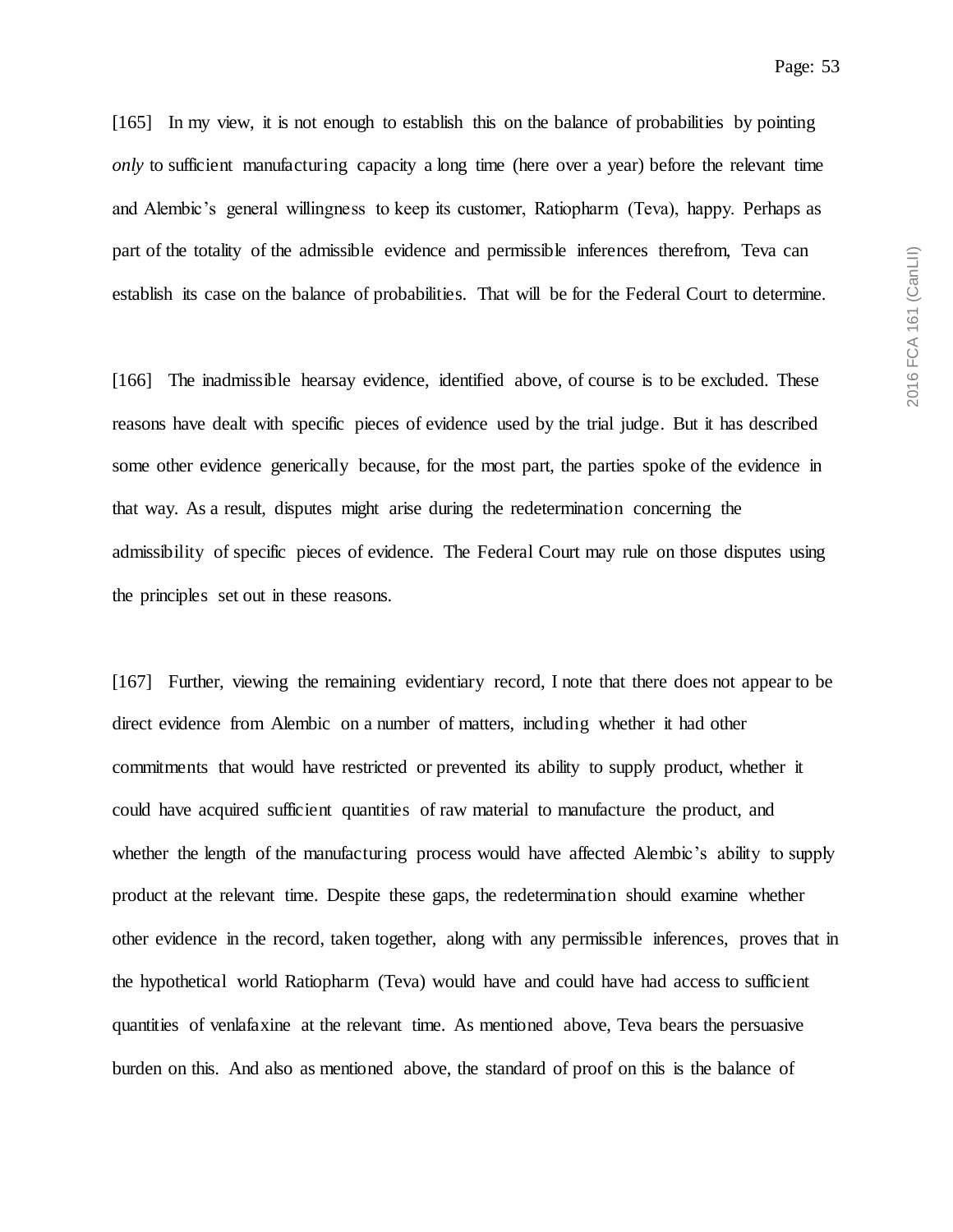[165] In my view, it is not enough to establish this on the balance of probabilities by pointing *only* to sufficient manufacturing capacity a long time (here over a year) before the relevant time and Alembic's general willingness to keep its customer, Ratiopharm (Teva), happy. Perhaps as part of the totality of the admissible evidence and permissible inferences therefrom, Teva can establish its case on the balance of probabilities. That will be for the Federal Court to determine.

[166] The inadmissible hearsay evidence, identified above, of course is to be excluded. These reasons have dealt with specific pieces of evidence used by the trial judge. But it has described some other evidence generically because, for the most part, the parties spoke of the evidence in that way. As a result, disputes might arise during the redetermination concerning the admissibility of specific pieces of evidence. The Federal Court may rule on those disputes using the principles set out in these reasons.

[167] Further, viewing the remaining evidentiary record, I note that there does not appear to be direct evidence from Alembic on a number of matters, including whether it had other commitments that would have restricted or prevented its ability to supply product, whether it could have acquired sufficient quantities of raw material to manufacture the product, and whether the length of the manufacturing process would have affected Alembic's ability to supply product at the relevant time. Despite these gaps, the redetermination should examine whether other evidence in the record, taken together, along with any permissible inferences, proves that in the hypothetical world Ratiopharm (Teva) would have and could have had access to sufficient quantities of venlafaxine at the relevant time. As mentioned above, Teva bears the persuasive burden on this. And also as mentioned above, the standard of proof on this is the balance of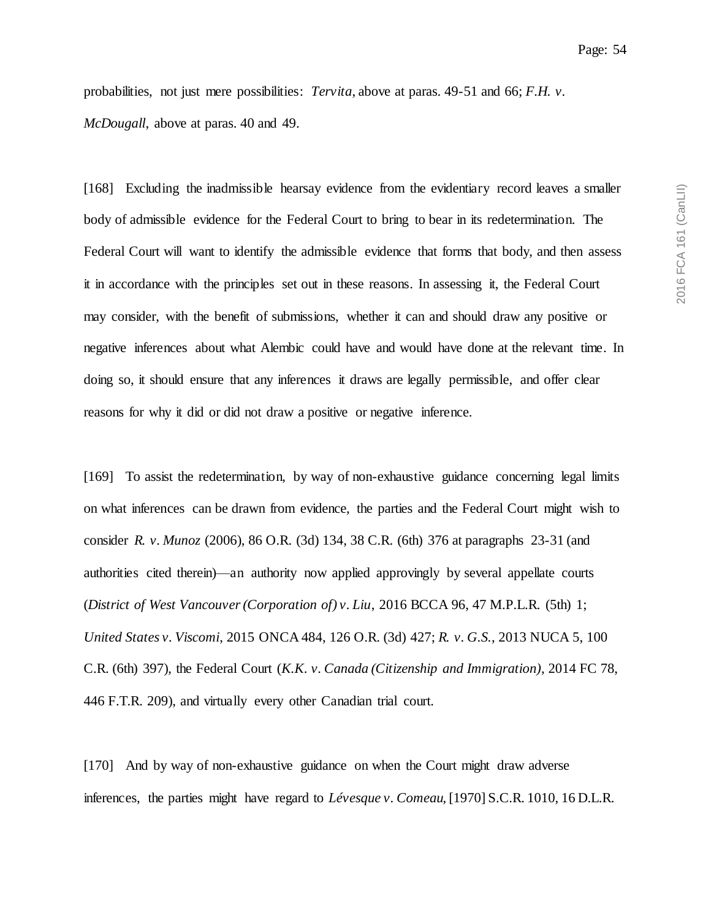probabilities, not just mere possibilities: *Tervita*, above at paras. 49-51 and 66; *F.H. v. McDougall*, above at paras. 40 and 49.

[168] Excluding the inadmissible hearsay evidence from the evidentiary record leaves a smaller body of admissible evidence for the Federal Court to bring to bear in its redetermination. The Federal Court will want to identify the admissible evidence that forms that body, and then assess it in accordance with the principles set out in these reasons. In assessing it, the Federal Court may consider, with the benefit of submissions, whether it can and should draw any positive or negative inferences about what Alembic could have and would have done at the relevant time. In doing so, it should ensure that any inferences it draws are legally permissible, and offer clear reasons for why it did or did not draw a positive or negative inference.

[169] To assist the redetermination, by way of non-exhaustive guidance concerning legal limits on what inferences can be drawn from evidence, the parties and the Federal Court might wish to consider *R. v. Munoz* (2006), 86 O.R. (3d) 134, 38 C.R. (6th) 376 at paragraphs 23-31 (and authorities cited therein)—an authority now applied approvingly by several appellate courts (*District of West Vancouver (Corporation of) v. Liu*, 2016 BCCA 96, 47 M.P.L.R. (5th) 1; *United States v. Viscomi*, 2015 ONCA 484, 126 O.R. (3d) 427; *R. v. G.S.*, 2013 NUCA 5, 100 C.R. (6th) 397), the Federal Court (*K.K. v. Canada (Citizenship and Immigration)*, 2014 FC 78, 446 F.T.R. 209), and virtually every other Canadian trial court.

[170] And by way of non-exhaustive guidance on when the Court might draw adverse inferences, the parties might have regard to *Lévesque v. Comeau*, [1970] S.C.R. 1010, 16 D.L.R.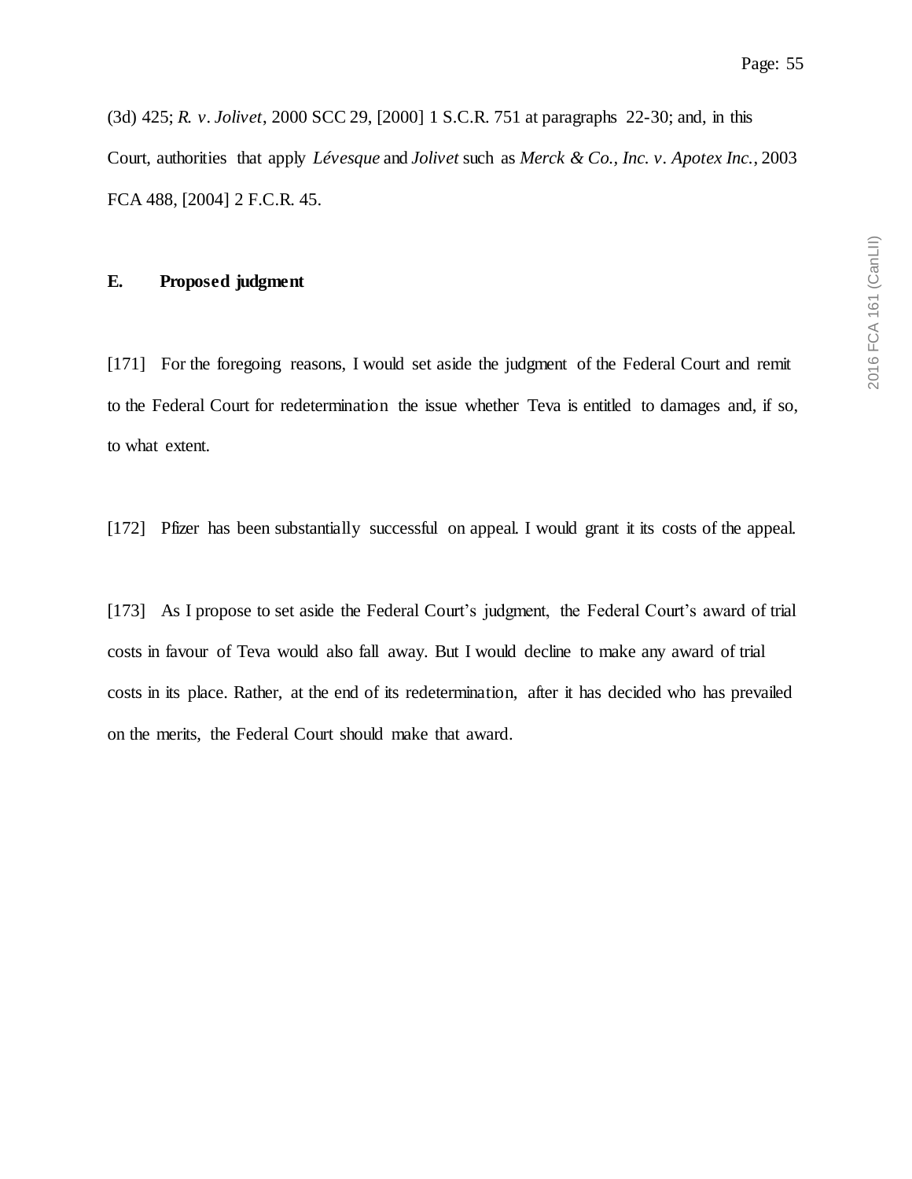(3d) 425; *R. v. Jolivet*, 2000 SCC 29, [2000] 1 S.C.R. 751 at paragraphs 22-30; and, in this Court, authorities that apply *Lévesque* and *Jolivet* such as *Merck & Co., Inc. v. Apotex Inc.*, 2003 FCA 488, [2004] 2 F.C.R. 45.

## E. Proposed judgment

[171] For the foregoing reasons, I would set aside the judgment of the Federal Court and remit to the Federal Court for redetermination the issue whether Teva is entitled to damages and, if so, to what extent.

[172] Pfizer has been substantially successful on appeal. I would grant it its costs of the appeal.

[173] As I propose to set aside the Federal Court's judgment, the Federal Court's award of trial costs in favour of Teva would also fall away. But I would decline to make any award of trial costs in its place. Rather, at the end of its redetermination, after it has decided who has prevailed on the merits, the Federal Court should make that award.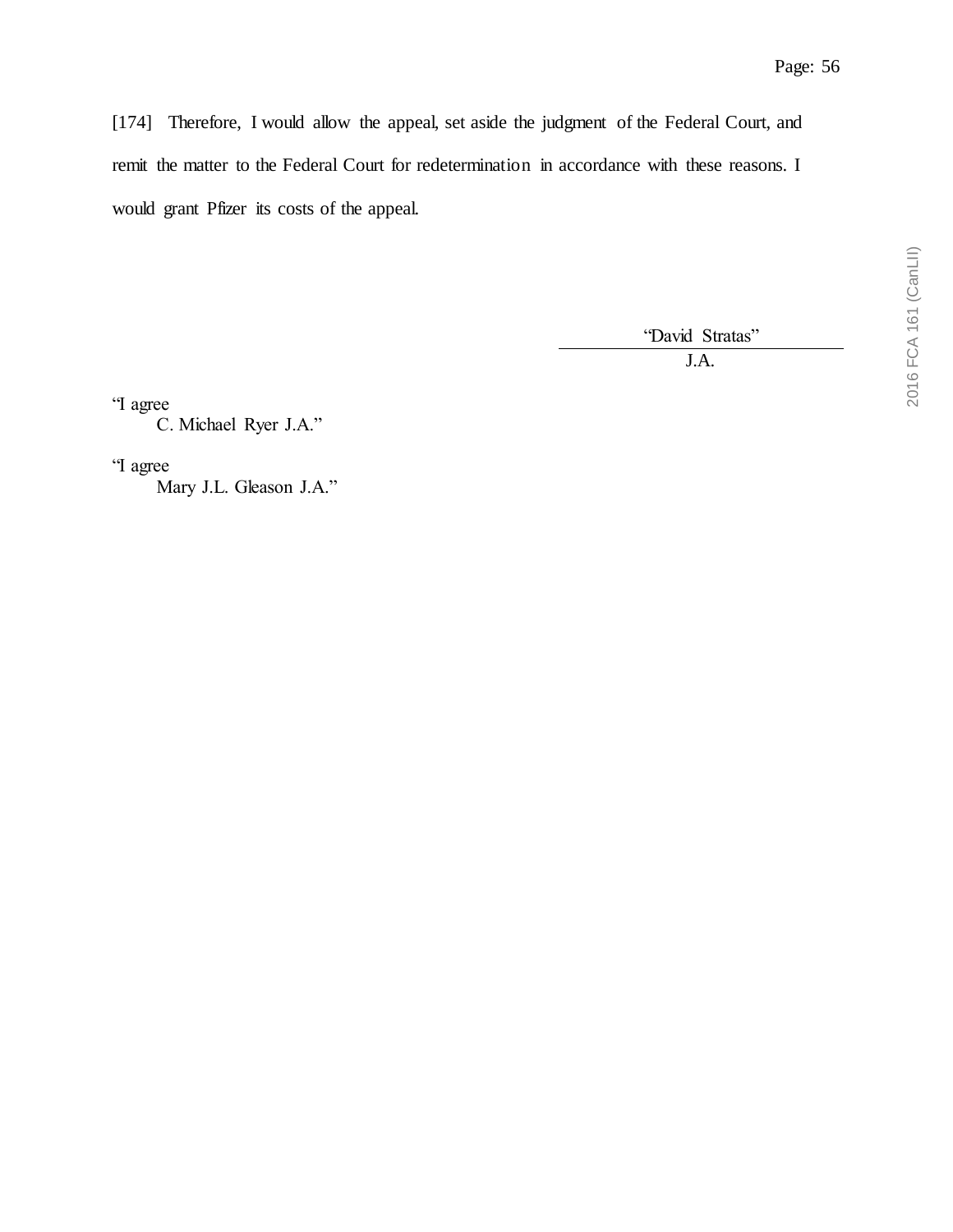[174] Therefore, I would allow the appeal, set aside the judgment of the Federal Court, and remit the matter to the Federal Court for redetermination in accordance with these reasons. I would grant Pfizer its costs of the appeal.

"David Stratas"

J.A.

"I agree
C. Michael Ryer J.A."

"I agree
Mary J.L. Gleason J.A."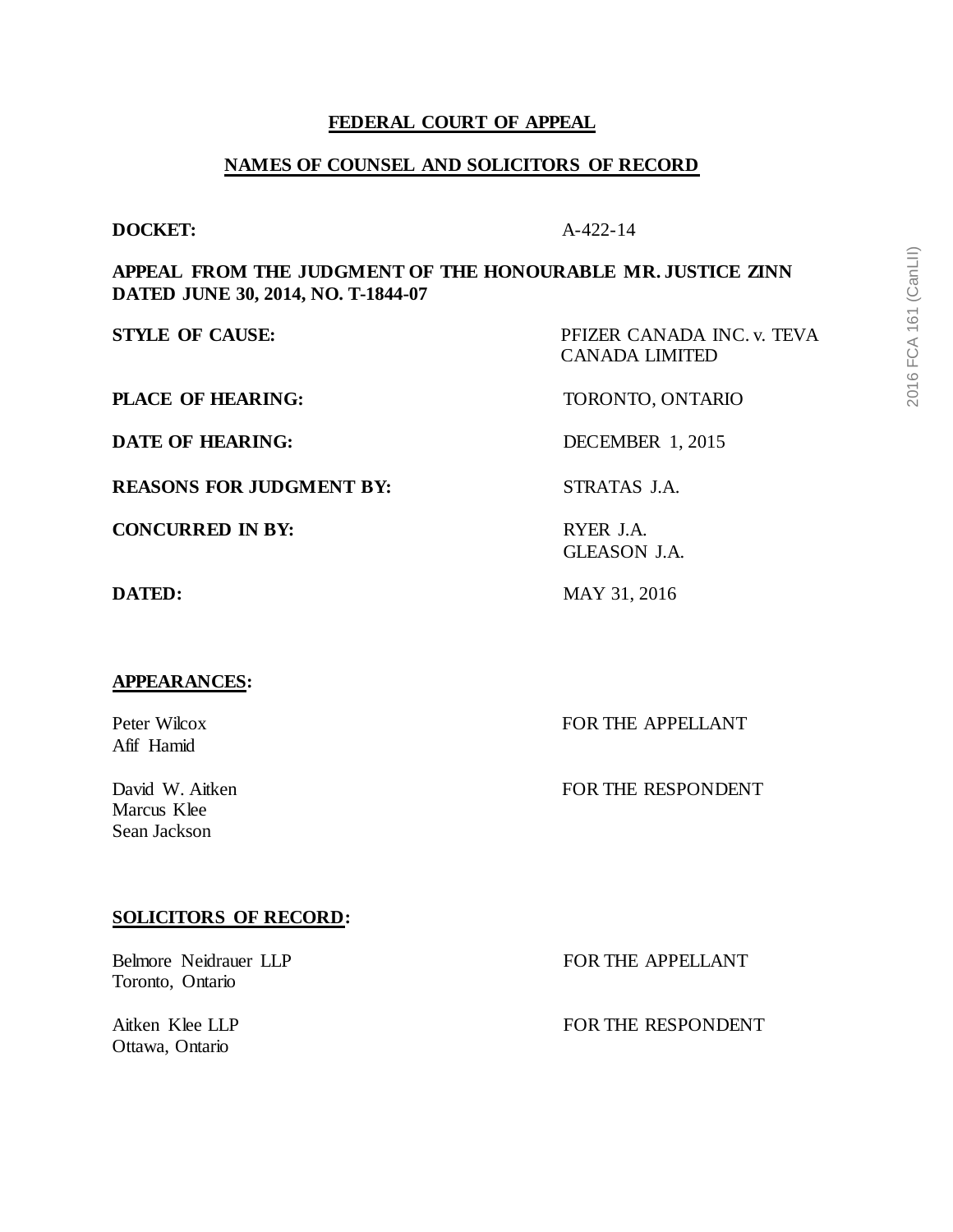**FEDERAL COURT OF APPEAL**

**NAMES OF COUNSEL AND SOLICITORS OF RECORD**

| | |
|---|---|
| **DOCKET:** | A-422-14 |

**APPEAL FROM THE JUDGMENT OF THE HONOURABLE MR. JUSTICE ZINN DATED JUNE 30, 2014, NO. T-1844-07**

| | |
|---|---|
| **STYLE OF CAUSE:** | PFIZER CANADA INC. v. TEVA CANADA LIMITED |
| **PLACE OF HEARING:** | TORONTO, ONTARIO |
| **DATE OF HEARING:** | DECEMBER 1, 2015 |
| **REASONS FOR JUDGMENT BY:** | STRATAS J.A. |
| **CONCURRED IN BY:** | RYER J.A.<br>GLEASON J.A. |
| **DATED:** | MAY 31, 2016 |

**APPEARANCES:**

| | |
|---|---|
| Peter Wilcox<br>Afif Hamid | FOR THE APPELLANT |
| David W. Aitken<br>Marcus Klee<br>Sean Jackson | FOR THE RESPONDENT |

**SOLICITORS OF RECORD:**

| | |
|---|---|
| Belmore Neidrauer LLP<br>Toronto, Ontario | FOR THE APPELLANT |
| Aitken Klee LLP<br>Ottawa, Ontario | FOR THE RESPONDENT |